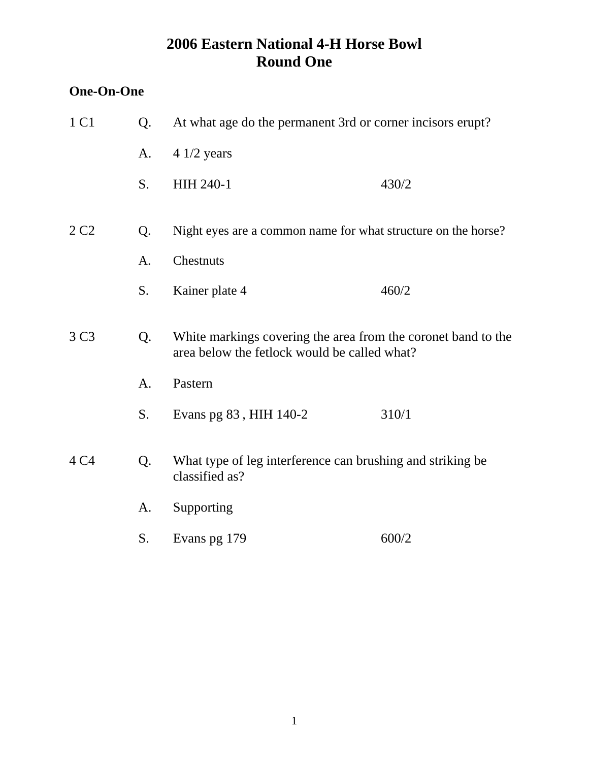# 2006 Eastern National 4-H Horse Bowl
## Round One

**One-On-One**

1 C1

Q. At what age do the permanent 3rd or corner incisors erupt?

A. 4 1/2 years

S. HIH 240-1 430/2

2 C2

Q. Night eyes are a common name for what structure on the horse?

A. Chestnuts

S. Kainer plate 4 460/2

3 C3

Q. White markings covering the area from the coronet band to the area below the fetlock would be called what?

A. Pastern

S. Evans pg 83 , HIH 140-2 310/1

4 C4

Q. What type of leg interference can brushing and striking be classified as?

A. Supporting

S. Evans pg 179 600/2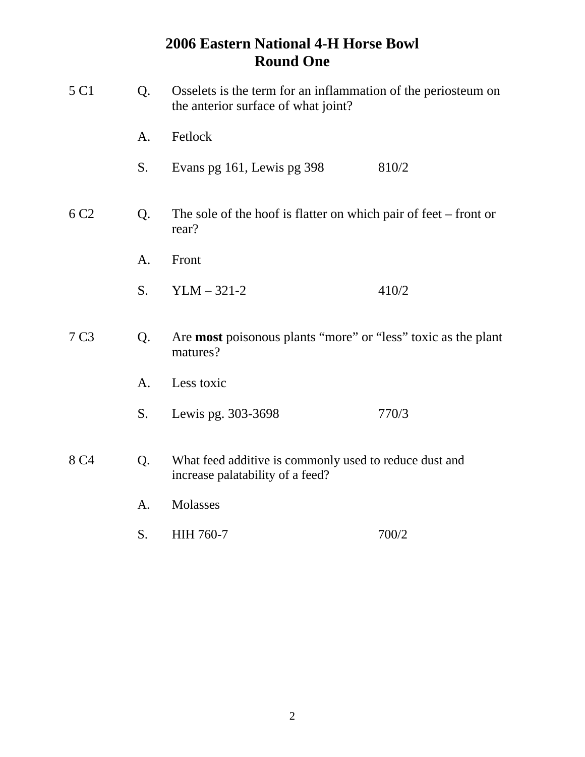# 2006 Eastern National 4-H Horse Bowl
## Round One

5 C1

Q. Osselets is the term for an inflammation of the periosteum on the anterior surface of what joint?

A. Fetlock

S. Evans pg 161, Lewis pg 398 810/2

6 C2

Q. The sole of the hoof is flatter on which pair of feet – front or rear?

A. Front

S. YLM – 321-2 410/2

7 C3

Q. Are **most** poisonous plants "more" or "less" toxic as the plant matures?

A. Less toxic

S. Lewis pg. 303-3698 770/3

8 C4

Q. What feed additive is commonly used to reduce dust and increase palatability of a feed?

A. Molasses

S. HIH 760-7 700/2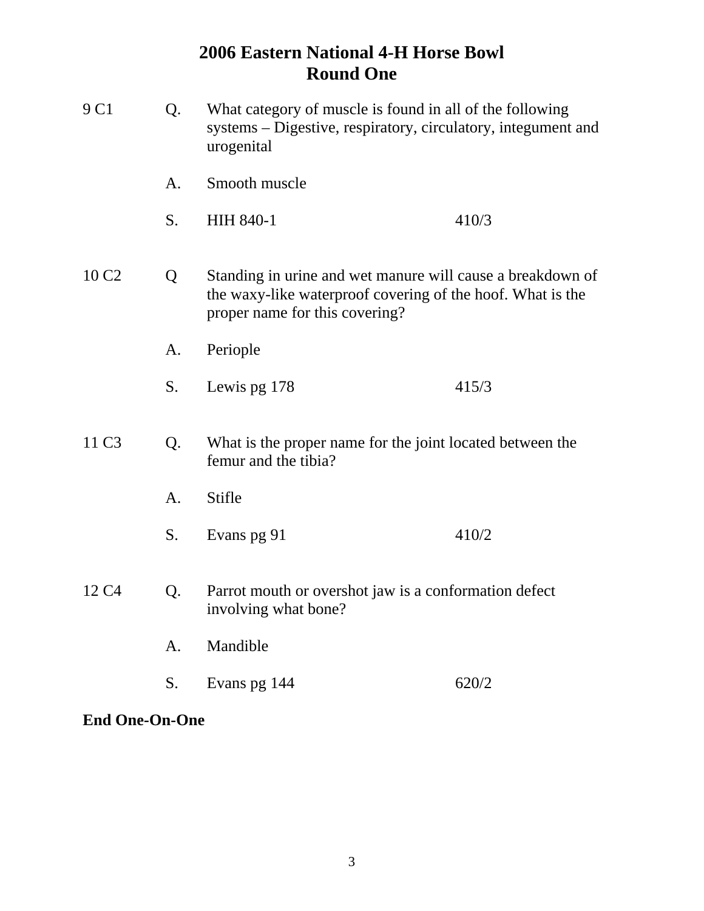# 2006 Eastern National 4-H Horse Bowl
## Round One

9 C1 Q. What category of muscle is found in all of the following systems – Digestive, respiratory, circulatory, integument and urogenital

A. Smooth muscle

S. HIH 840-1 410/3

10 C2 Q Standing in urine and wet manure will cause a breakdown of the waxy-like waterproof covering of the hoof. What is the proper name for this covering?

A. Periople

S. Lewis pg 178 415/3

11 C3 Q. What is the proper name for the joint located between the femur and the tibia?

A. Stifle

S. Evans pg 91 410/2

12 C4 Q. Parrot mouth or overshot jaw is a conformation defect involving what bone?

A. Mandible

S. Evans pg 144 620/2

**End One-On-One**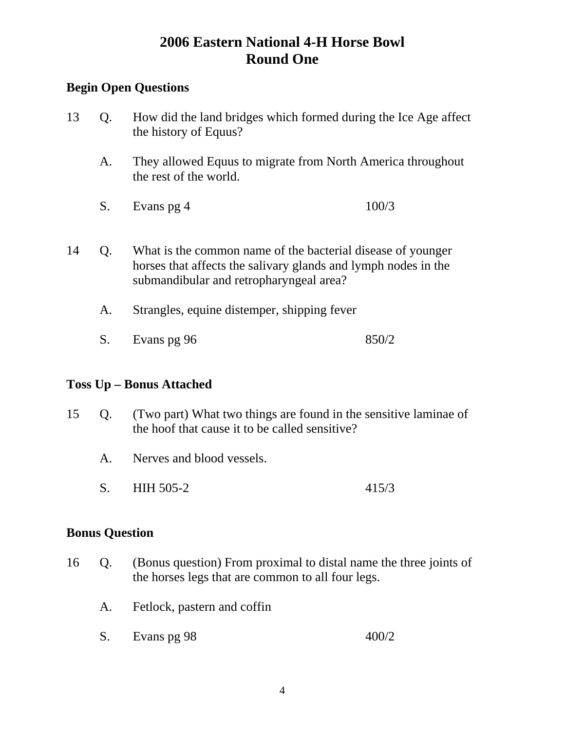# 2006 Eastern National 4-H Horse Bowl
# Round One

**Begin Open Questions**

13 Q. How did the land bridges which formed during the Ice Age affect the history of Equus?

A. They allowed Equus to migrate from North America throughout the rest of the world.

S. Evans pg 4 100/3

14 Q. What is the common name of the bacterial disease of younger horses that affects the salivary glands and lymph nodes in the submandibular and retropharyngeal area?

A. Strangles, equine distemper, shipping fever

S. Evans pg 96 850/2

**Toss Up – Bonus Attached**

15 Q. (Two part) What two things are found in the sensitive laminae of the hoof that cause it to be called sensitive?

A. Nerves and blood vessels.

S. HIH 505-2 415/3

**Bonus Question**

16 Q. (Bonus question) From proximal to distal name the three joints of the horses legs that are common to all four legs.

A. Fetlock, pastern and coffin

S. Evans pg 98 400/2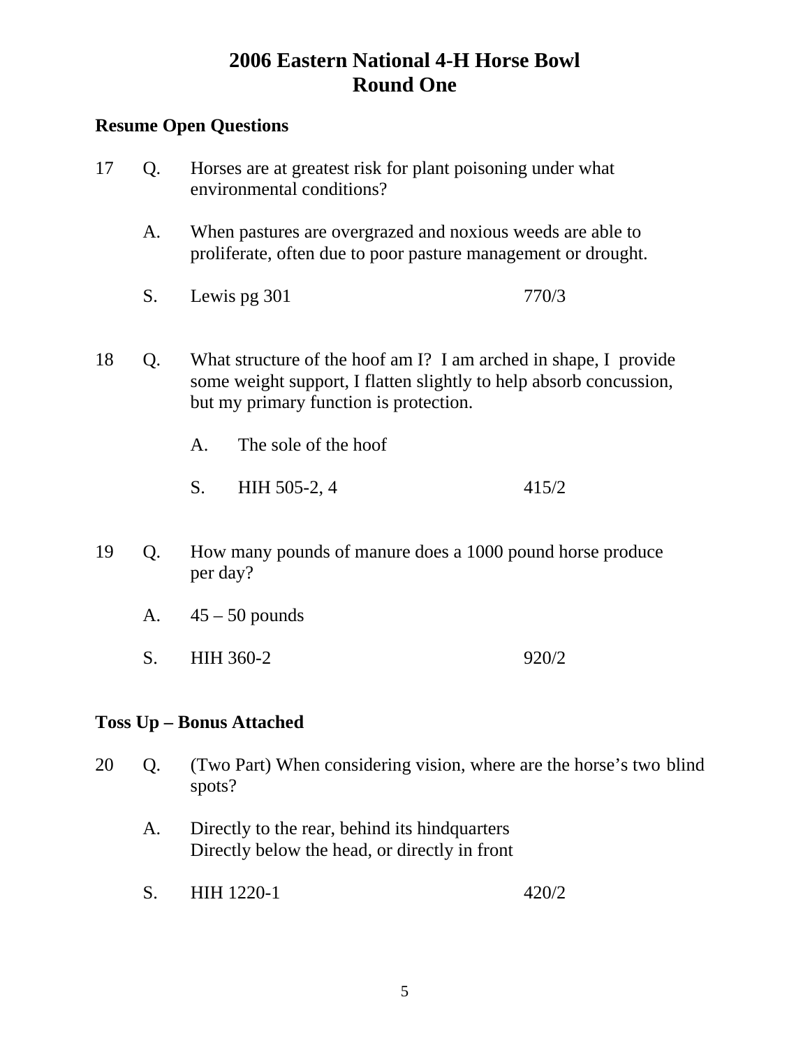# 2006 Eastern National 4-H Horse Bowl
## Round One

**Resume Open Questions**

17 Q. Horses are at greatest risk for plant poisoning under what environmental conditions?

A. When pastures are overgrazed and noxious weeds are able to proliferate, often due to poor pasture management or drought.

S. Lewis pg 301 770/3

18 Q. What structure of the hoof am I? I am arched in shape, I provide some weight support, I flatten slightly to help absorb concussion, but my primary function is protection.

A. The sole of the hoof

S. HIH 505-2, 4 415/2

19 Q. How many pounds of manure does a 1000 pound horse produce per day?

A. 45 – 50 pounds

S. HIH 360-2 920/2

**Toss Up – Bonus Attached**

20 Q. (Two Part) When considering vision, where are the horse's two blind spots?

A. Directly to the rear, behind its hindquarters
Directly below the head, or directly in front

S. HIH 1220-1 420/2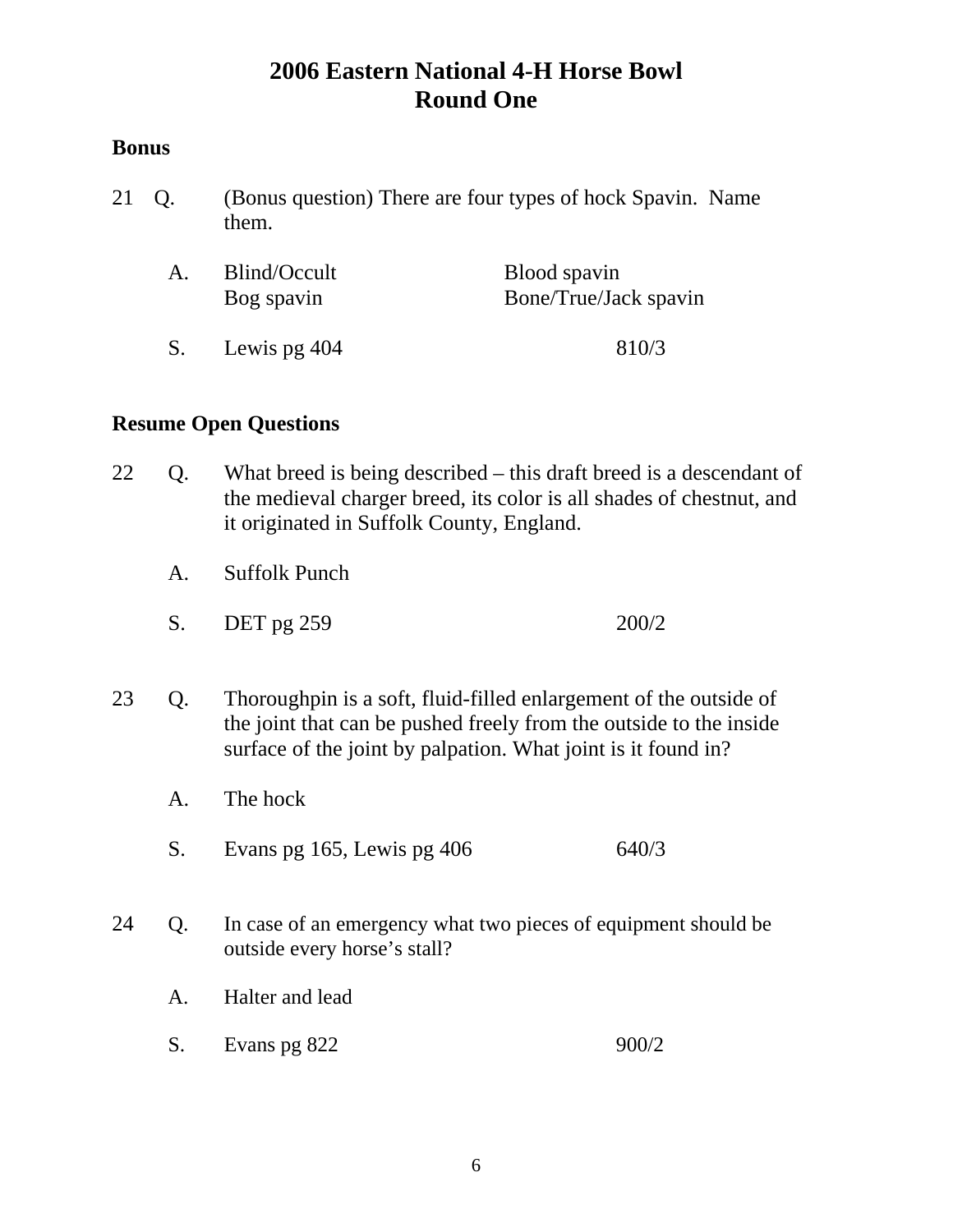# 2006 Eastern National 4-H Horse Bowl
# Round One

**Bonus**

21 Q. (Bonus question) There are four types of hock Spavin. Name them.

A. Blind/Occult | Blood spavin
Bog spavin | Bone/True/Jack spavin

S. Lewis pg 404 — 810/3

**Resume Open Questions**

22 Q. What breed is being described – this draft breed is a descendant of the medieval charger breed, its color is all shades of chestnut, and it originated in Suffolk County, England.

A. Suffolk Punch

S. DET pg 259 — 200/2

23 Q. Thoroughpin is a soft, fluid-filled enlargement of the outside of the joint that can be pushed freely from the outside to the inside surface of the joint by palpation. What joint is it found in?

A. The hock

S. Evans pg 165, Lewis pg 406 — 640/3

24 Q. In case of an emergency what two pieces of equipment should be outside every horse's stall?

A. Halter and lead

S. Evans pg 822 — 900/2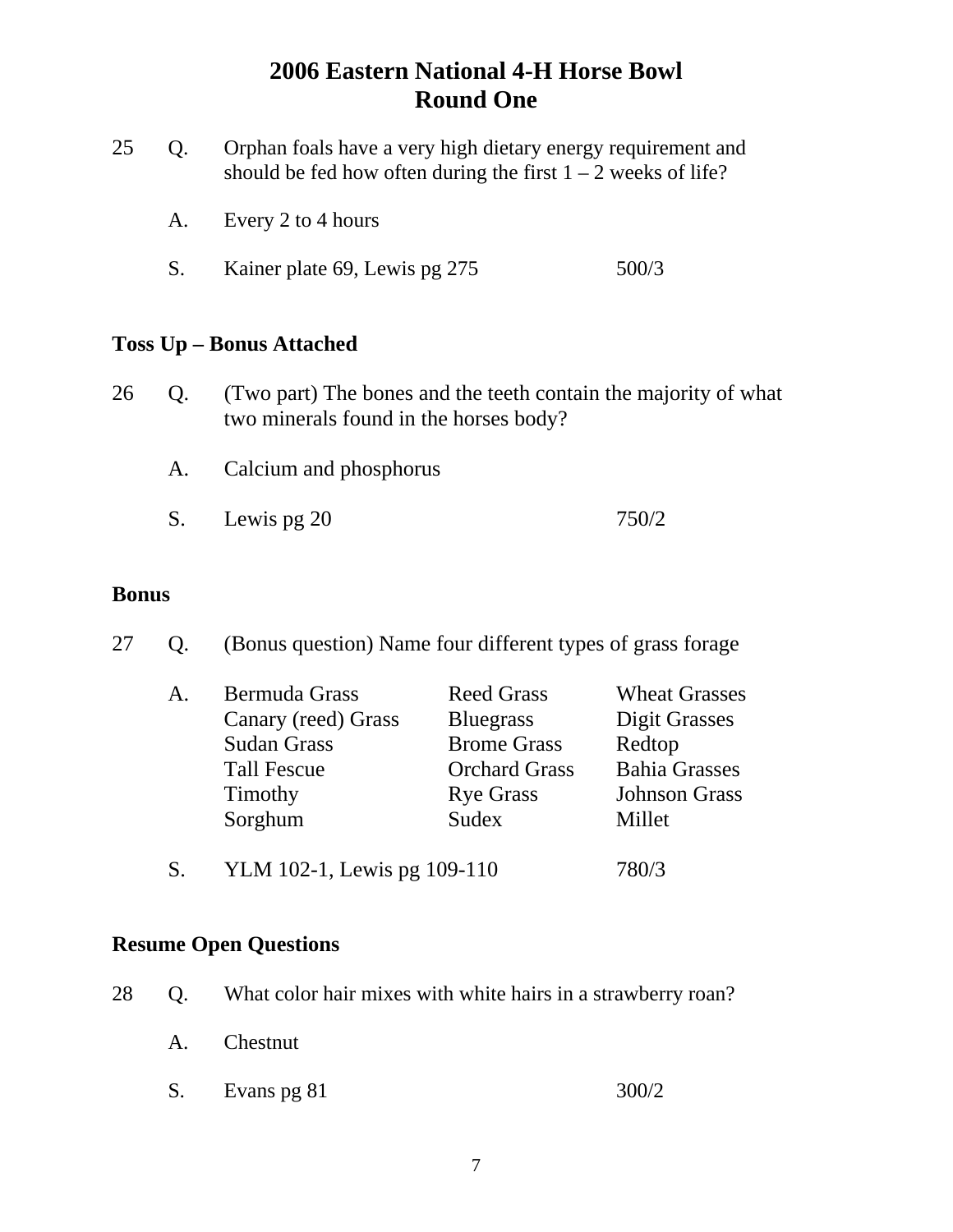# 2006 Eastern National 4-H Horse Bowl
## Round One

25 Q. Orphan foals have a very high dietary energy requirement and should be fed how often during the first 1 – 2 weeks of life?

A. Every 2 to 4 hours

S. Kainer plate 69, Lewis pg 275 500/3

**Toss Up – Bonus Attached**

26 Q. (Two part) The bones and the teeth contain the majority of what two minerals found in the horses body?

A. Calcium and phosphorus

S. Lewis pg 20 750/2

**Bonus**

27 Q. (Bonus question) Name four different types of grass forage

A.

| | | |
|---|---|---|
| Bermuda Grass | Reed Grass | Wheat Grasses |
| Canary (reed) Grass | Bluegrass | Digit Grasses |
| Sudan Grass | Brome Grass | Redtop |
| Tall Fescue | Orchard Grass | Bahia Grasses |
| Timothy | Rye Grass | Johnson Grass |
| Sorghum | Sudex | Millet |

S. YLM 102-1, Lewis pg 109-110 780/3

**Resume Open Questions**

28 Q. What color hair mixes with white hairs in a strawberry roan?

A. Chestnut

S. Evans pg 81 300/2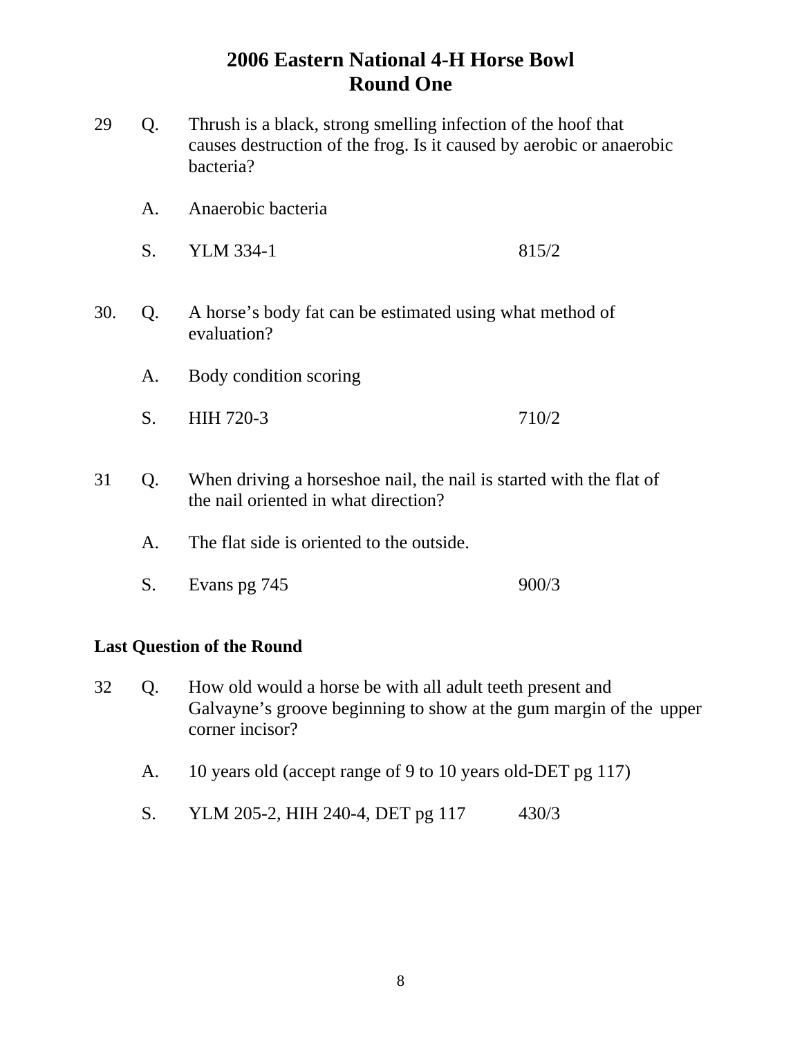# 2006 Eastern National 4-H Horse Bowl
## Round One

29 Q. Thrush is a black, strong smelling infection of the hoof that causes destruction of the frog. Is it caused by aerobic or anaerobic bacteria?

A. Anaerobic bacteria

S. YLM 334-1 815/2

30. Q. A horse's body fat can be estimated using what method of evaluation?

A. Body condition scoring

S. HIH 720-3 710/2

31 Q. When driving a horseshoe nail, the nail is started with the flat of the nail oriented in what direction?

A. The flat side is oriented to the outside.

S. Evans pg 745 900/3

**Last Question of the Round**

32 Q. How old would a horse be with all adult teeth present and Galvayne's groove beginning to show at the gum margin of the upper corner incisor?

A. 10 years old (accept range of 9 to 10 years old-DET pg 117)

S. YLM 205-2, HIH 240-4, DET pg 117 430/3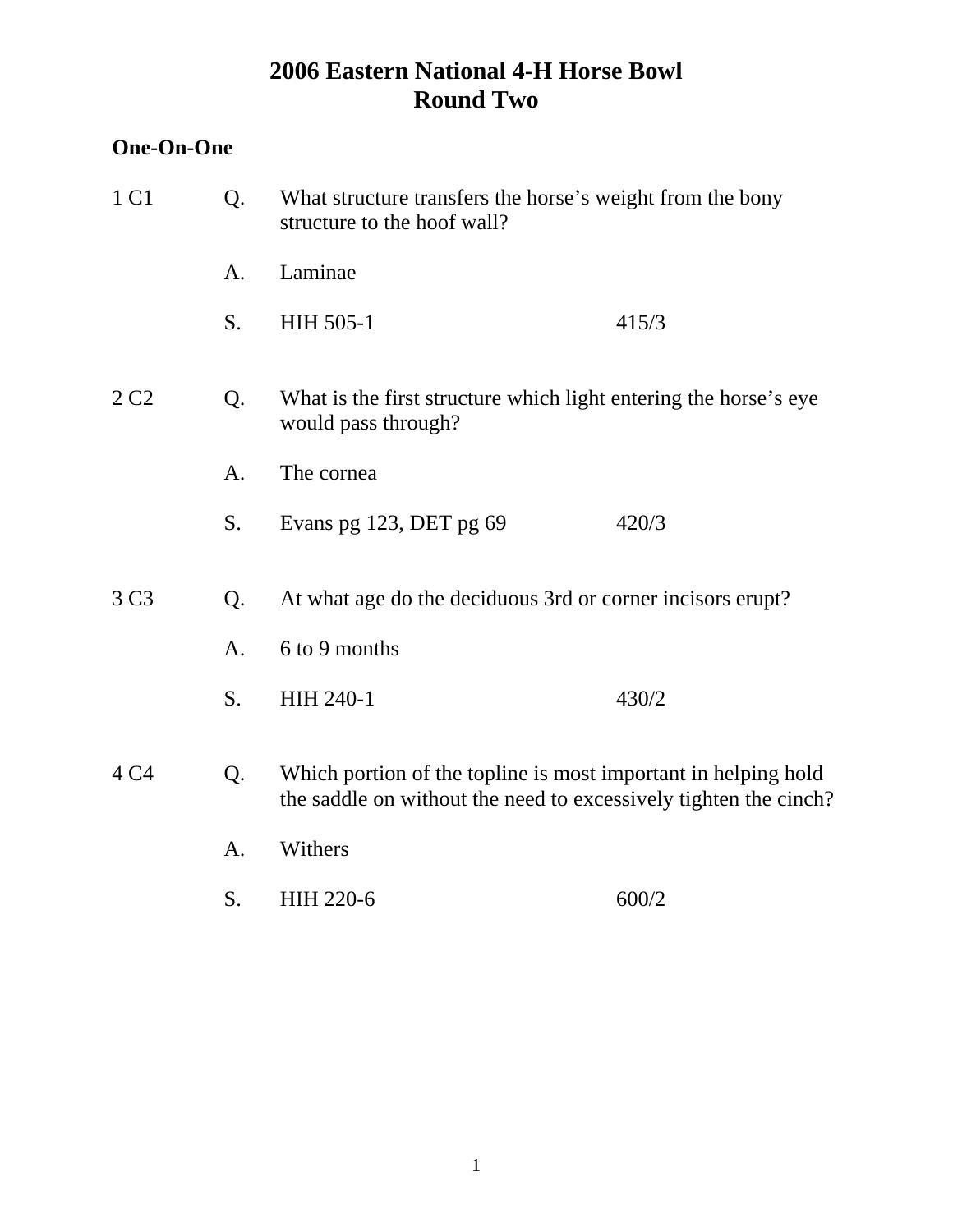# 2006 Eastern National 4-H Horse Bowl
## Round Two

**One-On-One**

1 C1

Q. What structure transfers the horse's weight from the bony structure to the hoof wall?

A. Laminae

S. HIH 505-1 415/3

2 C2

Q. What is the first structure which light entering the horse's eye would pass through?

A. The cornea

S. Evans pg 123, DET pg 69 420/3

3 C3

Q. At what age do the deciduous 3rd or corner incisors erupt?

A. 6 to 9 months

S. HIH 240-1 430/2

4 C4

Q. Which portion of the topline is most important in helping hold the saddle on without the need to excessively tighten the cinch?

A. Withers

S. HIH 220-6 600/2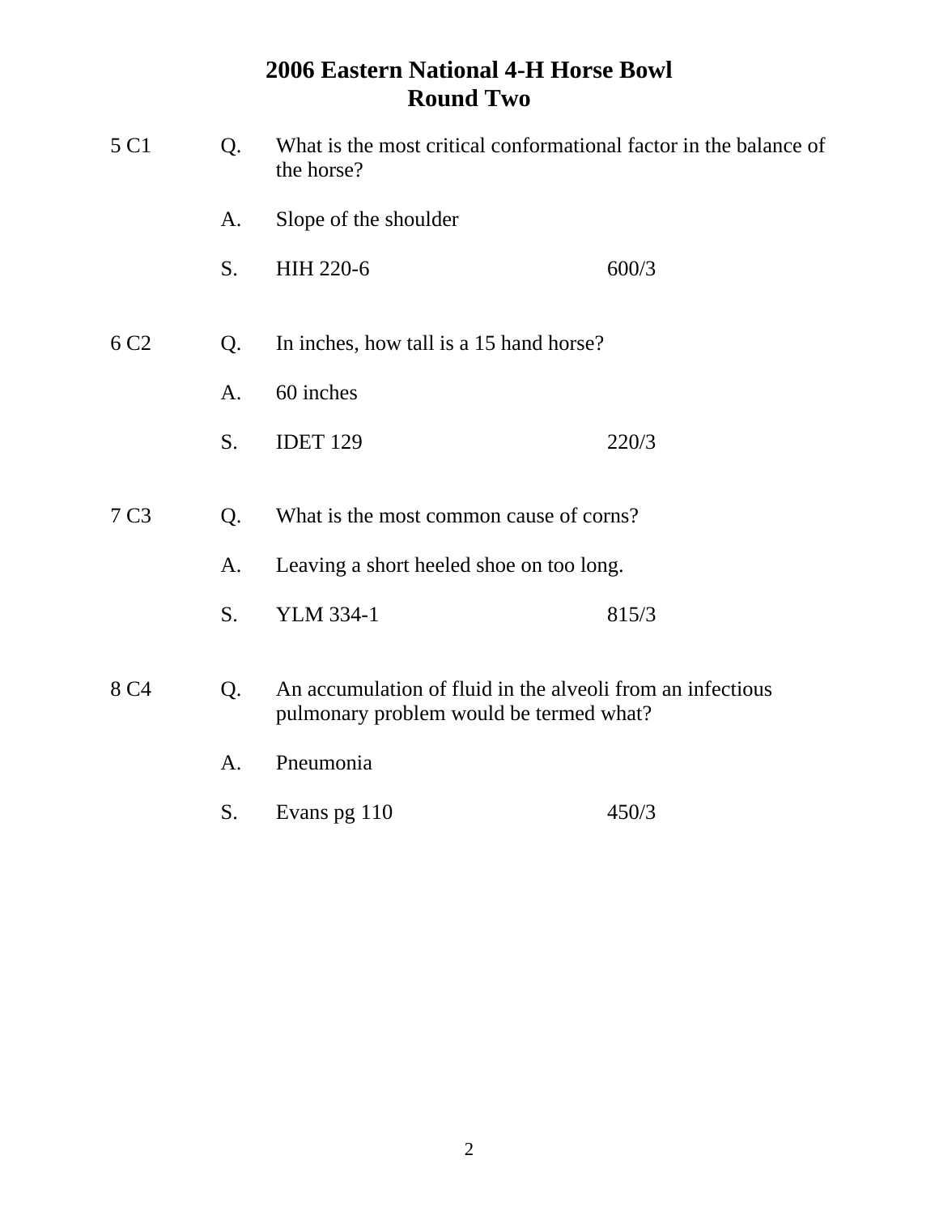# 2006 Eastern National 4-H Horse Bowl
## Round Two

5 C1 Q. What is the most critical conformational factor in the balance of the horse?

A. Slope of the shoulder

S. HIH 220-6 600/3

6 C2 Q. In inches, how tall is a 15 hand horse?

A. 60 inches

S. IDET 129 220/3

7 C3 Q. What is the most common cause of corns?

A. Leaving a short heeled shoe on too long.

S. YLM 334-1 815/3

8 C4 Q. An accumulation of fluid in the alveoli from an infectious pulmonary problem would be termed what?

A. Pneumonia

S. Evans pg 110 450/3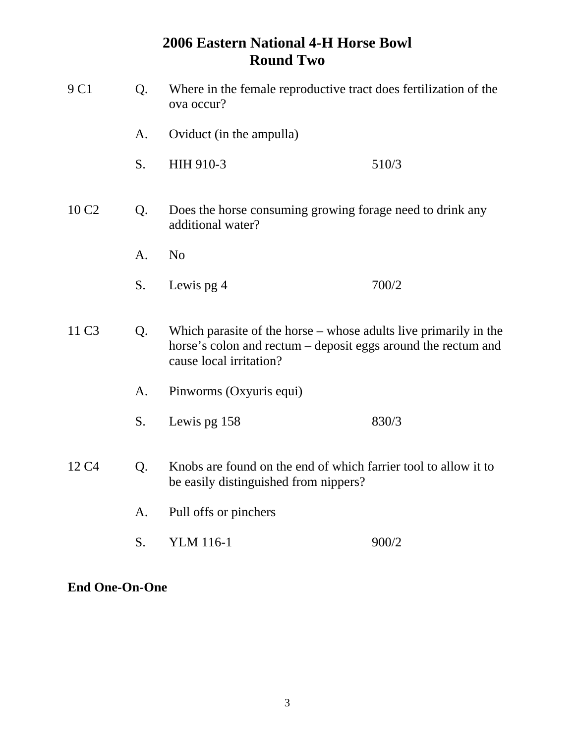# 2006 Eastern National 4-H Horse Bowl
## Round Two

9 C1

Q. Where in the female reproductive tract does fertilization of the ova occur?

A. Oviduct (in the ampulla)

S. HIH 910-3 510/3

10 C2

Q. Does the horse consuming growing forage need to drink any additional water?

A. No

S. Lewis pg 4 700/2

11 C3

Q. Which parasite of the horse – whose adults live primarily in the horse's colon and rectum – deposit eggs around the rectum and cause local irritation?

A. Pinworms (<u>Oxyuris</u> <u>equi</u>)

S. Lewis pg 158 830/3

12 C4

Q. Knobs are found on the end of which farrier tool to allow it to be easily distinguished from nippers?

A. Pull offs or pinchers

S. YLM 116-1 900/2

**End One-On-One**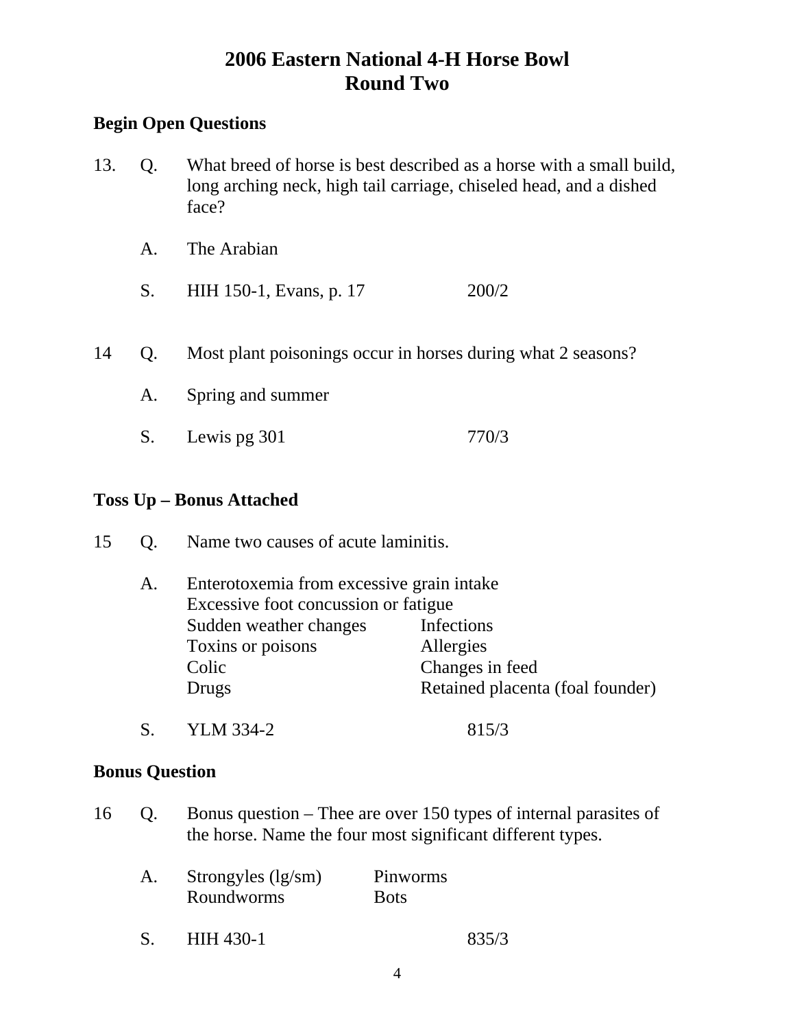# 2006 Eastern National 4-H Horse Bowl
## Round Two

**Begin Open Questions**

13. Q. What breed of horse is best described as a horse with a small build, long arching neck, high tail carriage, chiseled head, and a dished face?

    A. The Arabian

    S. HIH 150-1, Evans, p. 17 200/2

14 Q. Most plant poisonings occur in horses during what 2 seasons?

    A. Spring and summer

    S. Lewis pg 301 770/3

**Toss Up – Bonus Attached**

15 Q. Name two causes of acute laminitis.

    A. Enterotoxemia from excessive grain intake
    Excessive foot concussion or fatigue
    Sudden weather changes
    Infections
    Toxins or poisons
    Allergies
    Colic
    Changes in feed
    Drugs
    Retained placenta (foal founder)

    S. YLM 334-2 815/3

**Bonus Question**

16 Q. Bonus question – Thee are over 150 types of internal parasites of the horse. Name the four most significant different types.

    A. Strongyles (lg/sm)
    Pinworms
    Roundworms
    Bots

    S. HIH 430-1 835/3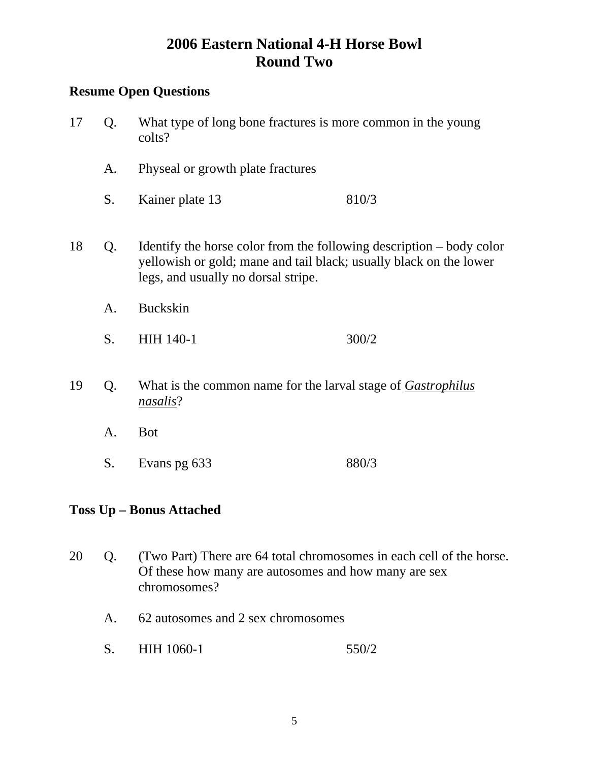# 2006 Eastern National 4-H Horse Bowl
# Round Two

**Resume Open Questions**

17 Q. What type of long bone fractures is more common in the young colts?

A. Physeal or growth plate fractures

S. Kainer plate 13 810/3

18 Q. Identify the horse color from the following description – body color yellowish or gold; mane and tail black; usually black on the lower legs, and usually no dorsal stripe.

A. Buckskin

S. HIH 140-1 300/2

19 Q. What is the common name for the larval stage of <u>*Gastrophilus nasalis*</u>?

A. Bot

S. Evans pg 633 880/3

**Toss Up – Bonus Attached**

20 Q. (Two Part) There are 64 total chromosomes in each cell of the horse. Of these how many are autosomes and how many are sex chromosomes?

A. 62 autosomes and 2 sex chromosomes

S. HIH 1060-1 550/2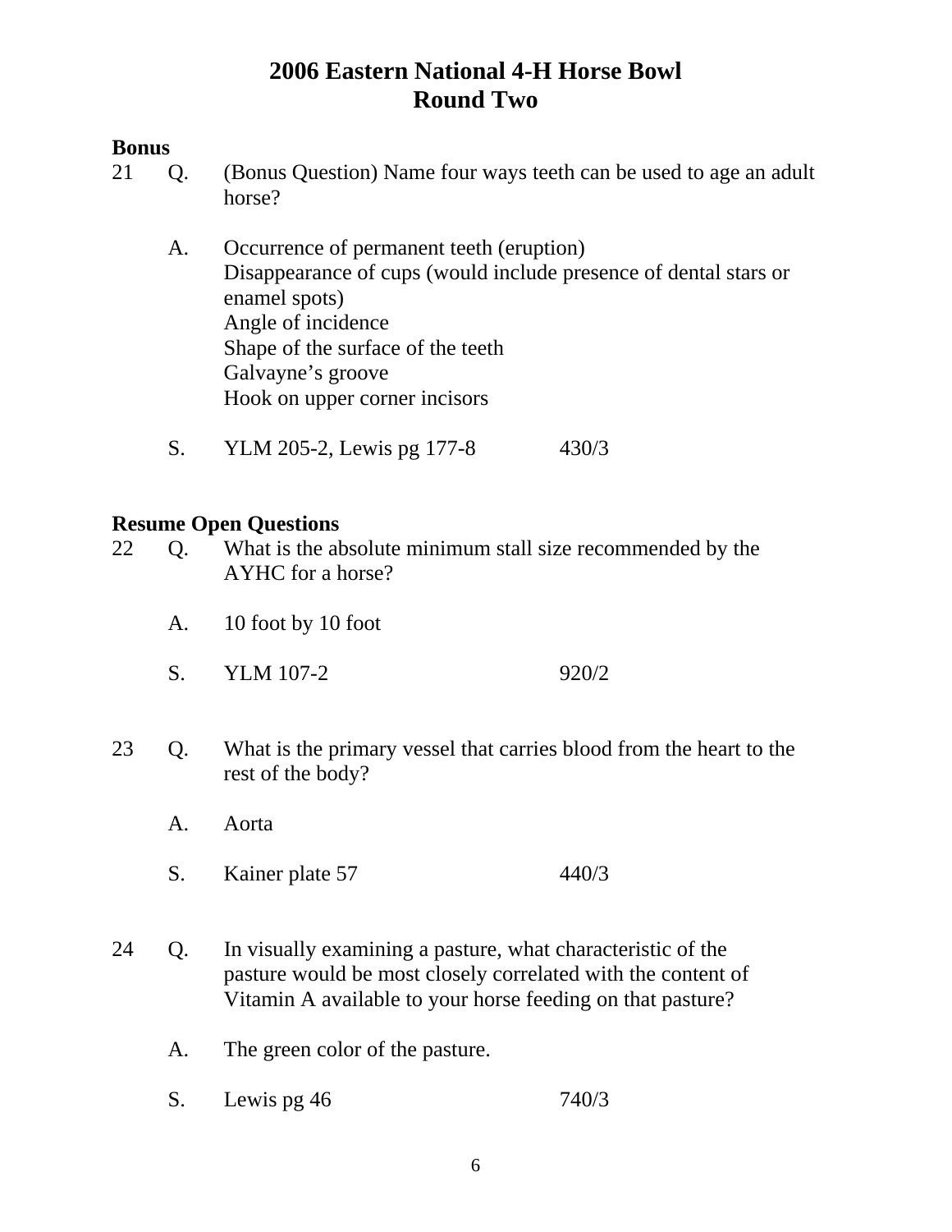# 2006 Eastern National 4-H Horse Bowl
# Round Two

**Bonus**

21 Q. (Bonus Question) Name four ways teeth can be used to age an adult horse?

A. Occurrence of permanent teeth (eruption)
Disappearance of cups (would include presence of dental stars or enamel spots)
Angle of incidence
Shape of the surface of the teeth
Galvayne's groove
Hook on upper corner incisors

S. YLM 205-2, Lewis pg 177-8 430/3

**Resume Open Questions**

22 Q. What is the absolute minimum stall size recommended by the AYHC for a horse?

A. 10 foot by 10 foot

S. YLM 107-2 920/2

23 Q. What is the primary vessel that carries blood from the heart to the rest of the body?

A. Aorta

S. Kainer plate 57 440/3

24 Q. In visually examining a pasture, what characteristic of the pasture would be most closely correlated with the content of Vitamin A available to your horse feeding on that pasture?

A. The green color of the pasture.

S. Lewis pg 46 740/3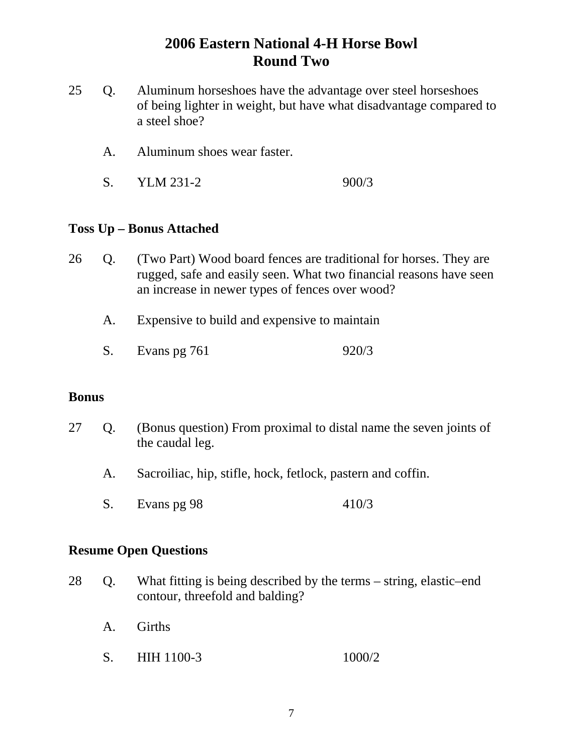# 2006 Eastern National 4-H Horse Bowl
## Round Two

25 Q. Aluminum horseshoes have the advantage over steel horseshoes of being lighter in weight, but have what disadvantage compared to a steel shoe?

A. Aluminum shoes wear faster.

S. YLM 231-2 900/3

**Toss Up – Bonus Attached**

26 Q. (Two Part) Wood board fences are traditional for horses. They are rugged, safe and easily seen. What two financial reasons have seen an increase in newer types of fences over wood?

A. Expensive to build and expensive to maintain

S. Evans pg 761 920/3

**Bonus**

27 Q. (Bonus question) From proximal to distal name the seven joints of the caudal leg.

A. Sacroiliac, hip, stifle, hock, fetlock, pastern and coffin.

S. Evans pg 98 410/3

**Resume Open Questions**

28 Q. What fitting is being described by the terms – string, elastic–end contour, threefold and balding?

A. Girths

S. HIH 1100-3 1000/2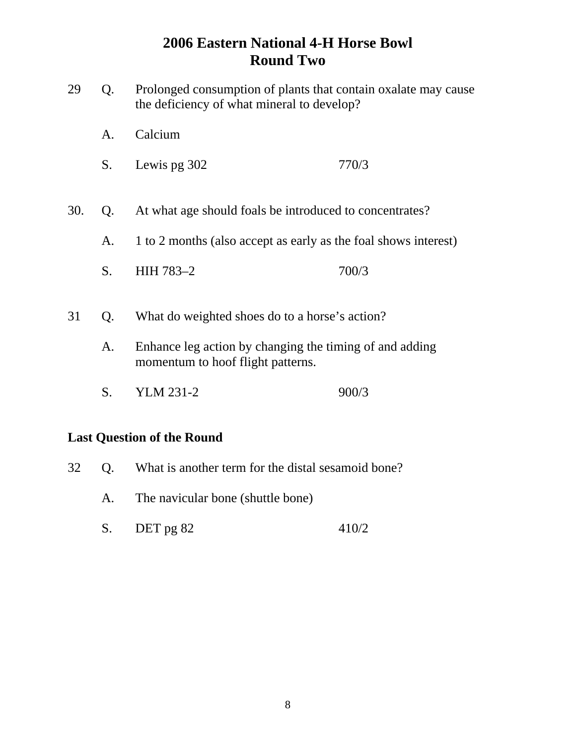# 2006 Eastern National 4-H Horse Bowl
## Round Two

29 Q. Prolonged consumption of plants that contain oxalate may cause the deficiency of what mineral to develop?

A. Calcium

S. Lewis pg 302 770/3

30. Q. At what age should foals be introduced to concentrates?

A. 1 to 2 months (also accept as early as the foal shows interest)

S. HIH 783–2 700/3

31 Q. What do weighted shoes do to a horse's action?

A. Enhance leg action by changing the timing of and adding momentum to hoof flight patterns.

S. YLM 231-2 900/3

**Last Question of the Round**

32 Q. What is another term for the distal sesamoid bone?

A. The navicular bone (shuttle bone)

S. DET pg 82 410/2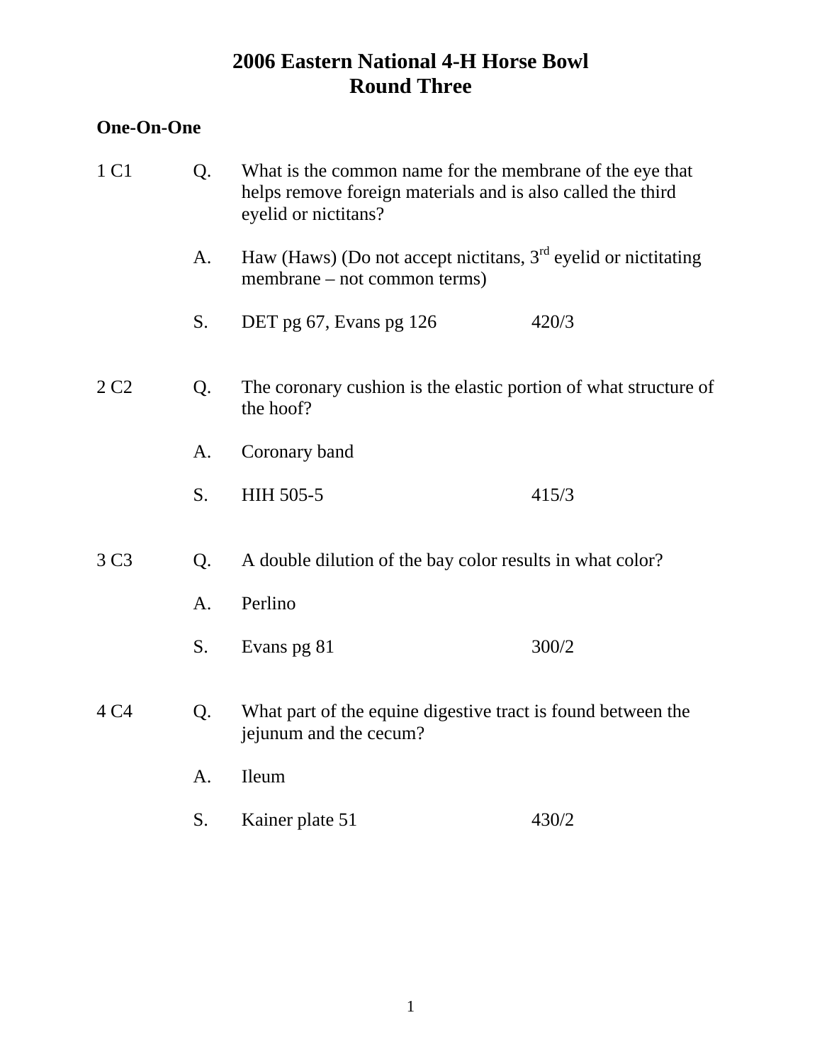# 2006 Eastern National 4-H Horse Bowl
## Round Three

**One-On-One**

1 C1

Q. What is the common name for the membrane of the eye that helps remove foreign materials and is also called the third eyelid or nictitans?

A. Haw (Haws) (Do not accept nictitans, 3rd eyelid or nictitating membrane – not common terms)

S. DET pg 67, Evans pg 126 420/3

2 C2

Q. The coronary cushion is the elastic portion of what structure of the hoof?

A. Coronary band

S. HIH 505-5 415/3

3 C3

Q. A double dilution of the bay color results in what color?

A. Perlino

S. Evans pg 81 300/2

4 C4

Q. What part of the equine digestive tract is found between the jejunum and the cecum?

A. Ileum

S. Kainer plate 51 430/2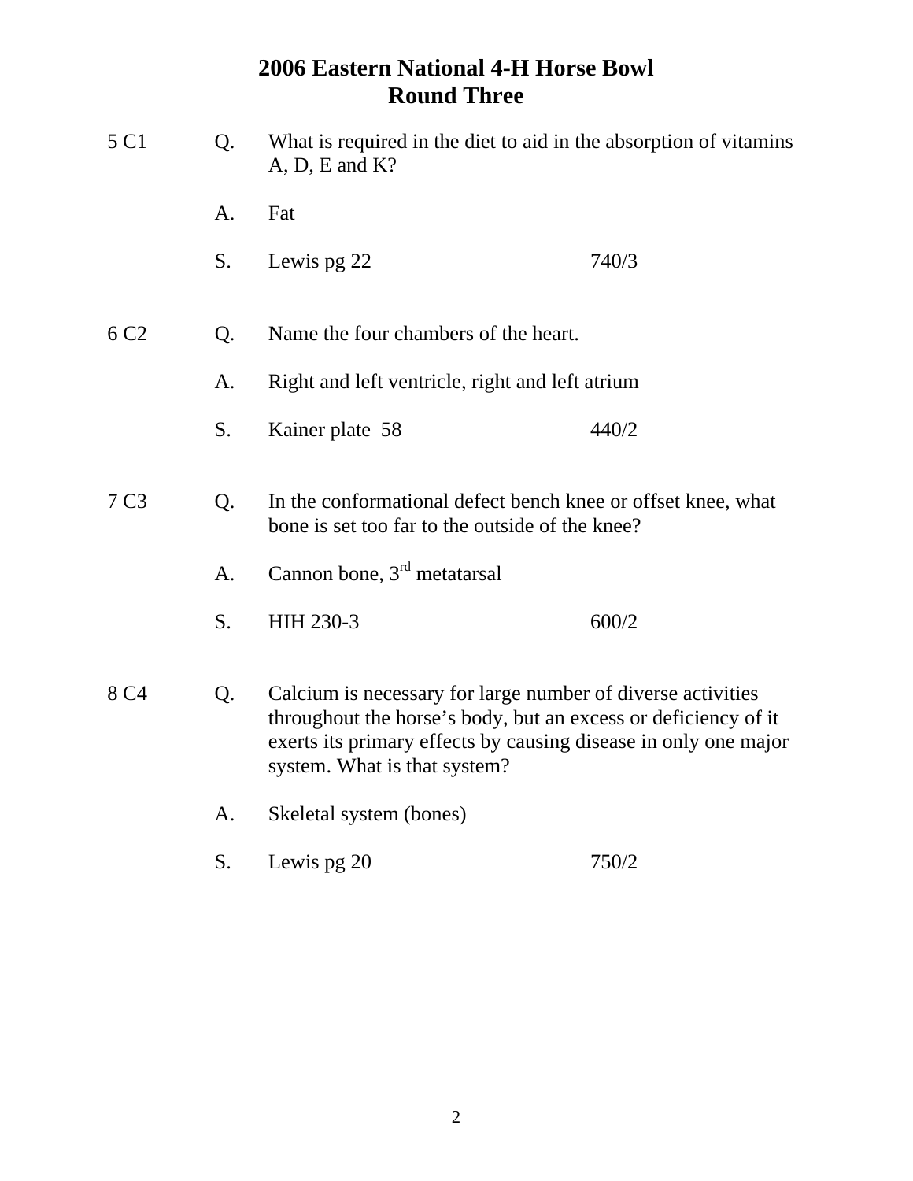# 2006 Eastern National 4-H Horse Bowl
## Round Three

5 C1 Q. What is required in the diet to aid in the absorption of vitamins A, D, E and K?

A. Fat

S. Lewis pg 22 740/3

6 C2 Q. Name the four chambers of the heart.

A. Right and left ventricle, right and left atrium

S. Kainer plate 58 440/2

7 C3 Q. In the conformational defect bench knee or offset knee, what bone is set too far to the outside of the knee?

A. Cannon bone, 3rd metatarsal

S. HIH 230-3 600/2

8 C4 Q. Calcium is necessary for large number of diverse activities throughout the horse's body, but an excess or deficiency of it exerts its primary effects by causing disease in only one major system. What is that system?

A. Skeletal system (bones)

S. Lewis pg 20 750/2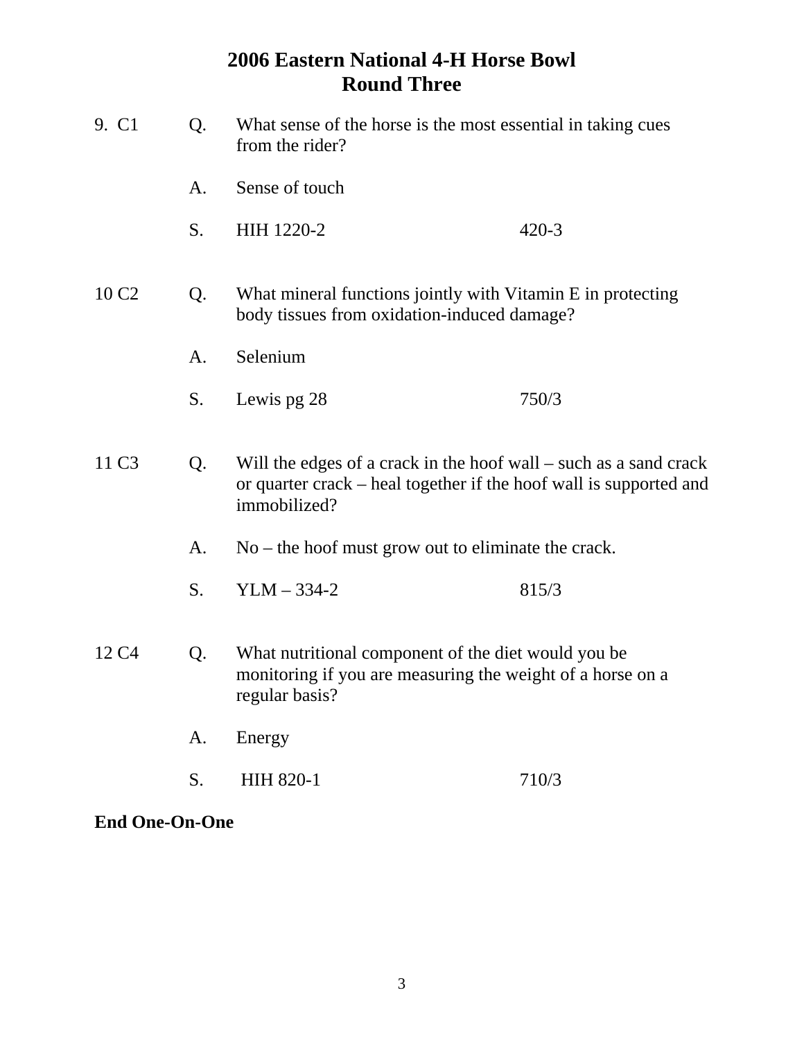# 2006 Eastern National 4-H Horse Bowl
## Round Three

9. C1 Q. What sense of the horse is the most essential in taking cues from the rider?

A. Sense of touch

S. HIH 1220-2 420-3

10 C2 Q. What mineral functions jointly with Vitamin E in protecting body tissues from oxidation-induced damage?

A. Selenium

S. Lewis pg 28 750/3

11 C3 Q. Will the edges of a crack in the hoof wall – such as a sand crack or quarter crack – heal together if the hoof wall is supported and immobilized?

A. No – the hoof must grow out to eliminate the crack.

S. YLM – 334-2 815/3

12 C4 Q. What nutritional component of the diet would you be monitoring if you are measuring the weight of a horse on a regular basis?

A. Energy

S. HIH 820-1 710/3

**End One-On-One**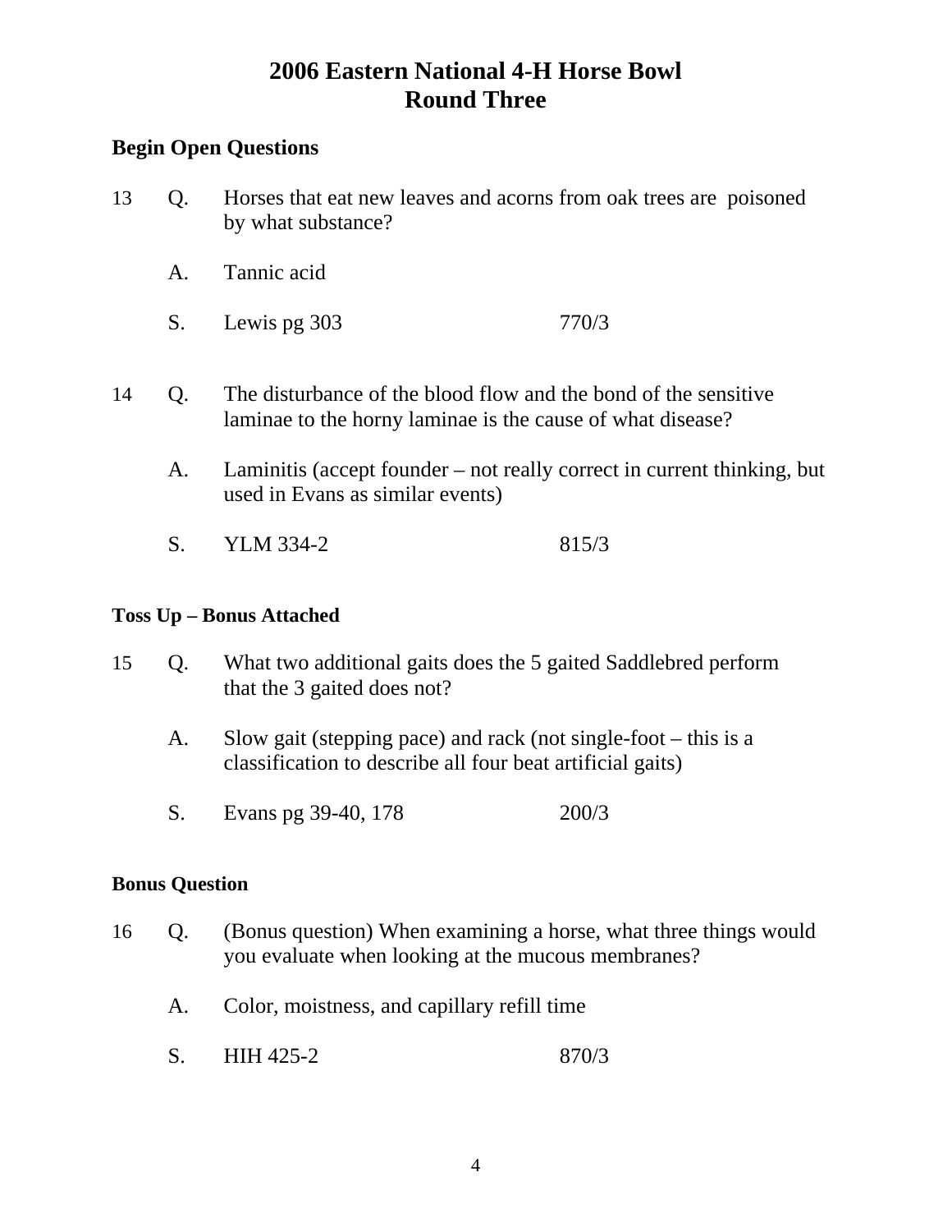# 2006 Eastern National 4-H Horse Bowl
## Round Three

**Begin Open Questions**

13 Q. Horses that eat new leaves and acorns from oak trees are poisoned by what substance?

A. Tannic acid

S. Lewis pg 303 770/3

14 Q. The disturbance of the blood flow and the bond of the sensitive laminae to the horny laminae is the cause of what disease?

A. Laminitis (accept founder – not really correct in current thinking, but used in Evans as similar events)

S. YLM 334-2 815/3

**Toss Up – Bonus Attached**

15 Q. What two additional gaits does the 5 gaited Saddlebred perform that the 3 gaited does not?

A. Slow gait (stepping pace) and rack (not single-foot – this is a classification to describe all four beat artificial gaits)

S. Evans pg 39-40, 178 200/3

**Bonus Question**

16 Q. (Bonus question) When examining a horse, what three things would you evaluate when looking at the mucous membranes?

A. Color, moistness, and capillary refill time

S. HIH 425-2 870/3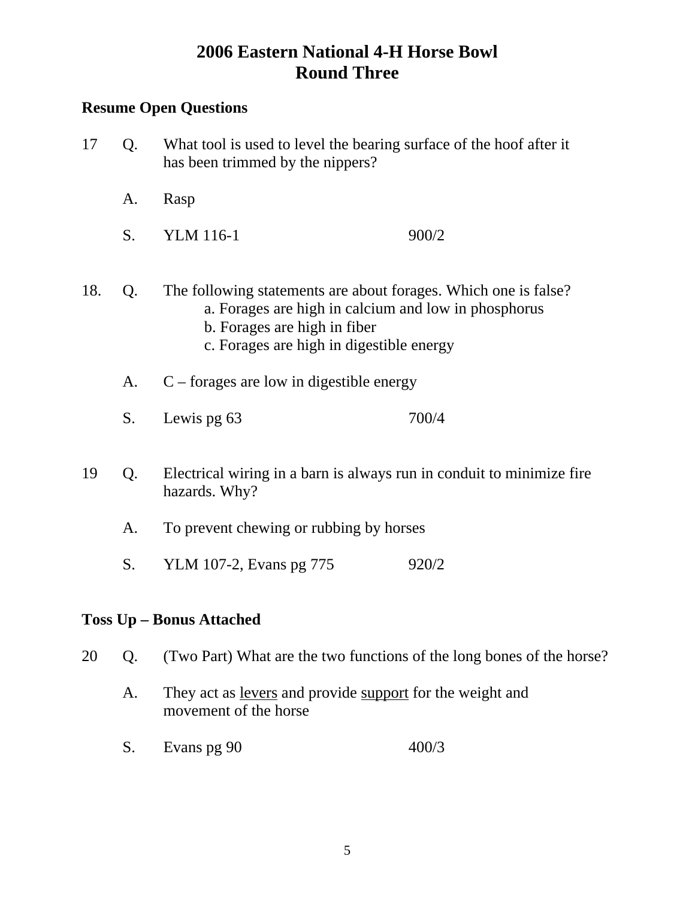# 2006 Eastern National 4-H Horse Bowl
## Round Three

**Resume Open Questions**

17 Q. What tool is used to level the bearing surface of the hoof after it has been trimmed by the nippers?

A. Rasp

S. YLM 116-1 900/2

18. Q. The following statements are about forages. Which one is false?
   a. Forages are high in calcium and low in phosphorus
   b. Forages are high in fiber
   c. Forages are high in digestible energy

A. C – forages are low in digestible energy

S. Lewis pg 63 700/4

19 Q. Electrical wiring in a barn is always run in conduit to minimize fire hazards. Why?

A. To prevent chewing or rubbing by horses

S. YLM 107-2, Evans pg 775 920/2

**Toss Up – Bonus Attached**

20 Q. (Two Part) What are the two functions of the long bones of the horse?

A. They act as <u>levers</u> and provide <u>support</u> for the weight and movement of the horse

S. Evans pg 90 400/3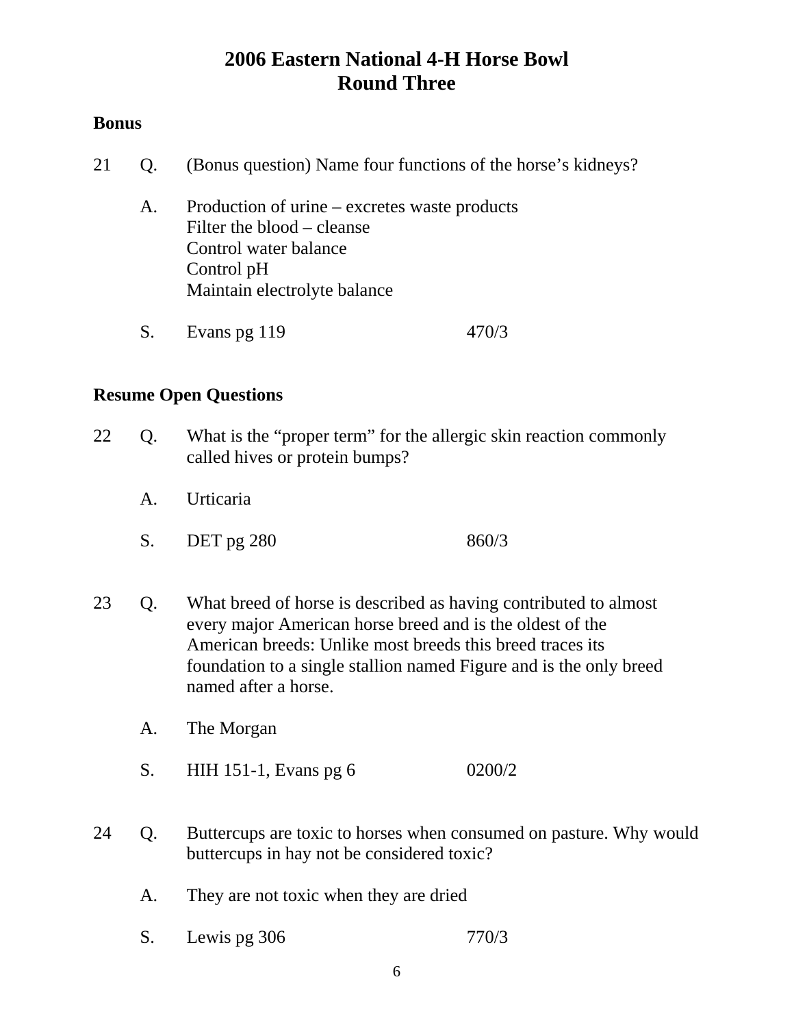# 2006 Eastern National 4-H Horse Bowl
## Round Three

**Bonus**

21 Q. (Bonus question) Name four functions of the horse's kidneys?

A. Production of urine – excretes waste products
Filter the blood – cleanse
Control water balance
Control pH
Maintain electrolyte balance

S. Evans pg 119 470/3

**Resume Open Questions**

22 Q. What is the "proper term" for the allergic skin reaction commonly called hives or protein bumps?

A. Urticaria

S. DET pg 280 860/3

23 Q. What breed of horse is described as having contributed to almost every major American horse breed and is the oldest of the American breeds: Unlike most breeds this breed traces its foundation to a single stallion named Figure and is the only breed named after a horse.

A. The Morgan

S. HIH 151-1, Evans pg 6 0200/2

24 Q. Buttercups are toxic to horses when consumed on pasture. Why would buttercups in hay not be considered toxic?

A. They are not toxic when they are dried

S. Lewis pg 306 770/3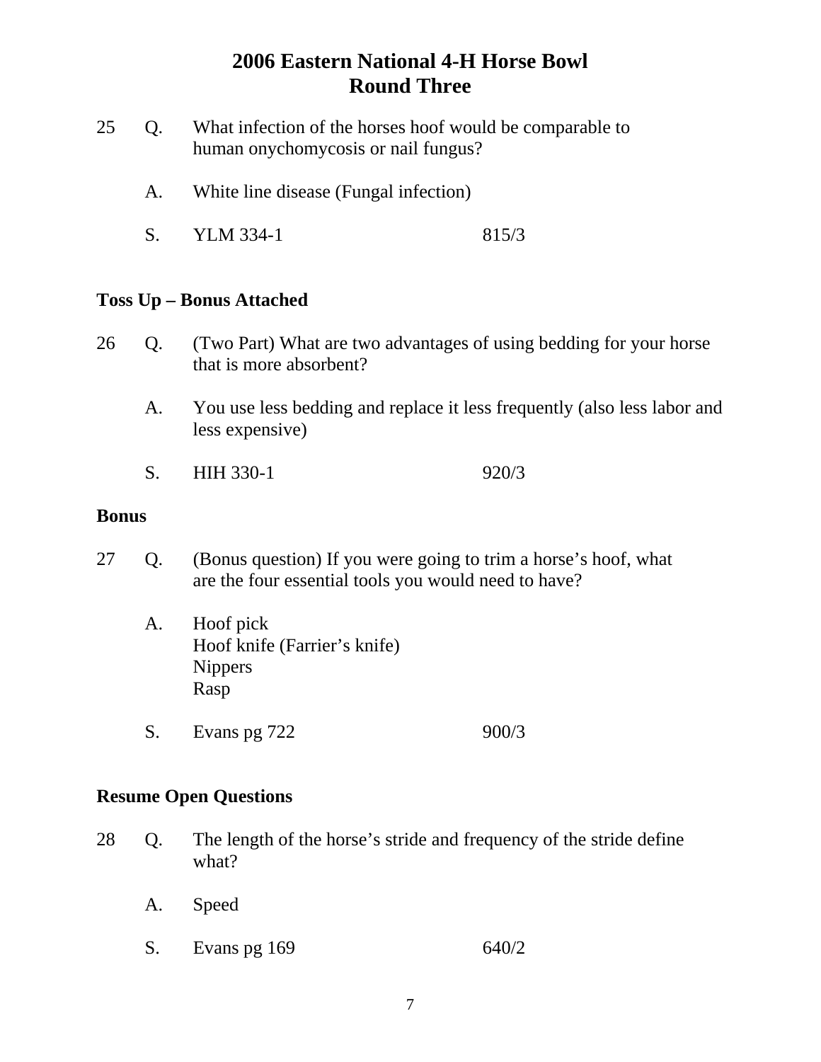# 2006 Eastern National 4-H Horse Bowl
## Round Three

25 Q. What infection of the horses hoof would be comparable to human onychomycosis or nail fungus?

A. White line disease (Fungal infection)

S. YLM 334-1 815/3

**Toss Up – Bonus Attached**

26 Q. (Two Part) What are two advantages of using bedding for your horse that is more absorbent?

A. You use less bedding and replace it less frequently (also less labor and less expensive)

S. HIH 330-1 920/3

**Bonus**

27 Q. (Bonus question) If you were going to trim a horse's hoof, what are the four essential tools you would need to have?

A. Hoof pick
Hoof knife (Farrier's knife)
Nippers
Rasp

S. Evans pg 722 900/3

**Resume Open Questions**

28 Q. The length of the horse's stride and frequency of the stride define what?

A. Speed

S. Evans pg 169 640/2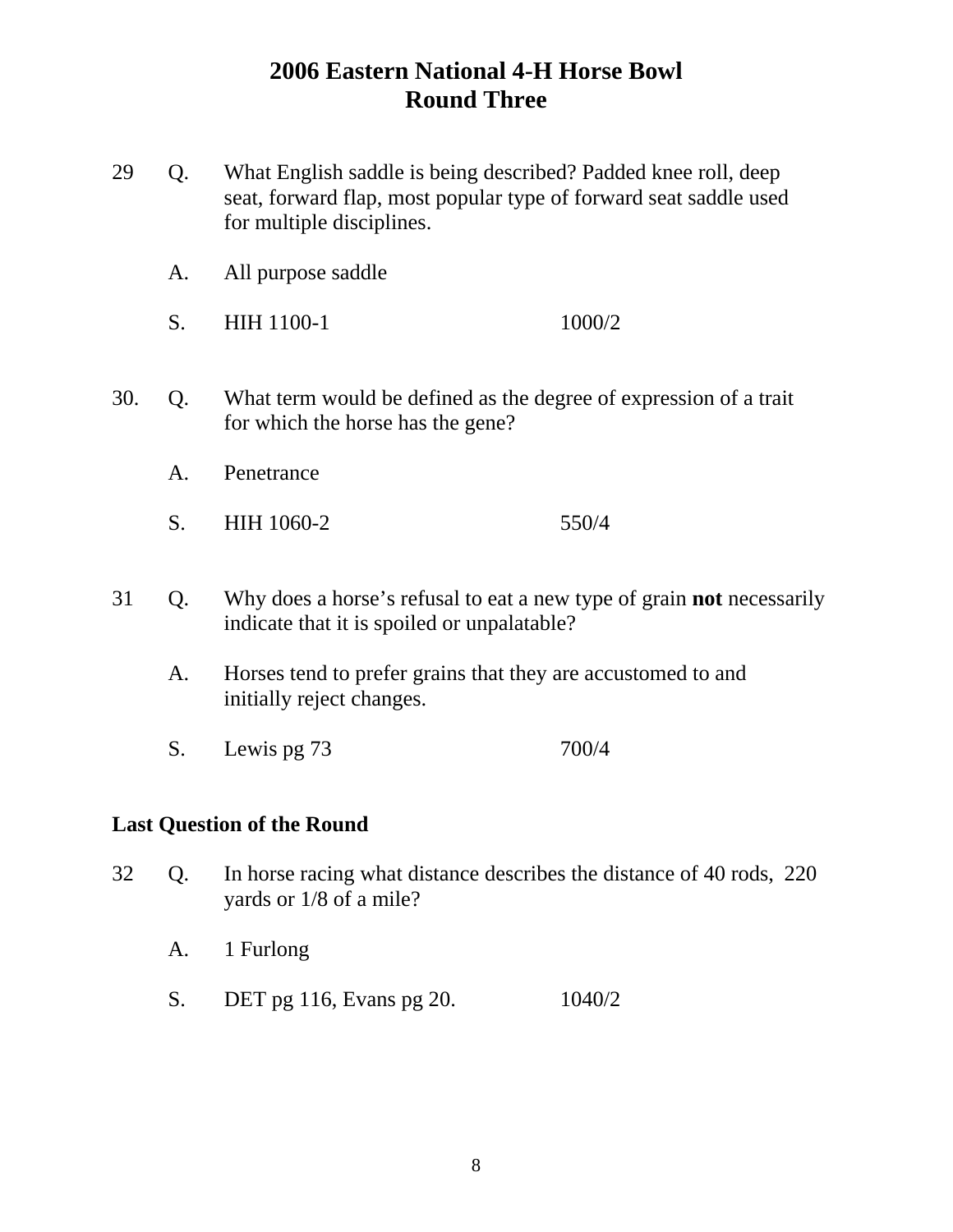# 2006 Eastern National 4-H Horse Bowl
## Round Three

29 Q. What English saddle is being described? Padded knee roll, deep seat, forward flap, most popular type of forward seat saddle used for multiple disciplines.

A. All purpose saddle

S. HIH 1100-1 1000/2

30. Q. What term would be defined as the degree of expression of a trait for which the horse has the gene?

A. Penetrance

S. HIH 1060-2 550/4

31 Q. Why does a horse's refusal to eat a new type of grain **not** necessarily indicate that it is spoiled or unpalatable?

A. Horses tend to prefer grains that they are accustomed to and initially reject changes.

S. Lewis pg 73 700/4

**Last Question of the Round**

32 Q. In horse racing what distance describes the distance of 40 rods, 220 yards or 1/8 of a mile?

A. 1 Furlong

S. DET pg 116, Evans pg 20. 1040/2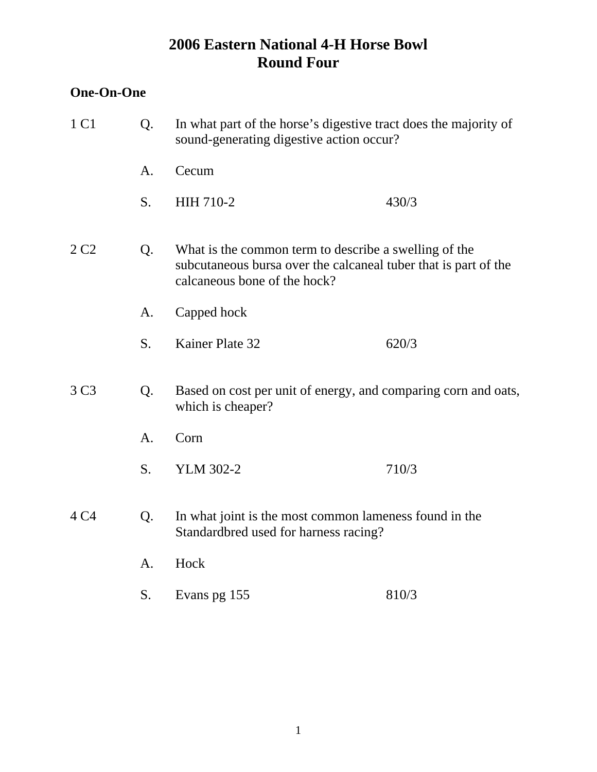# 2006 Eastern National 4-H Horse Bowl
## Round Four

**One-On-One**

1 C1

Q. In what part of the horse's digestive tract does the majority of sound-generating digestive action occur?

A. Cecum

S. HIH 710-2 430/3

2 C2

Q. What is the common term to describe a swelling of the subcutaneous bursa over the calcaneal tuber that is part of the calcaneous bone of the hock?

A. Capped hock

S. Kainer Plate 32 620/3

3 C3

Q. Based on cost per unit of energy, and comparing corn and oats, which is cheaper?

A. Corn

S. YLM 302-2 710/3

4 C4

Q. In what joint is the most common lameness found in the Standardbred used for harness racing?

A. Hock

S. Evans pg 155 810/3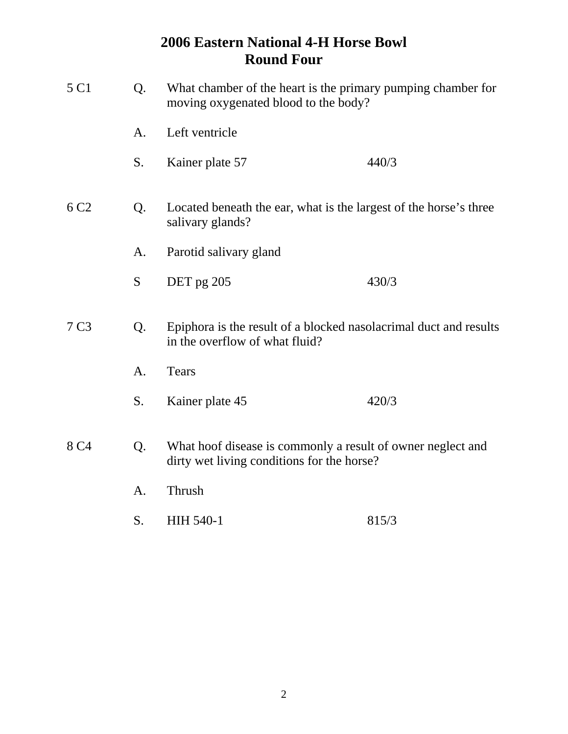# 2006 Eastern National 4-H Horse Bowl
## Round Four

5 C1

Q. What chamber of the heart is the primary pumping chamber for moving oxygenated blood to the body?

A. Left ventricle

S. Kainer plate 57 440/3

6 C2

Q. Located beneath the ear, what is the largest of the horse's three salivary glands?

A. Parotid salivary gland

S DET pg 205 430/3

7 C3

Q. Epiphora is the result of a blocked nasolacrimal duct and results in the overflow of what fluid?

A. Tears

S. Kainer plate 45 420/3

8 C4

Q. What hoof disease is commonly a result of owner neglect and dirty wet living conditions for the horse?

A. Thrush

S. HIH 540-1 815/3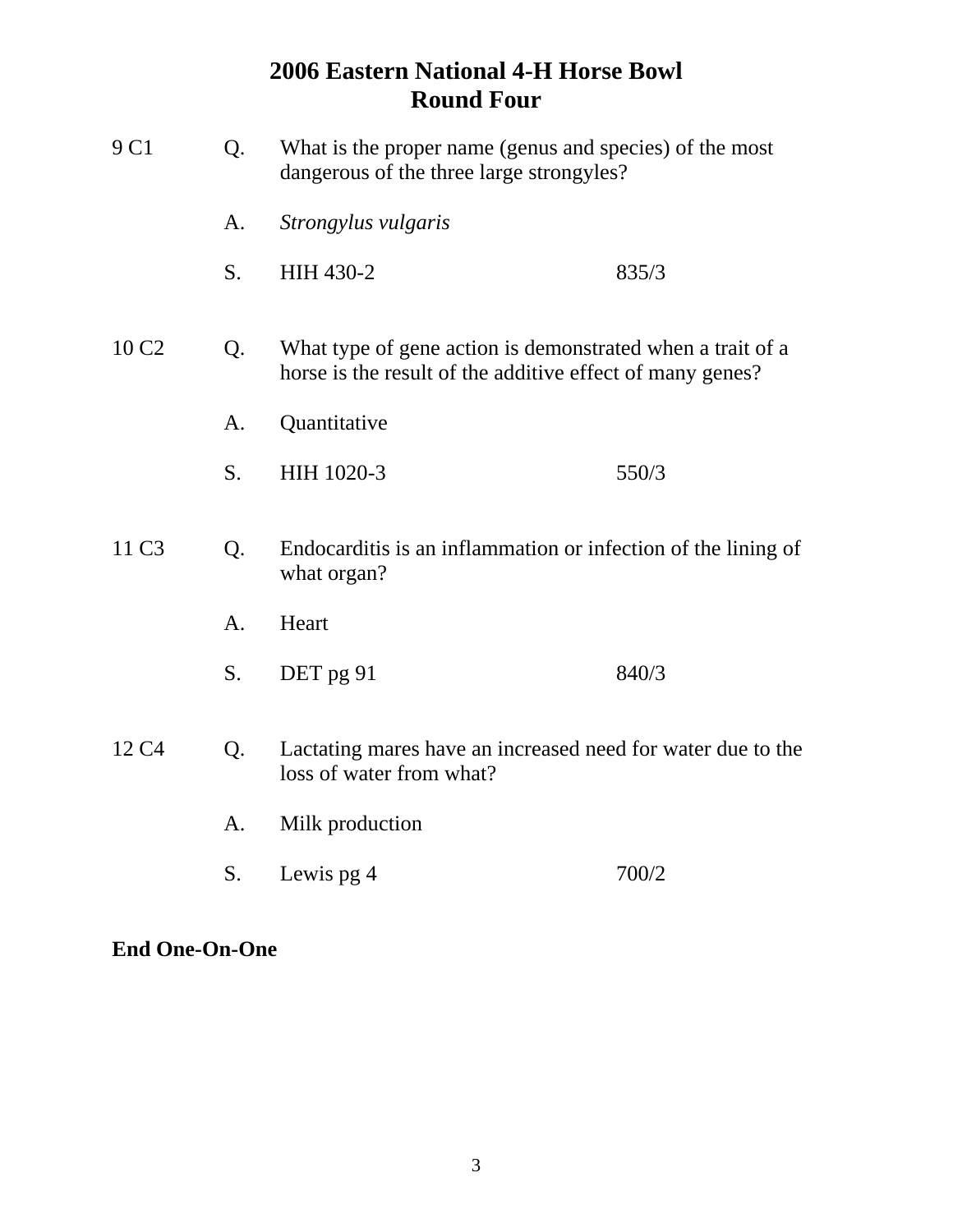# 2006 Eastern National 4-H Horse Bowl
## Round Four

9 C1 Q. What is the proper name (genus and species) of the most dangerous of the three large strongyles?

A. *Strongylus vulgaris*

S. HIH 430-2 835/3

10 C2 Q. What type of gene action is demonstrated when a trait of a horse is the result of the additive effect of many genes?

A. Quantitative

S. HIH 1020-3 550/3

11 C3 Q. Endocarditis is an inflammation or infection of the lining of what organ?

A. Heart

S. DET pg 91 840/3

12 C4 Q. Lactating mares have an increased need for water due to the loss of water from what?

A. Milk production

S. Lewis pg 4 700/2

**End One-On-One**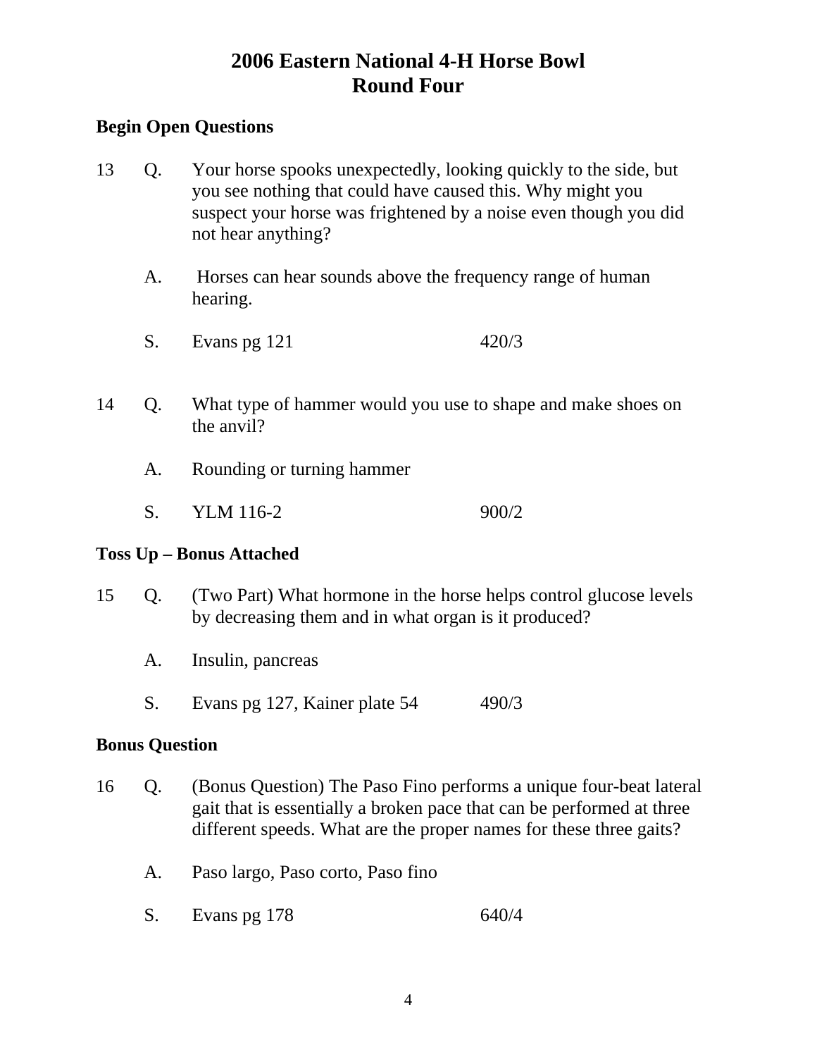# 2006 Eastern National 4-H Horse Bowl
# Round Four

**Begin Open Questions**

13 Q. Your horse spooks unexpectedly, looking quickly to the side, but you see nothing that could have caused this. Why might you suspect your horse was frightened by a noise even though you did not hear anything?

A. Horses can hear sounds above the frequency range of human hearing.

S. Evans pg 121 420/3

14 Q. What type of hammer would you use to shape and make shoes on the anvil?

A. Rounding or turning hammer

S. YLM 116-2 900/2

**Toss Up – Bonus Attached**

15 Q. (Two Part) What hormone in the horse helps control glucose levels by decreasing them and in what organ is it produced?

A. Insulin, pancreas

S. Evans pg 127, Kainer plate 54 490/3

**Bonus Question**

16 Q. (Bonus Question) The Paso Fino performs a unique four-beat lateral gait that is essentially a broken pace that can be performed at three different speeds. What are the proper names for these three gaits?

A. Paso largo, Paso corto, Paso fino

S. Evans pg 178 640/4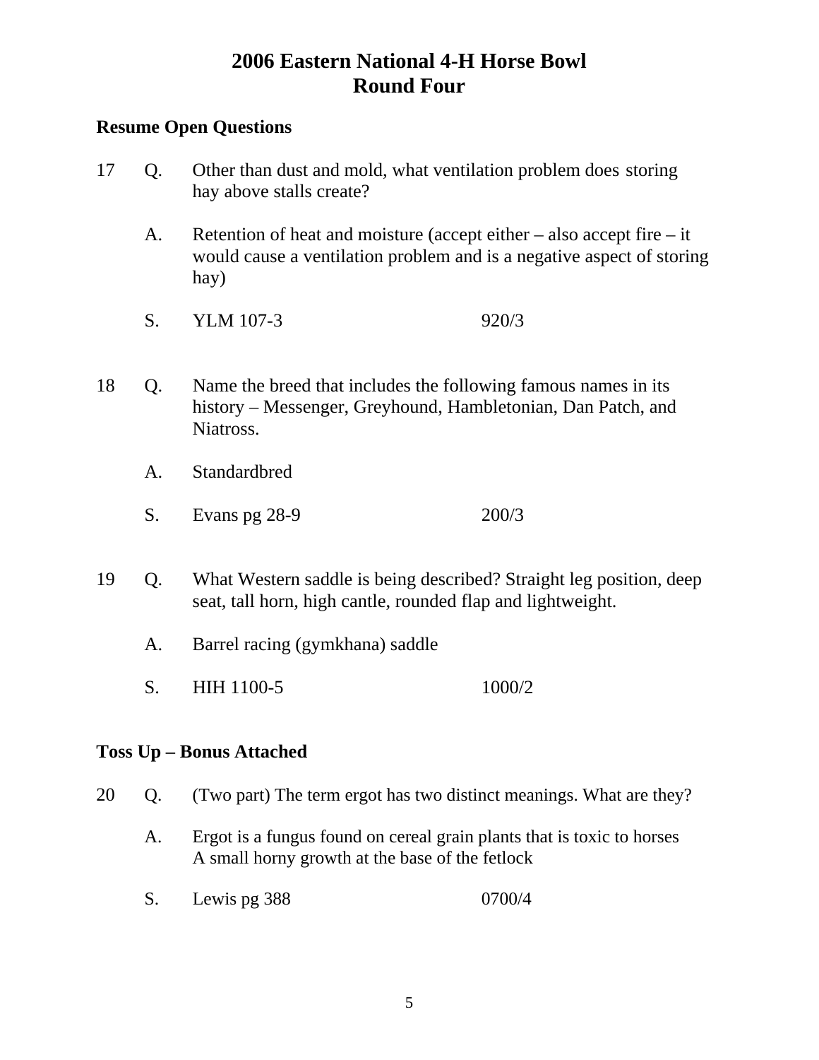# 2006 Eastern National 4-H Horse Bowl
# Round Four

**Resume Open Questions**

17 Q. Other than dust and mold, what ventilation problem does storing hay above stalls create?

A. Retention of heat and moisture (accept either – also accept fire – it would cause a ventilation problem and is a negative aspect of storing hay)

S. YLM 107-3 920/3

18 Q. Name the breed that includes the following famous names in its history – Messenger, Greyhound, Hambletonian, Dan Patch, and Niatross.

A. Standardbred

S. Evans pg 28-9 200/3

19 Q. What Western saddle is being described? Straight leg position, deep seat, tall horn, high cantle, rounded flap and lightweight.

A. Barrel racing (gymkhana) saddle

S. HIH 1100-5 1000/2

**Toss Up – Bonus Attached**

20 Q. (Two part) The term ergot has two distinct meanings. What are they?

A. Ergot is a fungus found on cereal grain plants that is toxic to horses
A small horny growth at the base of the fetlock

S. Lewis pg 388 0700/4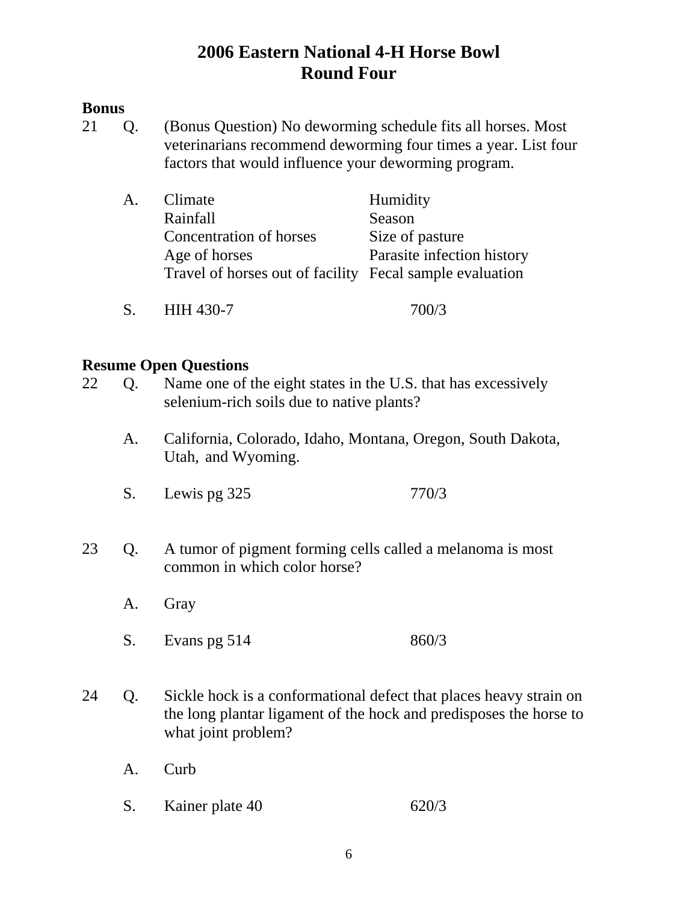# 2006 Eastern National 4-H Horse Bowl
## Round Four

**Bonus**

21 Q. (Bonus Question) No deworming schedule fits all horses. Most veterinarians recommend deworming four times a year. List four factors that would influence your deworming program.

A.

| | |
|---|---|
| Climate | Humidity |
| Rainfall | Season |
| Concentration of horses | Size of pasture |
| Age of horses | Parasite infection history |
| Travel of horses out of facility | Fecal sample evaluation |

S. HIH 430-7 700/3

**Resume Open Questions**

22 Q. Name one of the eight states in the U.S. that has excessively selenium-rich soils due to native plants?

A. California, Colorado, Idaho, Montana, Oregon, South Dakota, Utah, and Wyoming.

S. Lewis pg 325 770/3

23 Q. A tumor of pigment forming cells called a melanoma is most common in which color horse?

A. Gray

S. Evans pg 514 860/3

24 Q. Sickle hock is a conformational defect that places heavy strain on the long plantar ligament of the hock and predisposes the horse to what joint problem?

A. Curb

S. Kainer plate 40 620/3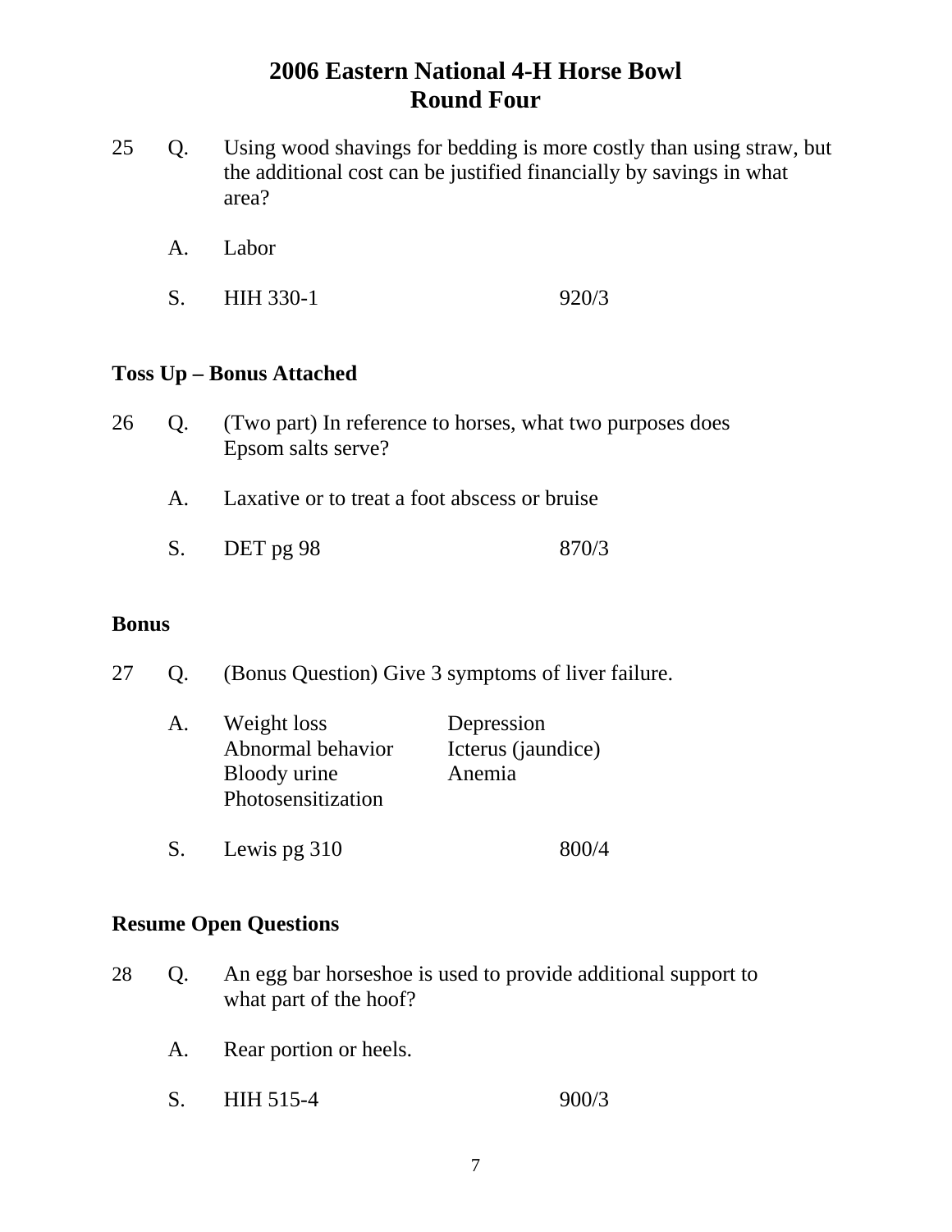# 2006 Eastern National 4-H Horse Bowl
## Round Four

25 Q. Using wood shavings for bedding is more costly than using straw, but the additional cost can be justified financially by savings in what area?

A. Labor

S. HIH 330-1 920/3

**Toss Up – Bonus Attached**

26 Q. (Two part) In reference to horses, what two purposes does Epsom salts serve?

A. Laxative or to treat a foot abscess or bruise

S. DET pg 98 870/3

**Bonus**

27 Q. (Bonus Question) Give 3 symptoms of liver failure.

A. Weight loss
Abnormal behavior
Bloody urine
Photosensitization
Depression
Icterus (jaundice)
Anemia

S. Lewis pg 310 800/4

**Resume Open Questions**

28 Q. An egg bar horseshoe is used to provide additional support to what part of the hoof?

A. Rear portion or heels.

S. HIH 515-4 900/3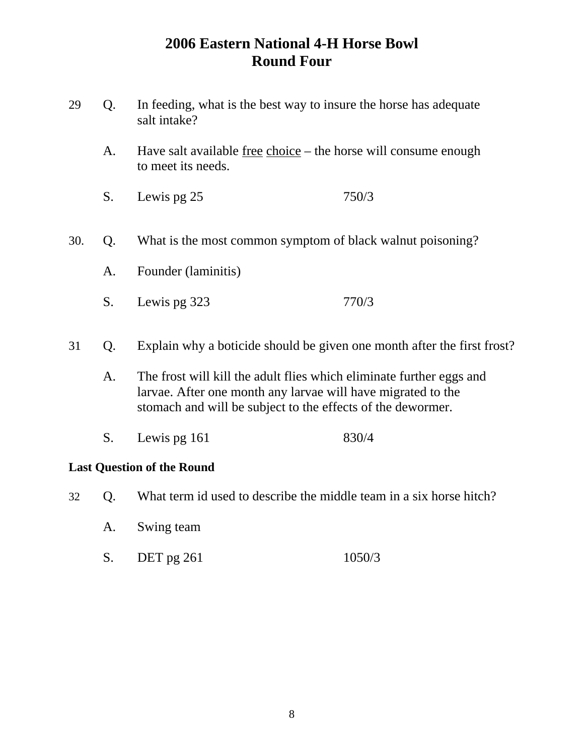# 2006 Eastern National 4-H Horse Bowl
## Round Four

29 Q. In feeding, what is the best way to insure the horse has adequate salt intake?

A. Have salt available <u>free</u> <u>choice</u> – the horse will consume enough to meet its needs.

S. Lewis pg 25 750/3

30. Q. What is the most common symptom of black walnut poisoning?

A. Founder (laminitis)

S. Lewis pg 323 770/3

31 Q. Explain why a boticide should be given one month after the first frost?

A. The frost will kill the adult flies which eliminate further eggs and larvae. After one month any larvae will have migrated to the stomach and will be subject to the effects of the dewormer.

S. Lewis pg 161 830/4

**Last Question of the Round**

32 Q. What term id used to describe the middle team in a six horse hitch?

A. Swing team

S. DET pg 261 1050/3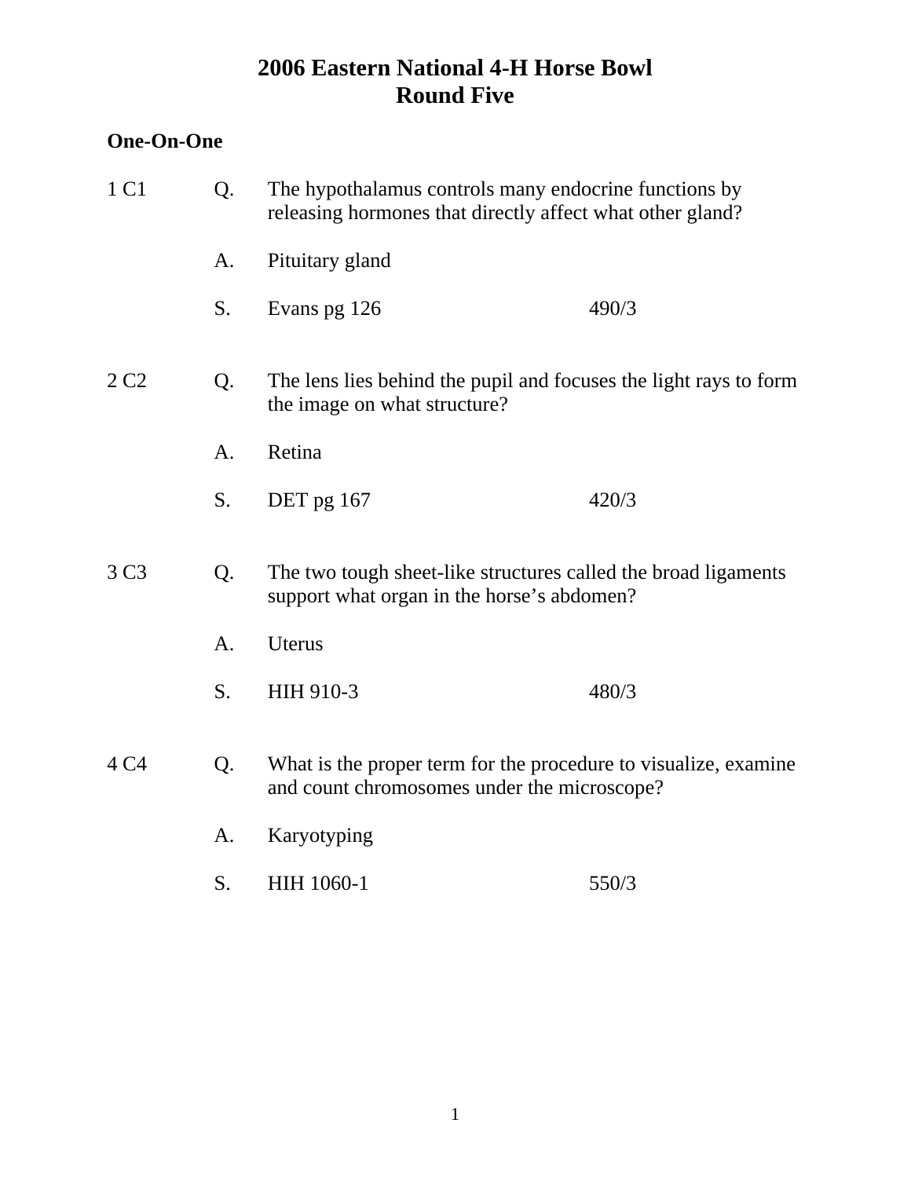# 2006 Eastern National 4-H Horse Bowl
## Round Five

**One-On-One**

1 C1

Q. The hypothalamus controls many endocrine functions by releasing hormones that directly affect what other gland?

A. Pituitary gland

S. Evans pg 126 490/3

2 C2

Q. The lens lies behind the pupil and focuses the light rays to form the image on what structure?

A. Retina

S. DET pg 167 420/3

3 C3

Q. The two tough sheet-like structures called the broad ligaments support what organ in the horse's abdomen?

A. Uterus

S. HIH 910-3 480/3

4 C4

Q. What is the proper term for the procedure to visualize, examine and count chromosomes under the microscope?

A. Karyotyping

S. HIH 1060-1 550/3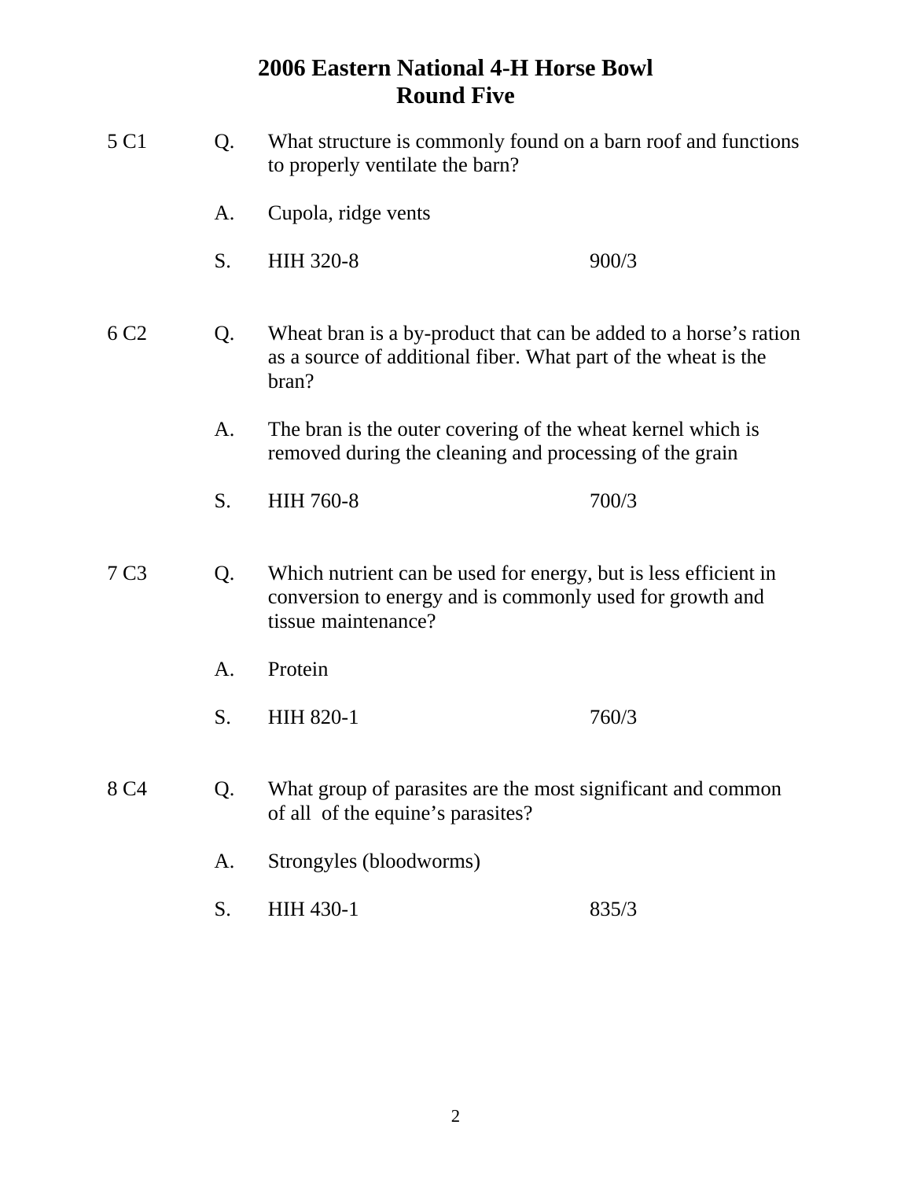# 2006 Eastern National 4-H Horse Bowl
## Round Five

5 C1 Q. What structure is commonly found on a barn roof and functions to properly ventilate the barn?

A. Cupola, ridge vents

S. HIH 320-8 900/3

6 C2 Q. Wheat bran is a by-product that can be added to a horse's ration as a source of additional fiber. What part of the wheat is the bran?

A. The bran is the outer covering of the wheat kernel which is removed during the cleaning and processing of the grain

S. HIH 760-8 700/3

7 C3 Q. Which nutrient can be used for energy, but is less efficient in conversion to energy and is commonly used for growth and tissue maintenance?

A. Protein

S. HIH 820-1 760/3

8 C4 Q. What group of parasites are the most significant and common of all of the equine's parasites?

A. Strongyles (bloodworms)

S. HIH 430-1 835/3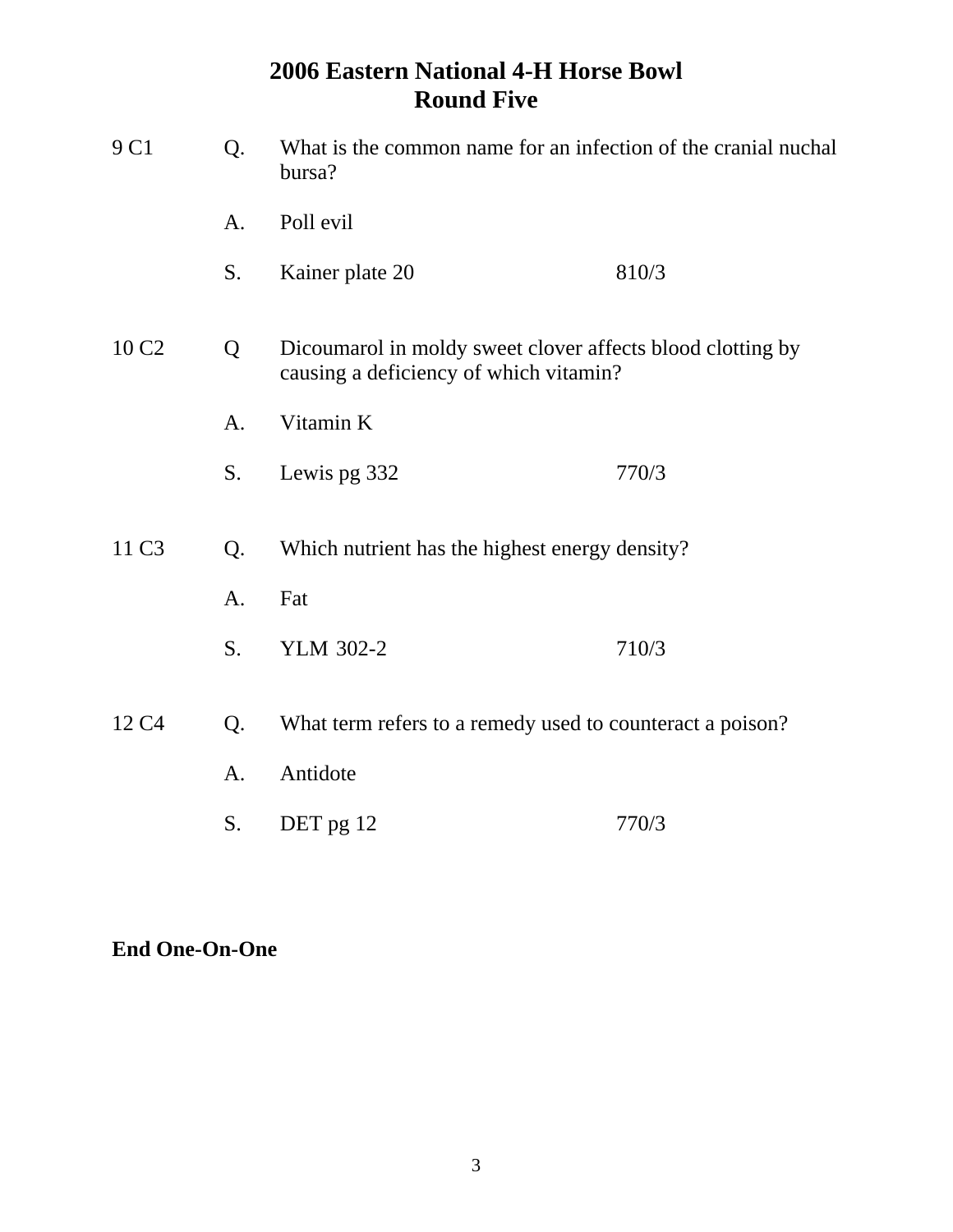# 2006 Eastern National 4-H Horse Bowl
## Round Five

9 C1 Q. What is the common name for an infection of the cranial nuchal bursa?

A. Poll evil

S. Kainer plate 20 810/3

10 C2 Q Dicoumarol in moldy sweet clover affects blood clotting by causing a deficiency of which vitamin?

A. Vitamin K

S. Lewis pg 332 770/3

11 C3 Q. Which nutrient has the highest energy density?

A. Fat

S. YLM 302-2 710/3

12 C4 Q. What term refers to a remedy used to counteract a poison?

A. Antidote

S. DET pg 12 770/3

**End One-On-One**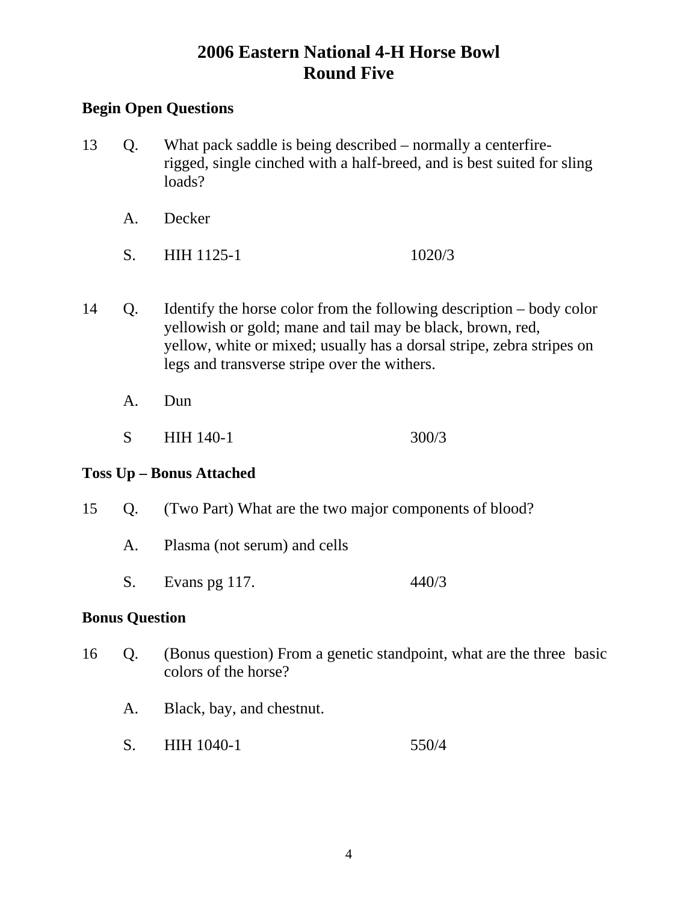# 2006 Eastern National 4-H Horse Bowl
## Round Five

**Begin Open Questions**

13 Q. What pack saddle is being described – normally a centerfire-rigged, single cinched with a half-breed, and is best suited for sling loads?

A. Decker

S. HIH 1125-1 1020/3

14 Q. Identify the horse color from the following description – body color yellowish or gold; mane and tail may be black, brown, red, yellow, white or mixed; usually has a dorsal stripe, zebra stripes on legs and transverse stripe over the withers.

A. Dun

S HIH 140-1 300/3

**Toss Up – Bonus Attached**

15 Q. (Two Part) What are the two major components of blood?

A. Plasma (not serum) and cells

S. Evans pg 117. 440/3

**Bonus Question**

16 Q. (Bonus question) From a genetic standpoint, what are the three basic colors of the horse?

A. Black, bay, and chestnut.

S. HIH 1040-1 550/4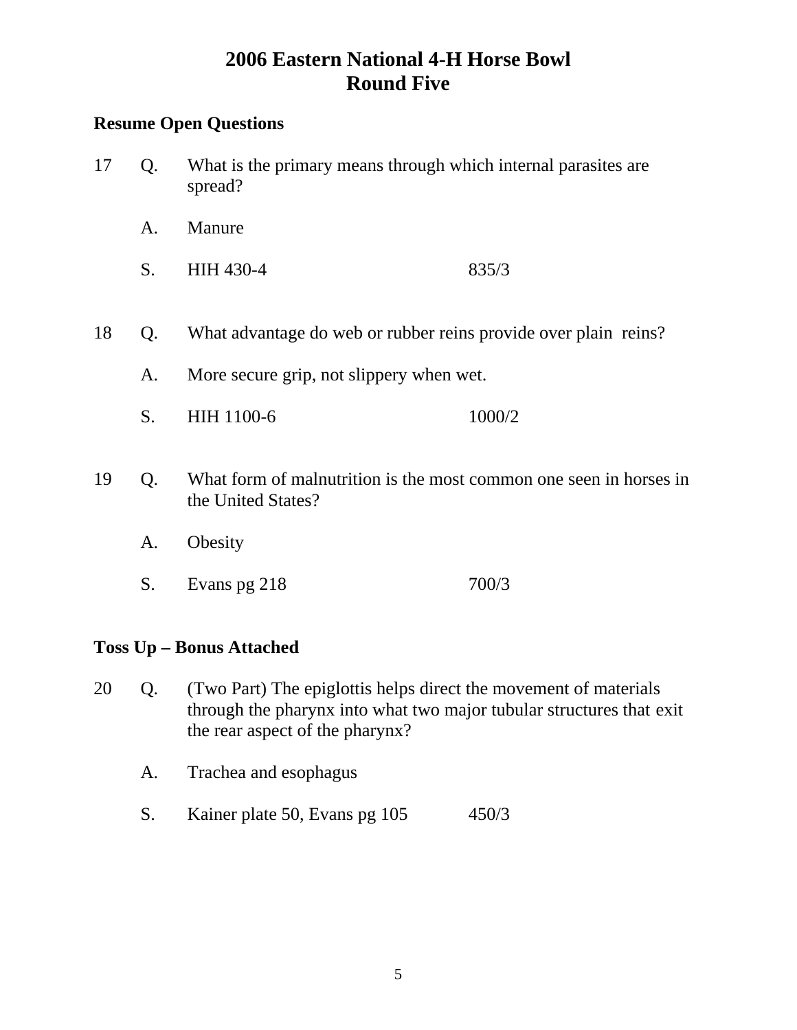# 2006 Eastern National 4-H Horse Bowl
## Round Five

**Resume Open Questions**

17 Q. What is the primary means through which internal parasites are spread?

A. Manure

S. HIH 430-4 835/3

18 Q. What advantage do web or rubber reins provide over plain reins?

A. More secure grip, not slippery when wet.

S. HIH 1100-6 1000/2

19 Q. What form of malnutrition is the most common one seen in horses in the United States?

A. Obesity

S. Evans pg 218 700/3

**Toss Up – Bonus Attached**

20 Q. (Two Part) The epiglottis helps direct the movement of materials through the pharynx into what two major tubular structures that exit the rear aspect of the pharynx?

A. Trachea and esophagus

S. Kainer plate 50, Evans pg 105 450/3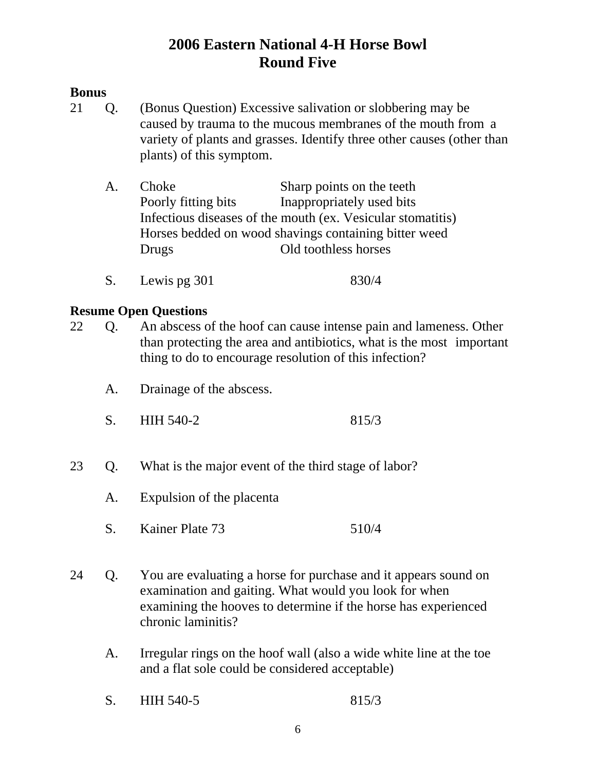# 2006 Eastern National 4-H Horse Bowl
## Round Five

**Bonus**

21 Q. (Bonus Question) Excessive salivation or slobbering may be caused by trauma to the mucous membranes of the mouth from a variety of plants and grasses. Identify three other causes (other than plants) of this symptom.

A. Choke | Sharp points on the teeth
Poorly fitting bits | Inappropriately used bits
Infectious diseases of the mouth (ex. Vesicular stomatitis)
Horses bedded on wood shavings containing bitter weed
Drugs | Old toothless horses

S. Lewis pg 301 — 830/4

**Resume Open Questions**

22 Q. An abscess of the hoof can cause intense pain and lameness. Other than protecting the area and antibiotics, what is the most important thing to do to encourage resolution of this infection?

A. Drainage of the abscess.

S. HIH 540-2 — 815/3

23 Q. What is the major event of the third stage of labor?

A. Expulsion of the placenta

S. Kainer Plate 73 — 510/4

24 Q. You are evaluating a horse for purchase and it appears sound on examination and gaiting. What would you look for when examining the hooves to determine if the horse has experienced chronic laminitis?

A. Irregular rings on the hoof wall (also a wide white line at the toe and a flat sole could be considered acceptable)

S. HIH 540-5 — 815/3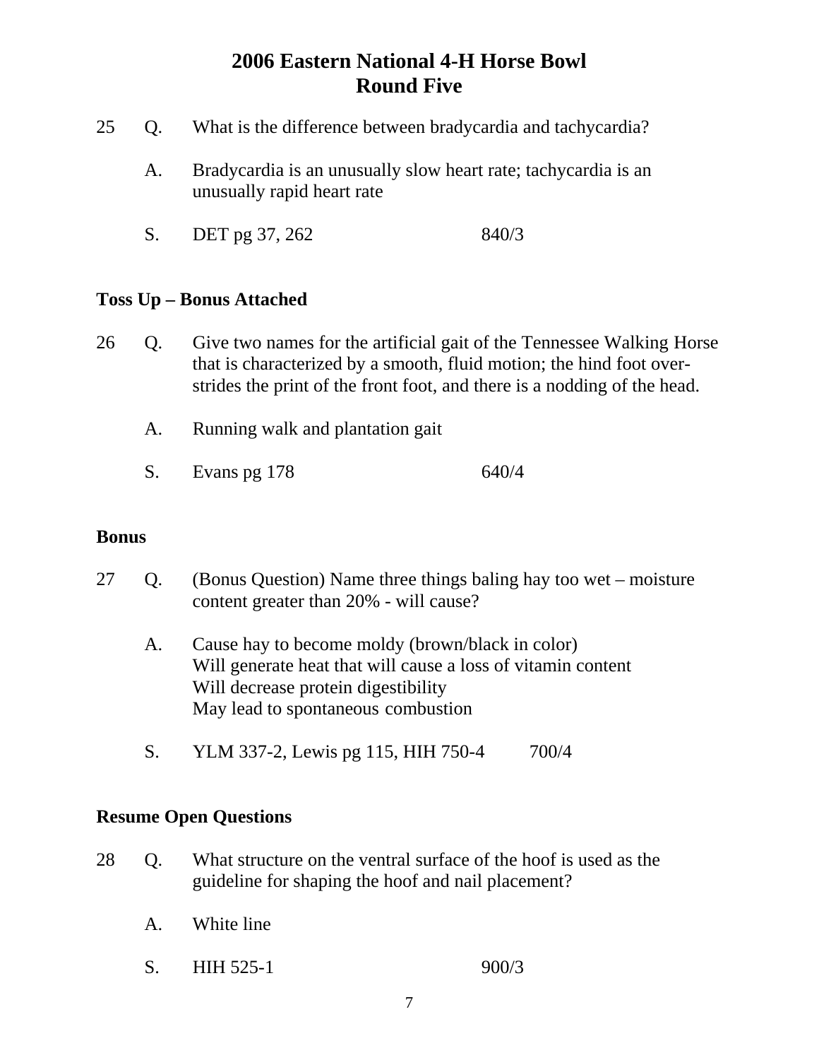# 2006 Eastern National 4-H Horse Bowl
## Round Five

25 Q. What is the difference between bradycardia and tachycardia?

A. Bradycardia is an unusually slow heart rate; tachycardia is an unusually rapid heart rate

S. DET pg 37, 262 840/3

**Toss Up – Bonus Attached**

26 Q. Give two names for the artificial gait of the Tennessee Walking Horse that is characterized by a smooth, fluid motion; the hind foot over-strides the print of the front foot, and there is a nodding of the head.

A. Running walk and plantation gait

S. Evans pg 178 640/4

**Bonus**

27 Q. (Bonus Question) Name three things baling hay too wet – moisture content greater than 20% - will cause?

A. Cause hay to become moldy (brown/black in color)
Will generate heat that will cause a loss of vitamin content
Will decrease protein digestibility
May lead to spontaneous combustion

S. YLM 337-2, Lewis pg 115, HIH 750-4 700/4

**Resume Open Questions**

28 Q. What structure on the ventral surface of the hoof is used as the guideline for shaping the hoof and nail placement?

A. White line

S. HIH 525-1 900/3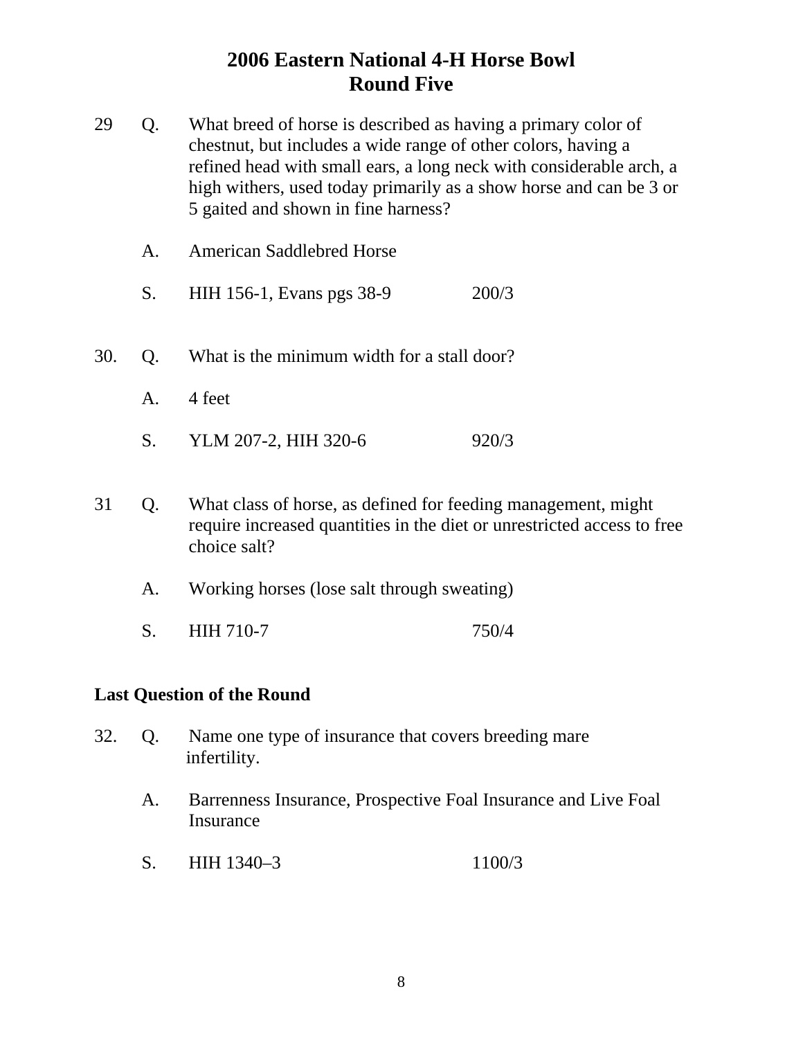# 2006 Eastern National 4-H Horse Bowl
## Round Five

29 Q. What breed of horse is described as having a primary color of chestnut, but includes a wide range of other colors, having a refined head with small ears, a long neck with considerable arch, a high withers, used today primarily as a show horse and can be 3 or 5 gaited and shown in fine harness?

A. American Saddlebred Horse

S. HIH 156-1, Evans pgs 38-9 200/3

30. Q. What is the minimum width for a stall door?

A. 4 feet

S. YLM 207-2, HIH 320-6 920/3

31 Q. What class of horse, as defined for feeding management, might require increased quantities in the diet or unrestricted access to free choice salt?

A. Working horses (lose salt through sweating)

S. HIH 710-7 750/4

**Last Question of the Round**

32. Q. Name one type of insurance that covers breeding mare infertility.

A. Barrenness Insurance, Prospective Foal Insurance and Live Foal Insurance

S. HIH 1340–3 1100/3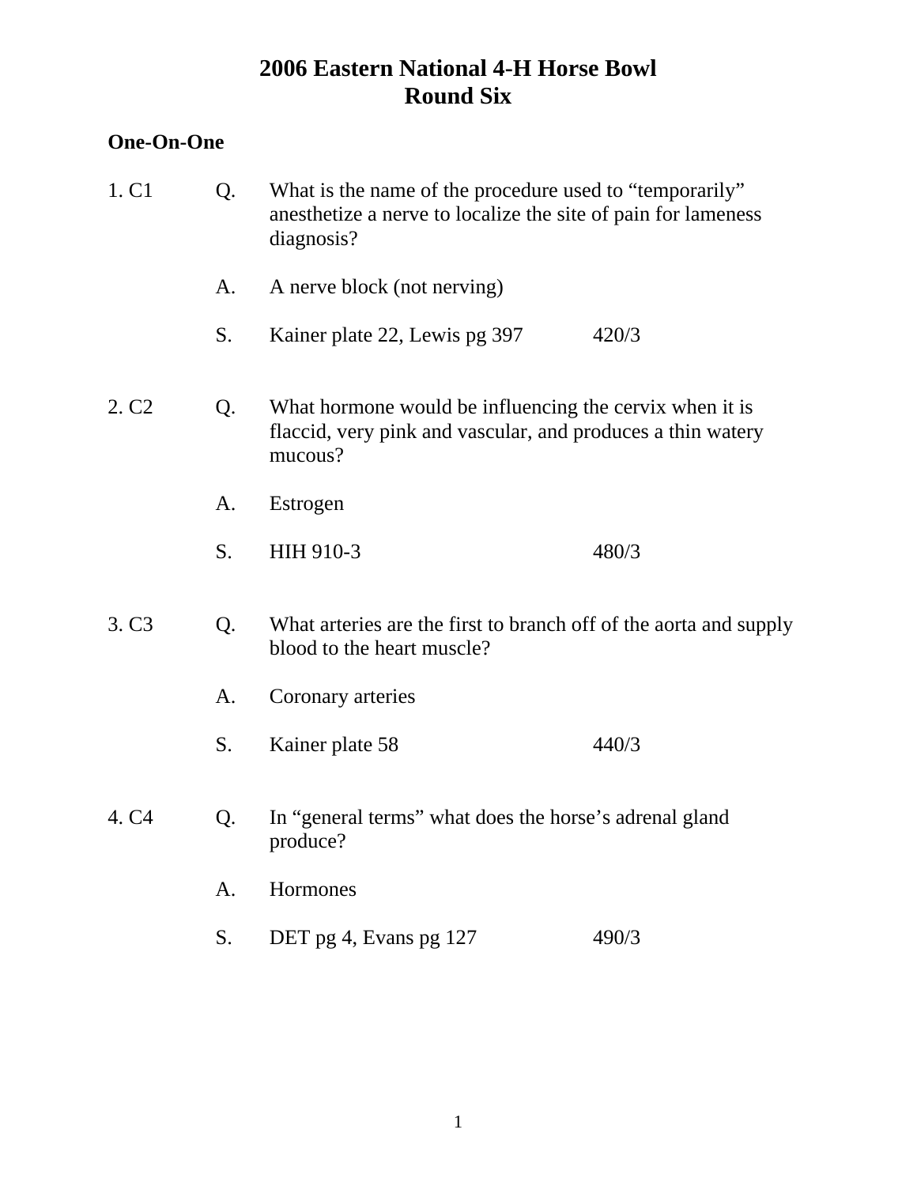# 2006 Eastern National 4-H Horse Bowl
## Round Six

**One-On-One**

1. C1

Q. What is the name of the procedure used to "temporarily" anesthetize a nerve to localize the site of pain for lameness diagnosis?

A. A nerve block (not nerving)

S. Kainer plate 22, Lewis pg 397 420/3

2. C2

Q. What hormone would be influencing the cervix when it is flaccid, very pink and vascular, and produces a thin watery mucous?

A. Estrogen

S. HIH 910-3 480/3

3. C3

Q. What arteries are the first to branch off of the aorta and supply blood to the heart muscle?

A. Coronary arteries

S. Kainer plate 58 440/3

4. C4

Q. In "general terms" what does the horse's adrenal gland produce?

A. Hormones

S. DET pg 4, Evans pg 127 490/3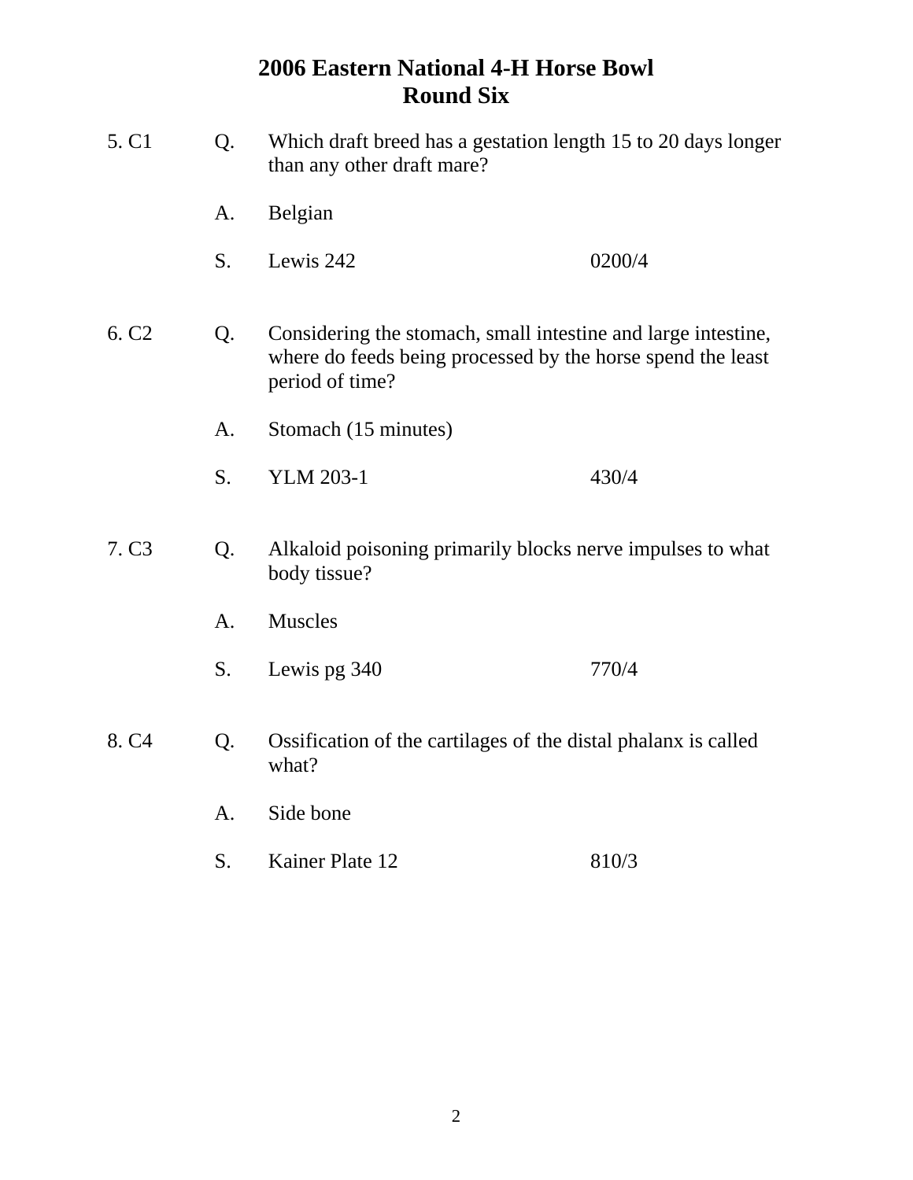# 2006 Eastern National 4-H Horse Bowl
## Round Six

5. C1 Q. Which draft breed has a gestation length 15 to 20 days longer than any other draft mare?

A. Belgian

S. Lewis 242 0200/4

6. C2 Q. Considering the stomach, small intestine and large intestine, where do feeds being processed by the horse spend the least period of time?

A. Stomach (15 minutes)

S. YLM 203-1 430/4

7. C3 Q. Alkaloid poisoning primarily blocks nerve impulses to what body tissue?

A. Muscles

S. Lewis pg 340 770/4

8. C4 Q. Ossification of the cartilages of the distal phalanx is called what?

A. Side bone

S. Kainer Plate 12 810/3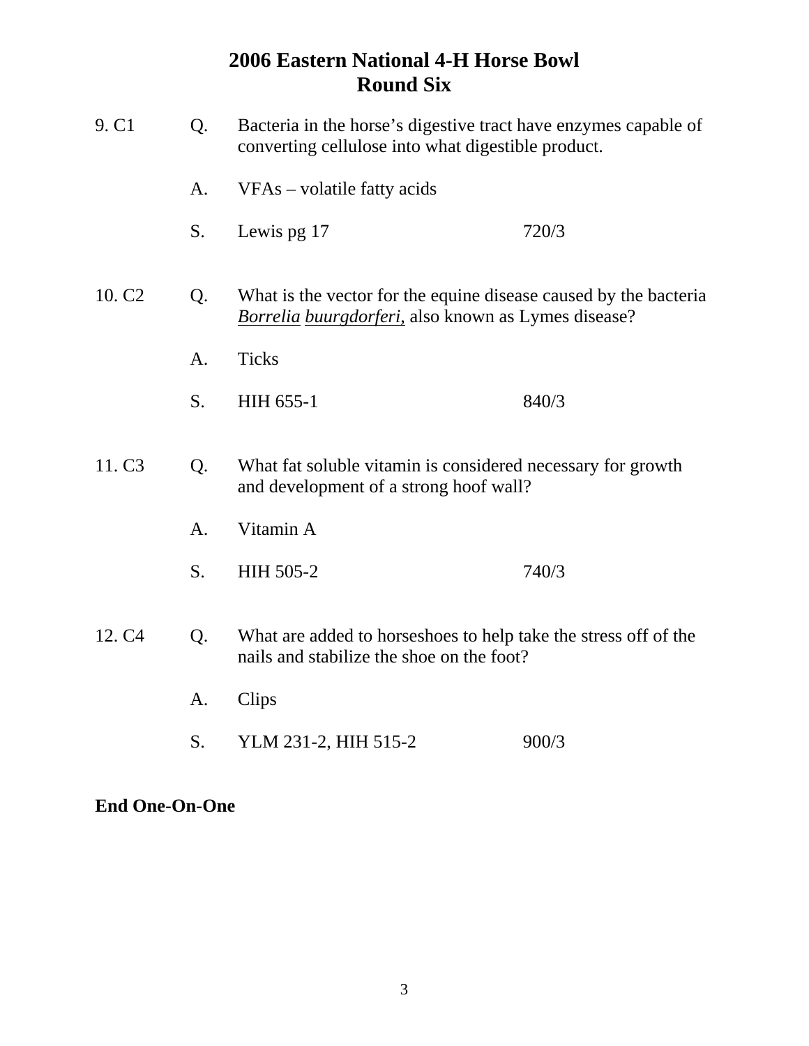# 2006 Eastern National 4-H Horse Bowl
## Round Six

9. C1

Q. Bacteria in the horse's digestive tract have enzymes capable of converting cellulose into what digestible product.

A. VFAs – volatile fatty acids

S. Lewis pg 17 720/3

10. C2

Q. What is the vector for the equine disease caused by the bacteria *Borrelia buurgdorferi,* also known as Lymes disease?

A. Ticks

S. HIH 655-1 840/3

11. C3

Q. What fat soluble vitamin is considered necessary for growth and development of a strong hoof wall?

A. Vitamin A

S. HIH 505-2 740/3

12. C4

Q. What are added to horseshoes to help take the stress off of the nails and stabilize the shoe on the foot?

A. Clips

S. YLM 231-2, HIH 515-2 900/3

**End One-On-One**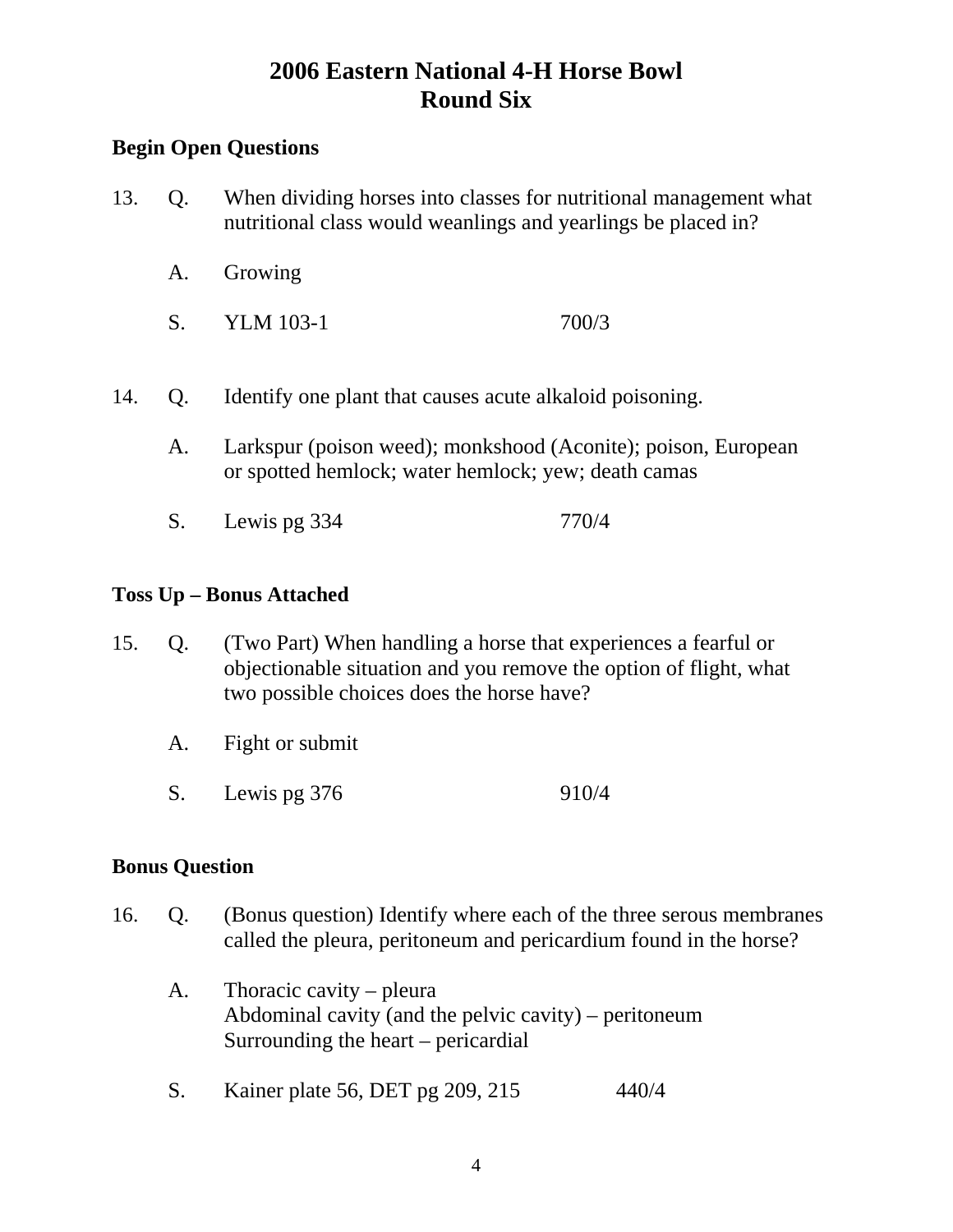# 2006 Eastern National 4-H Horse Bowl
## Round Six

**Begin Open Questions**

13. Q. When dividing horses into classes for nutritional management what nutritional class would weanlings and yearlings be placed in?

    A. Growing

    S. YLM 103-1 700/3

14. Q. Identify one plant that causes acute alkaloid poisoning.

    A. Larkspur (poison weed); monkshood (Aconite); poison, European or spotted hemlock; water hemlock; yew; death camas

    S. Lewis pg 334 770/4

**Toss Up – Bonus Attached**

15. Q. (Two Part) When handling a horse that experiences a fearful or objectionable situation and you remove the option of flight, what two possible choices does the horse have?

    A. Fight or submit

    S. Lewis pg 376 910/4

**Bonus Question**

16. Q. (Bonus question) Identify where each of the three serous membranes called the pleura, peritoneum and pericardium found in the horse?

    A. Thoracic cavity – pleura
    Abdominal cavity (and the pelvic cavity) – peritoneum
    Surrounding the heart – pericardial

    S. Kainer plate 56, DET pg 209, 215 440/4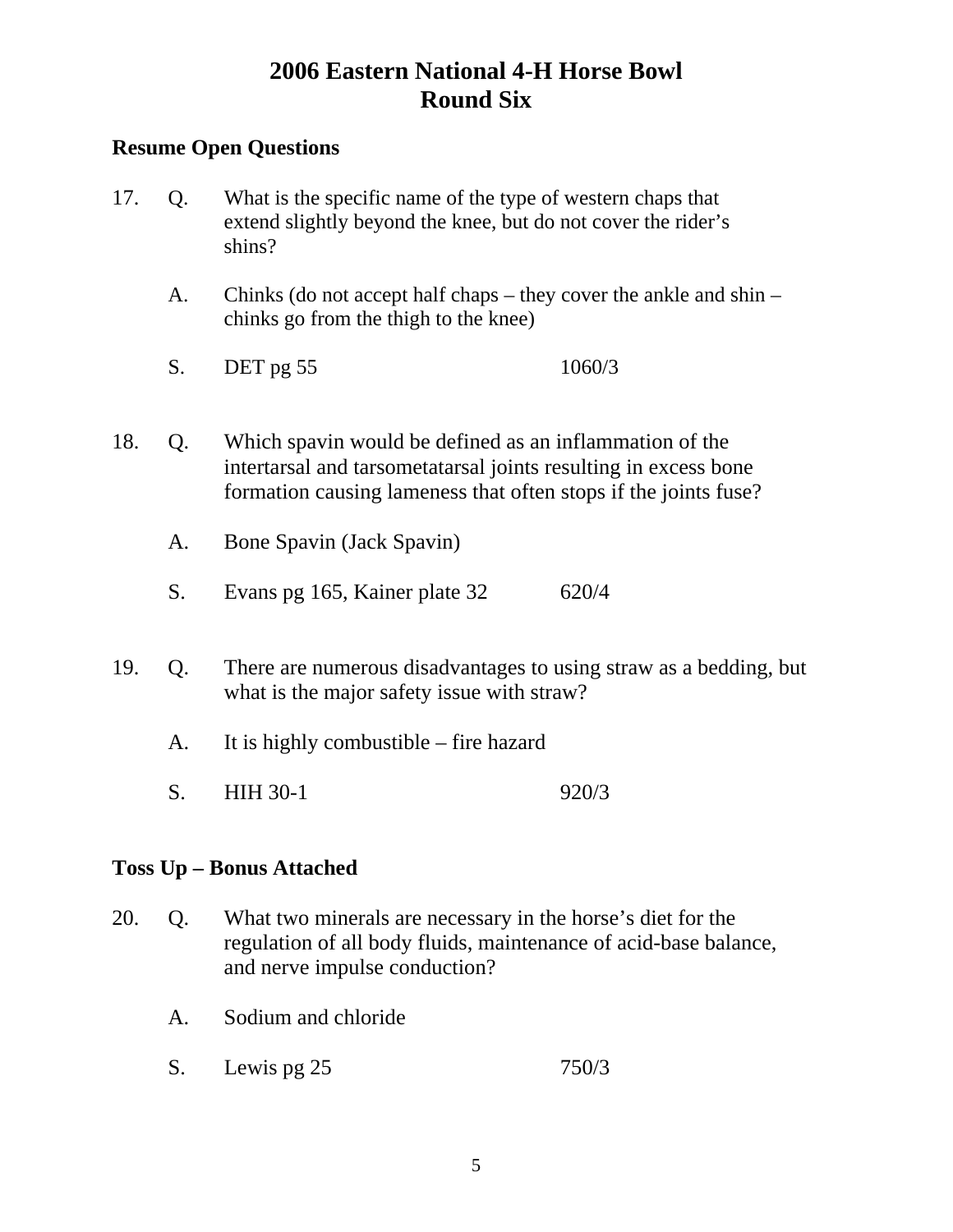# 2006 Eastern National 4-H Horse Bowl
# Round Six

**Resume Open Questions**

17. Q. What is the specific name of the type of western chaps that extend slightly beyond the knee, but do not cover the rider's shins?

    A. Chinks (do not accept half chaps – they cover the ankle and shin – chinks go from the thigh to the knee)

    S. DET pg 55 1060/3

18. Q. Which spavin would be defined as an inflammation of the intertarsal and tarsometatarsal joints resulting in excess bone formation causing lameness that often stops if the joints fuse?

    A. Bone Spavin (Jack Spavin)

    S. Evans pg 165, Kainer plate 32 620/4

19. Q. There are numerous disadvantages to using straw as a bedding, but what is the major safety issue with straw?

    A. It is highly combustible – fire hazard

    S. HIH 30-1 920/3

**Toss Up – Bonus Attached**

20. Q. What two minerals are necessary in the horse's diet for the regulation of all body fluids, maintenance of acid-base balance, and nerve impulse conduction?

    A. Sodium and chloride

    S. Lewis pg 25 750/3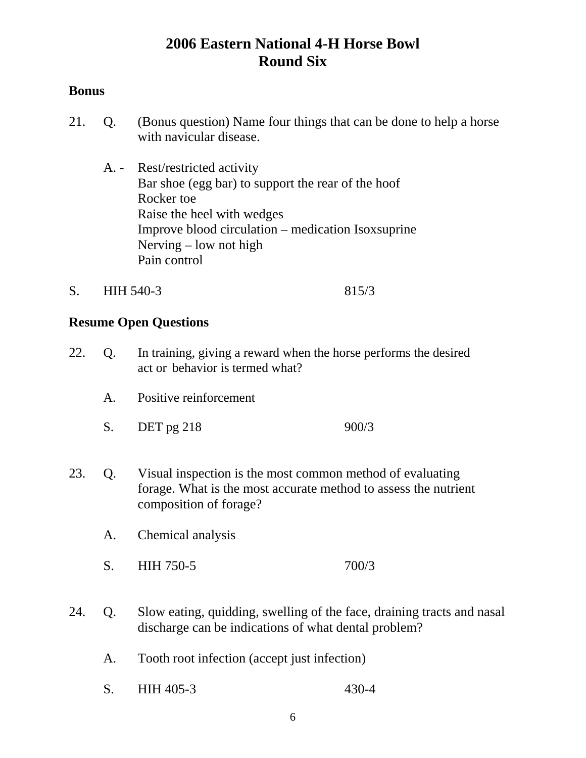# 2006 Eastern National 4-H Horse Bowl
## Round Six

### Bonus

21. Q. (Bonus question) Name four things that can be done to help a horse with navicular disease.

    A. - Rest/restricted activity
    Bar shoe (egg bar) to support the rear of the hoof
    Rocker toe
    Raise the heel with wedges
    Improve blood circulation – medication Isoxsuprine
    Nerving – low not high
    Pain control

S. HIH 540-3 815/3

### Resume Open Questions

22. Q. In training, giving a reward when the horse performs the desired act or behavior is termed what?

    A. Positive reinforcement

    S. DET pg 218 900/3

23. Q. Visual inspection is the most common method of evaluating forage. What is the most accurate method to assess the nutrient composition of forage?

    A. Chemical analysis

    S. HIH 750-5 700/3

24. Q. Slow eating, quidding, swelling of the face, draining tracts and nasal discharge can be indications of what dental problem?

    A. Tooth root infection (accept just infection)

    S. HIH 405-3 430-4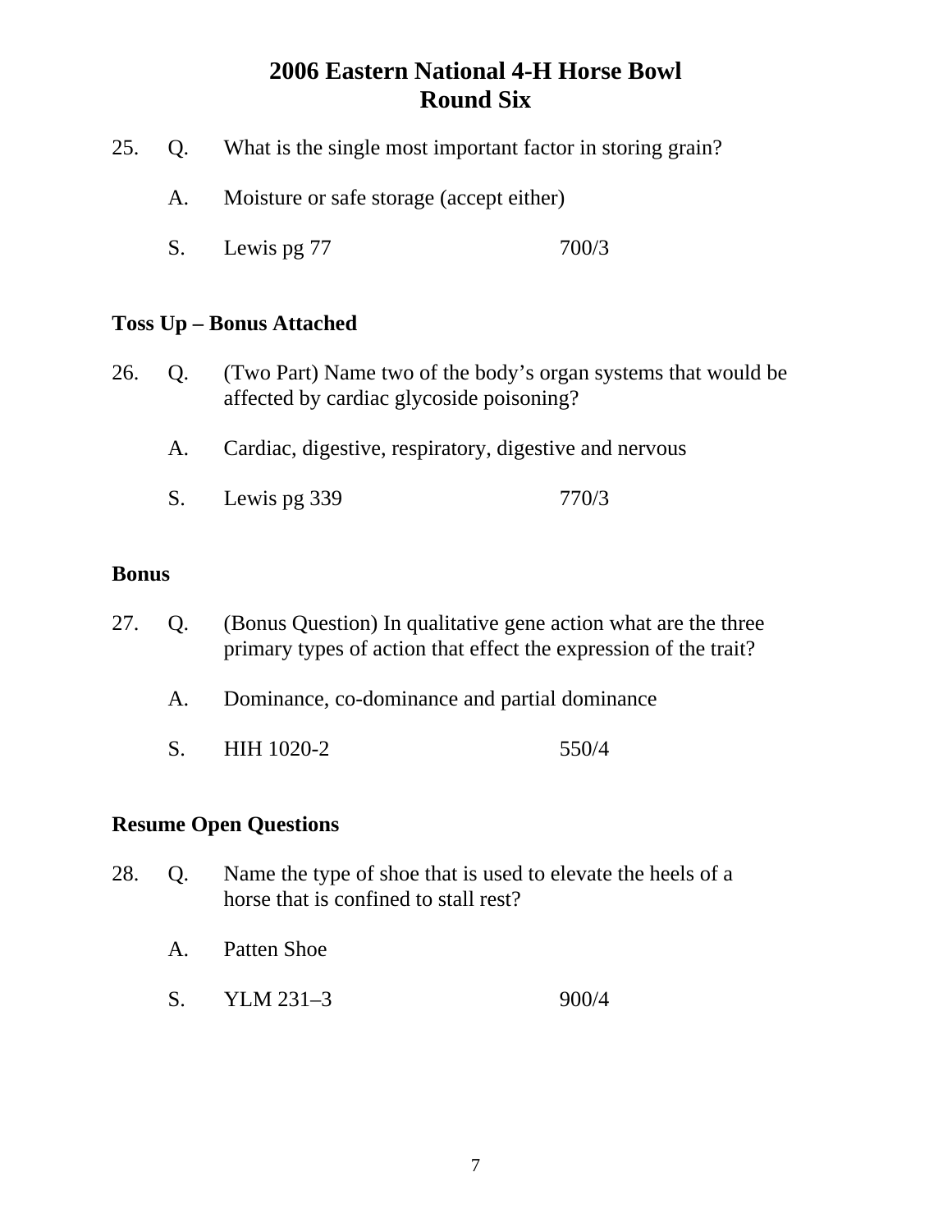# 2006 Eastern National 4-H Horse Bowl
## Round Six

25. Q. What is the single most important factor in storing grain?

    A. Moisture or safe storage (accept either)

    S. Lewis pg 77 700/3

**Toss Up – Bonus Attached**

26. Q. (Two Part) Name two of the body's organ systems that would be affected by cardiac glycoside poisoning?

    A. Cardiac, digestive, respiratory, digestive and nervous

    S. Lewis pg 339 770/3

**Bonus**

27. Q. (Bonus Question) In qualitative gene action what are the three primary types of action that effect the expression of the trait?

    A. Dominance, co-dominance and partial dominance

    S. HIH 1020-2 550/4

**Resume Open Questions**

28. Q. Name the type of shoe that is used to elevate the heels of a horse that is confined to stall rest?

    A. Patten Shoe

    S. YLM 231–3 900/4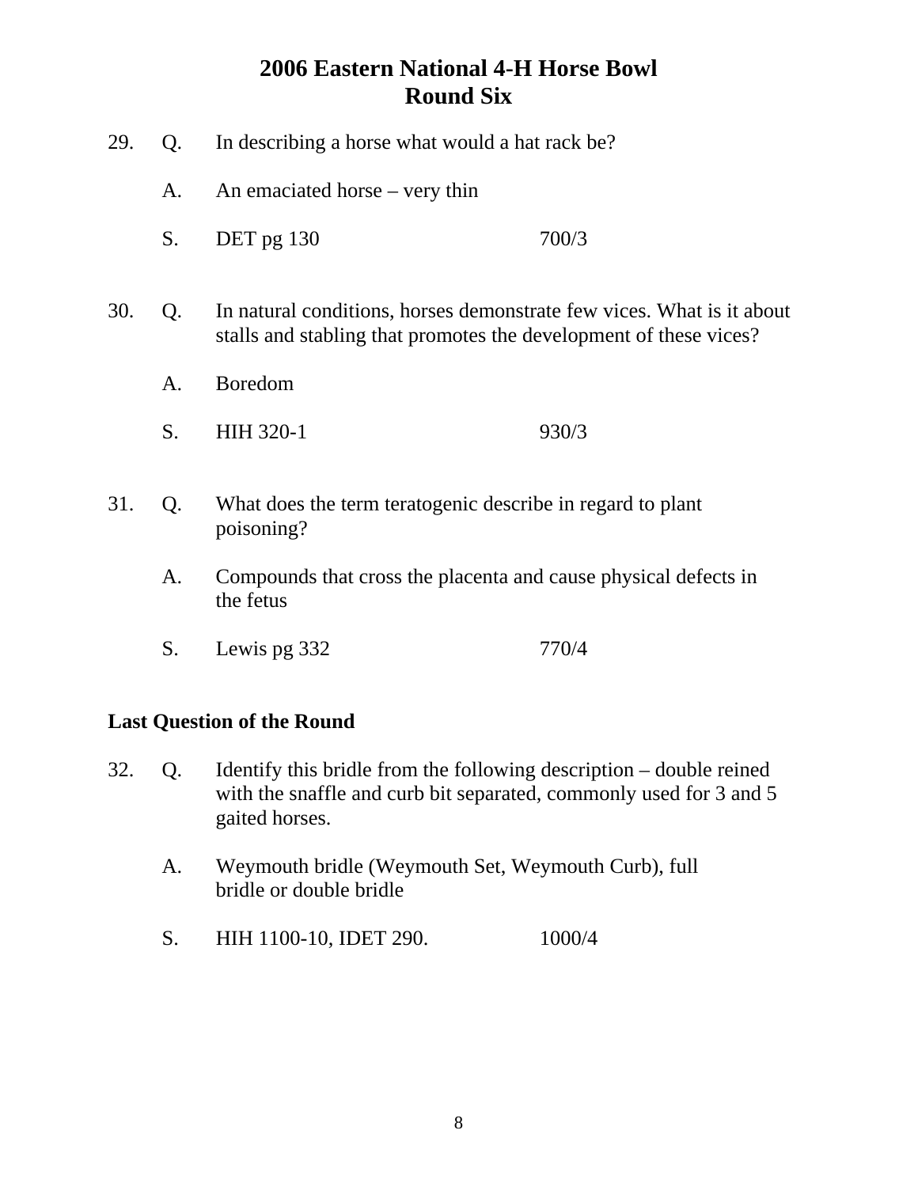# 2006 Eastern National 4-H Horse Bowl
## Round Six

29. Q. In describing a horse what would a hat rack be?

    A. An emaciated horse – very thin

    S. DET pg 130 700/3

30. Q. In natural conditions, horses demonstrate few vices. What is it about stalls and stabling that promotes the development of these vices?

    A. Boredom

    S. HIH 320-1 930/3

31. Q. What does the term teratogenic describe in regard to plant poisoning?

    A. Compounds that cross the placenta and cause physical defects in the fetus

    S. Lewis pg 332 770/4

**Last Question of the Round**

32. Q. Identify this bridle from the following description – double reined with the snaffle and curb bit separated, commonly used for 3 and 5 gaited horses.

    A. Weymouth bridle (Weymouth Set, Weymouth Curb), full bridle or double bridle

    S. HIH 1100-10, IDET 290. 1000/4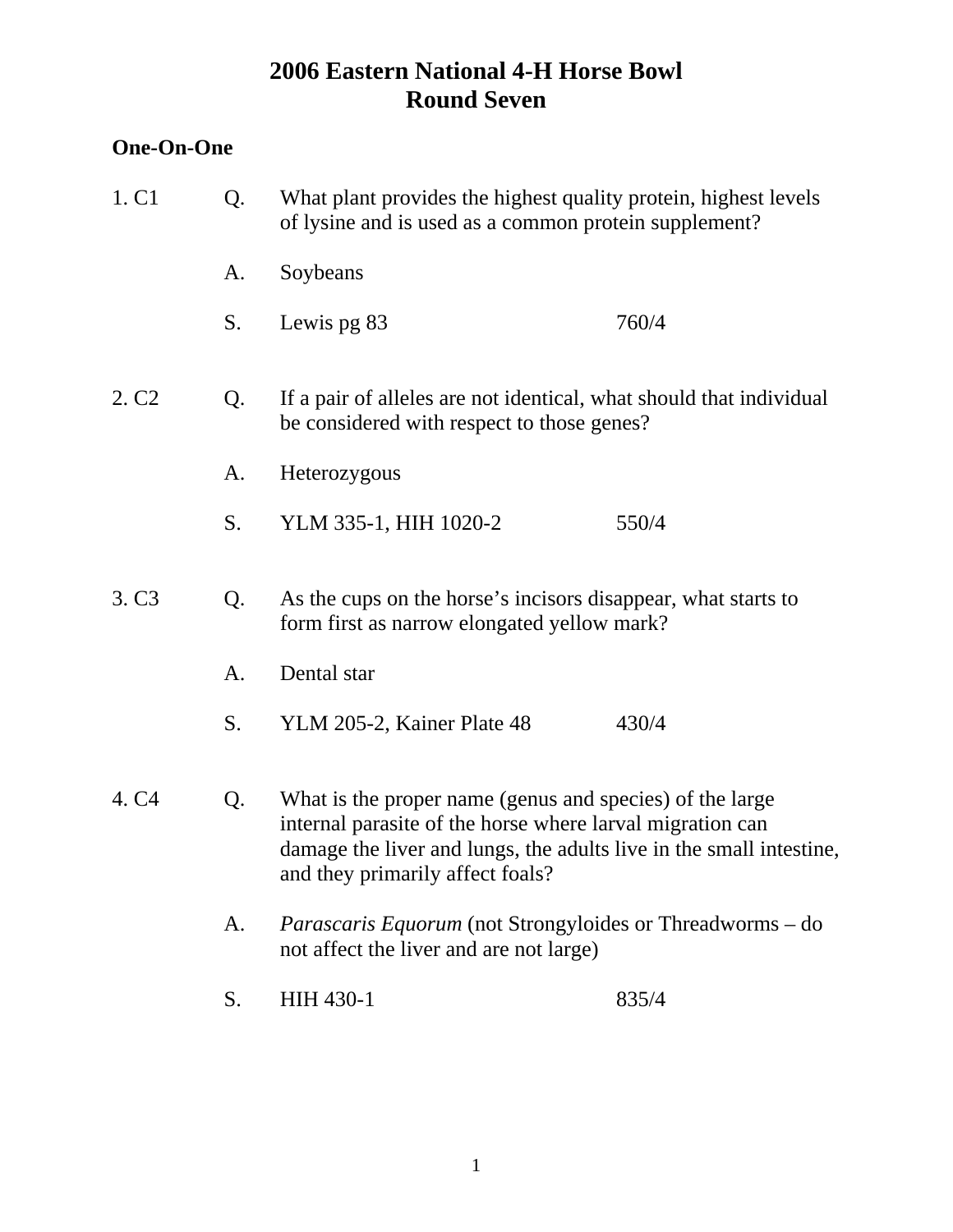# 2006 Eastern National 4-H Horse Bowl
## Round Seven

**One-On-One**

1. C1

Q. What plant provides the highest quality protein, highest levels of lysine and is used as a common protein supplement?

A. Soybeans

S. Lewis pg 83 760/4

2. C2

Q. If a pair of alleles are not identical, what should that individual be considered with respect to those genes?

A. Heterozygous

S. YLM 335-1, HIH 1020-2 550/4

3. C3

Q. As the cups on the horse's incisors disappear, what starts to form first as narrow elongated yellow mark?

A. Dental star

S. YLM 205-2, Kainer Plate 48 430/4

4. C4

Q. What is the proper name (genus and species) of the large internal parasite of the horse where larval migration can damage the liver and lungs, the adults live in the small intestine, and they primarily affect foals?

A. *Parascaris Equorum* (not Strongyloides or Threadworms – do not affect the liver and are not large)

S. HIH 430-1 835/4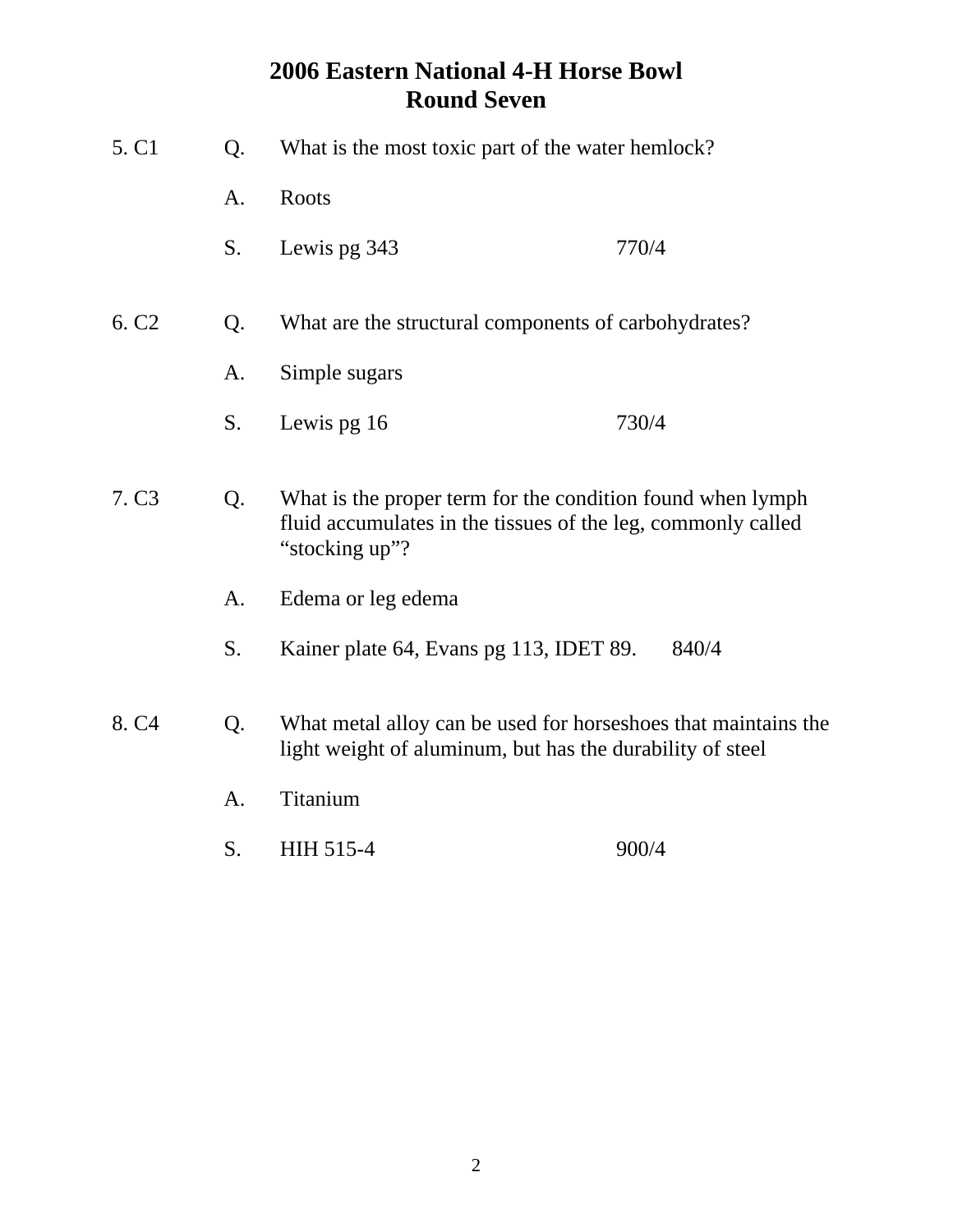# 2006 Eastern National 4-H Horse Bowl
## Round Seven

5. C1

Q. What is the most toxic part of the water hemlock?

A. Roots

S. Lewis pg 343 770/4

6. C2

Q. What are the structural components of carbohydrates?

A. Simple sugars

S. Lewis pg 16 730/4

7. C3

Q. What is the proper term for the condition found when lymph fluid accumulates in the tissues of the leg, commonly called "stocking up"?

A. Edema or leg edema

S. Kainer plate 64, Evans pg 113, IDET 89. 840/4

8. C4

Q. What metal alloy can be used for horseshoes that maintains the light weight of aluminum, but has the durability of steel

A. Titanium

S. HIH 515-4 900/4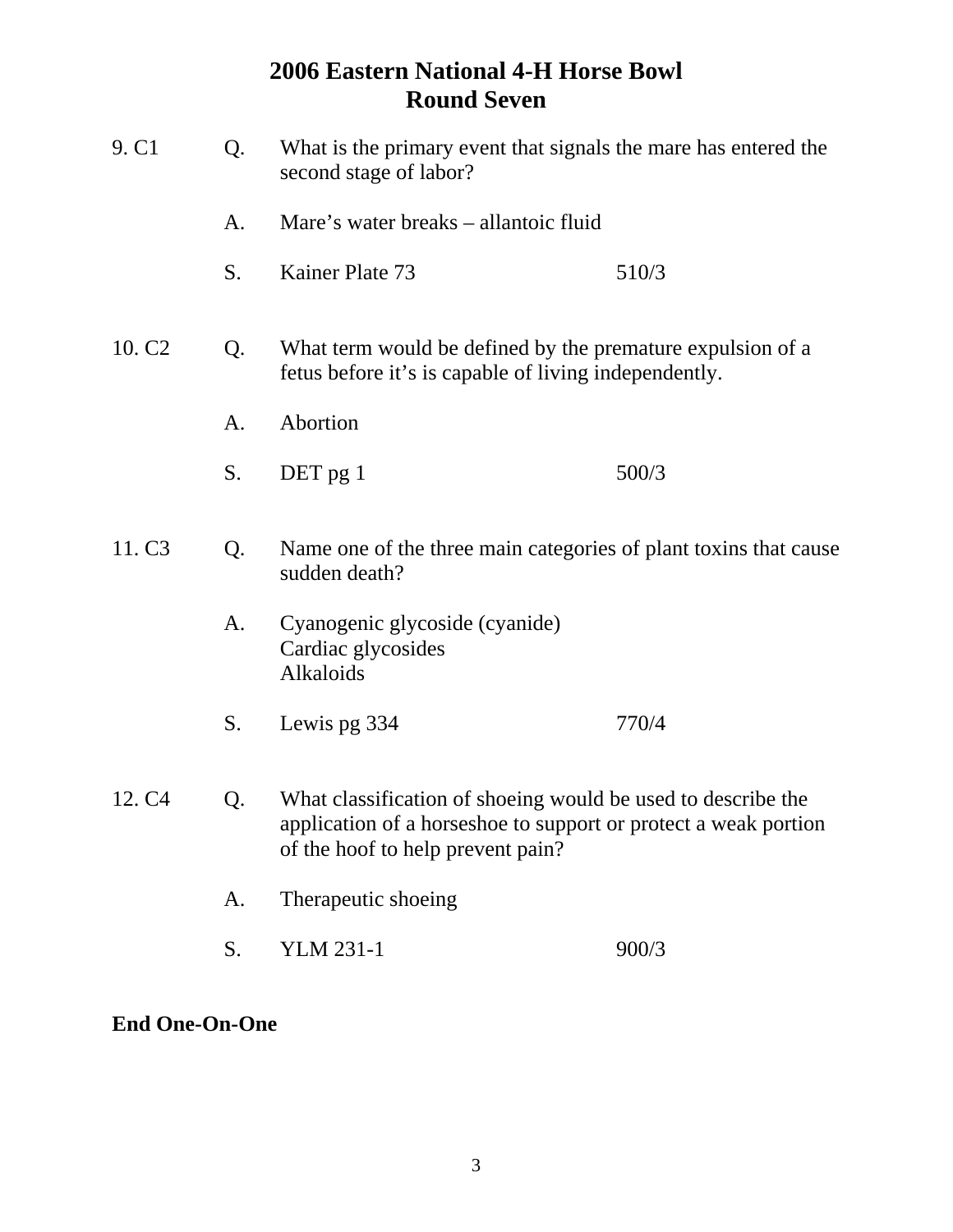# 2006 Eastern National 4-H Horse Bowl
## Round Seven

9. C1

Q. What is the primary event that signals the mare has entered the second stage of labor?

A. Mare's water breaks – allantoic fluid

S. Kainer Plate 73 510/3

10. C2

Q. What term would be defined by the premature expulsion of a fetus before it's is capable of living independently.

A. Abortion

S. DET pg 1 500/3

11. C3

Q. Name one of the three main categories of plant toxins that cause sudden death?

A. Cyanogenic glycoside (cyanide)
Cardiac glycosides
Alkaloids

S. Lewis pg 334 770/4

12. C4

Q. What classification of shoeing would be used to describe the application of a horseshoe to support or protect a weak portion of the hoof to help prevent pain?

A. Therapeutic shoeing

S. YLM 231-1 900/3

**End One-On-One**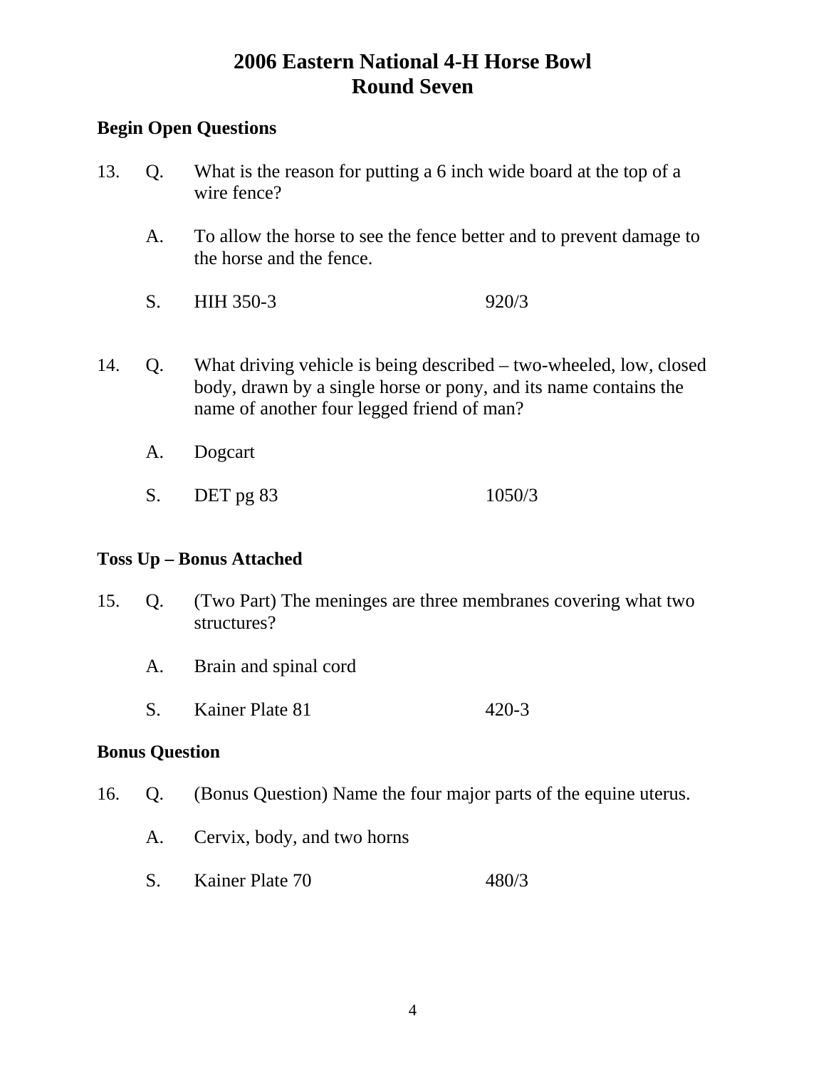# 2006 Eastern National 4-H Horse Bowl
## Round Seven

**Begin Open Questions**

13. Q. What is the reason for putting a 6 inch wide board at the top of a wire fence?

    A. To allow the horse to see the fence better and to prevent damage to the horse and the fence.

    S. HIH 350-3 920/3

14. Q. What driving vehicle is being described – two-wheeled, low, closed body, drawn by a single horse or pony, and its name contains the name of another four legged friend of man?

    A. Dogcart

    S. DET pg 83 1050/3

**Toss Up – Bonus Attached**

15. Q. (Two Part) The meninges are three membranes covering what two structures?

    A. Brain and spinal cord

    S. Kainer Plate 81 420-3

**Bonus Question**

16. Q. (Bonus Question) Name the four major parts of the equine uterus.

    A. Cervix, body, and two horns

    S. Kainer Plate 70 480/3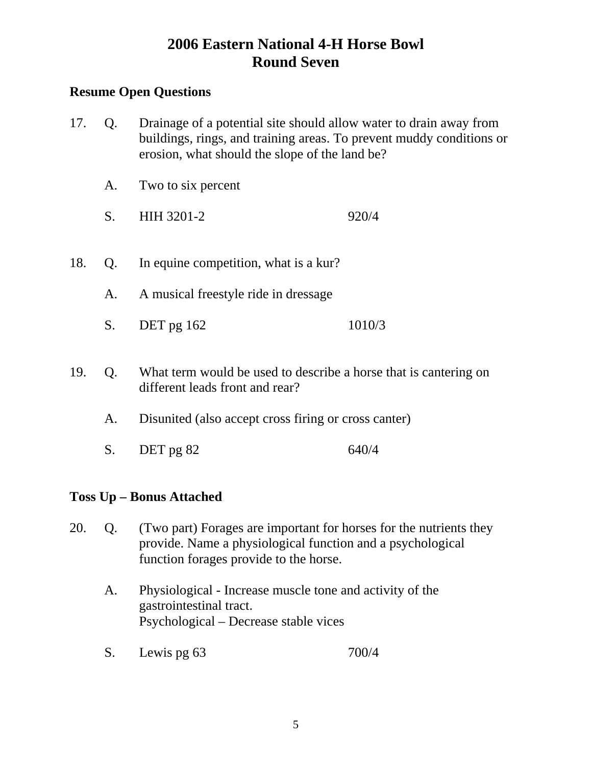# 2006 Eastern National 4-H Horse Bowl
# Round Seven

**Resume Open Questions**

17. Q. Drainage of a potential site should allow water to drain away from buildings, rings, and training areas. To prevent muddy conditions or erosion, what should the slope of the land be?

    A. Two to six percent

    S. HIH 3201-2 920/4

18. Q. In equine competition, what is a kur?

    A. A musical freestyle ride in dressage

    S. DET pg 162 1010/3

19. Q. What term would be used to describe a horse that is cantering on different leads front and rear?

    A. Disunited (also accept cross firing or cross canter)

    S. DET pg 82 640/4

**Toss Up – Bonus Attached**

20. Q. (Two part) Forages are important for horses for the nutrients they provide. Name a physiological function and a psychological function forages provide to the horse.

    A. Physiological - Increase muscle tone and activity of the gastrointestinal tract.
    Psychological – Decrease stable vices

    S. Lewis pg 63 700/4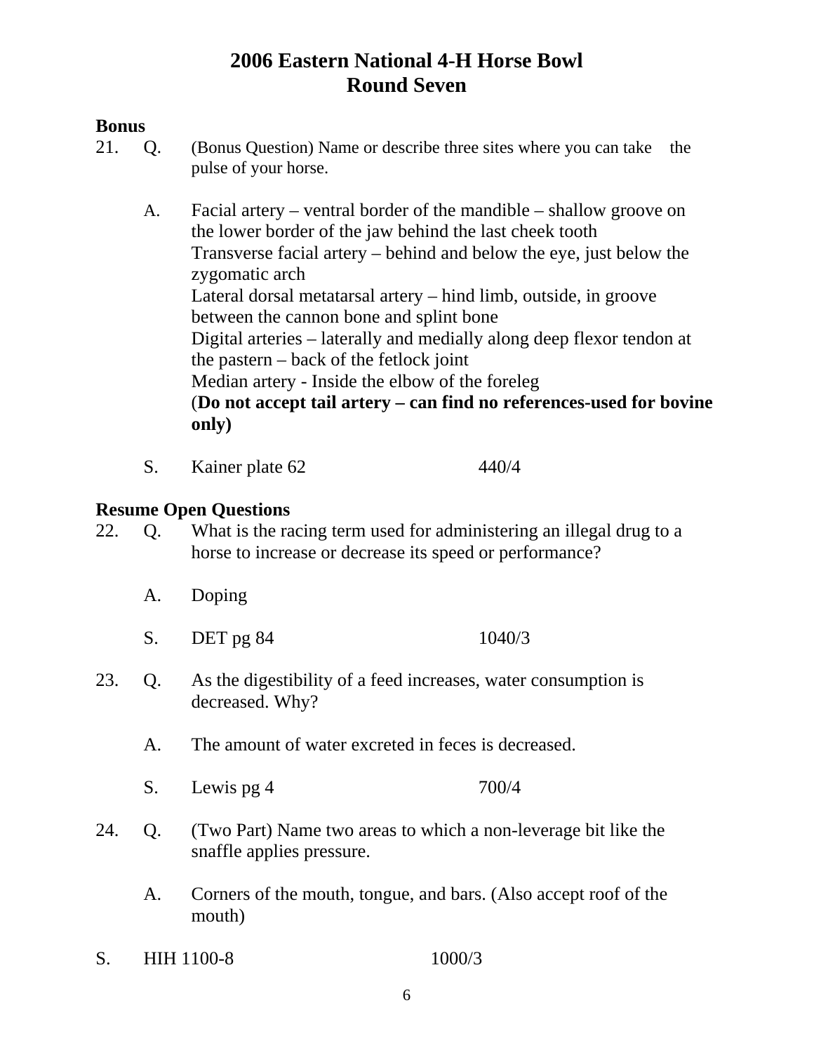# 2006 Eastern National 4-H Horse Bowl
# Round Seven

**Bonus**

21. Q. (Bonus Question) Name or describe three sites where you can take the pulse of your horse.

    A. Facial artery – ventral border of the mandible – shallow groove on the lower border of the jaw behind the last cheek tooth
    Transverse facial artery – behind and below the eye, just below the zygomatic arch
    Lateral dorsal metatarsal artery – hind limb, outside, in groove between the cannon bone and splint bone
    Digital arteries – laterally and medially along deep flexor tendon at the pastern – back of the fetlock joint
    Median artery - Inside the elbow of the foreleg
    (**Do not accept tail artery – can find no references-used for bovine only)**

    S. Kainer plate 62 440/4

**Resume Open Questions**

22. Q. What is the racing term used for administering an illegal drug to a horse to increase or decrease its speed or performance?

    A. Doping

    S. DET pg 84 1040/3

23. Q. As the digestibility of a feed increases, water consumption is decreased. Why?

    A. The amount of water excreted in feces is decreased.

    S. Lewis pg 4 700/4

24. Q. (Two Part) Name two areas to which a non-leverage bit like the snaffle applies pressure.

    A. Corners of the mouth, tongue, and bars. (Also accept roof of the mouth)

S. HIH 1100-8 1000/3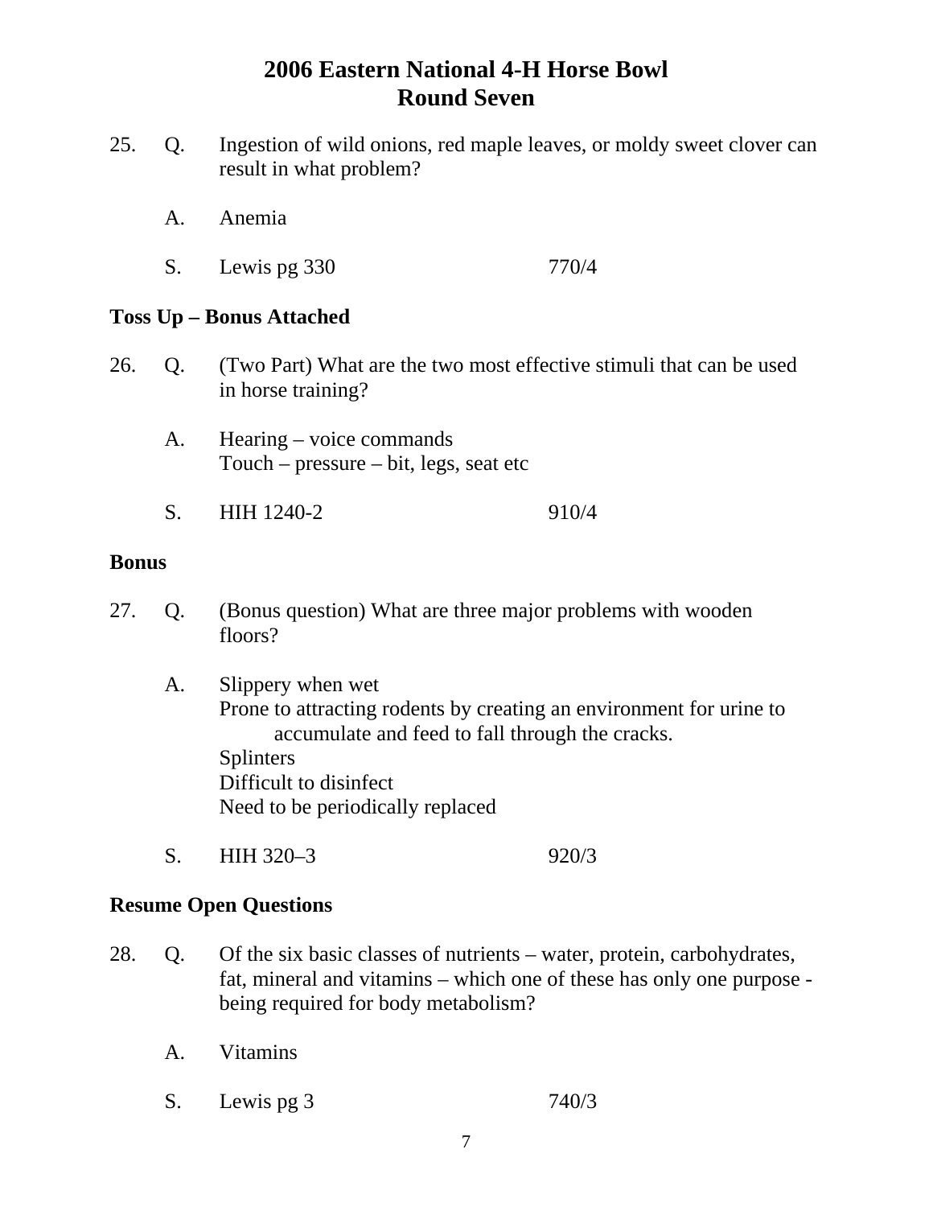# 2006 Eastern National 4-H Horse Bowl
## Round Seven

25. Q. Ingestion of wild onions, red maple leaves, or moldy sweet clover can result in what problem?

    A. Anemia

    S. Lewis pg 330 770/4

**Toss Up – Bonus Attached**

26. Q. (Two Part) What are the two most effective stimuli that can be used in horse training?

    A. Hearing – voice commands
    Touch – pressure – bit, legs, seat etc

    S. HIH 1240-2 910/4

**Bonus**

27. Q. (Bonus question) What are three major problems with wooden floors?

    A. Slippery when wet
    Prone to attracting rodents by creating an environment for urine to accumulate and feed to fall through the cracks.
    Splinters
    Difficult to disinfect
    Need to be periodically replaced

    S. HIH 320–3 920/3

**Resume Open Questions**

28. Q. Of the six basic classes of nutrients – water, protein, carbohydrates, fat, mineral and vitamins – which one of these has only one purpose - being required for body metabolism?

    A. Vitamins

    S. Lewis pg 3 740/3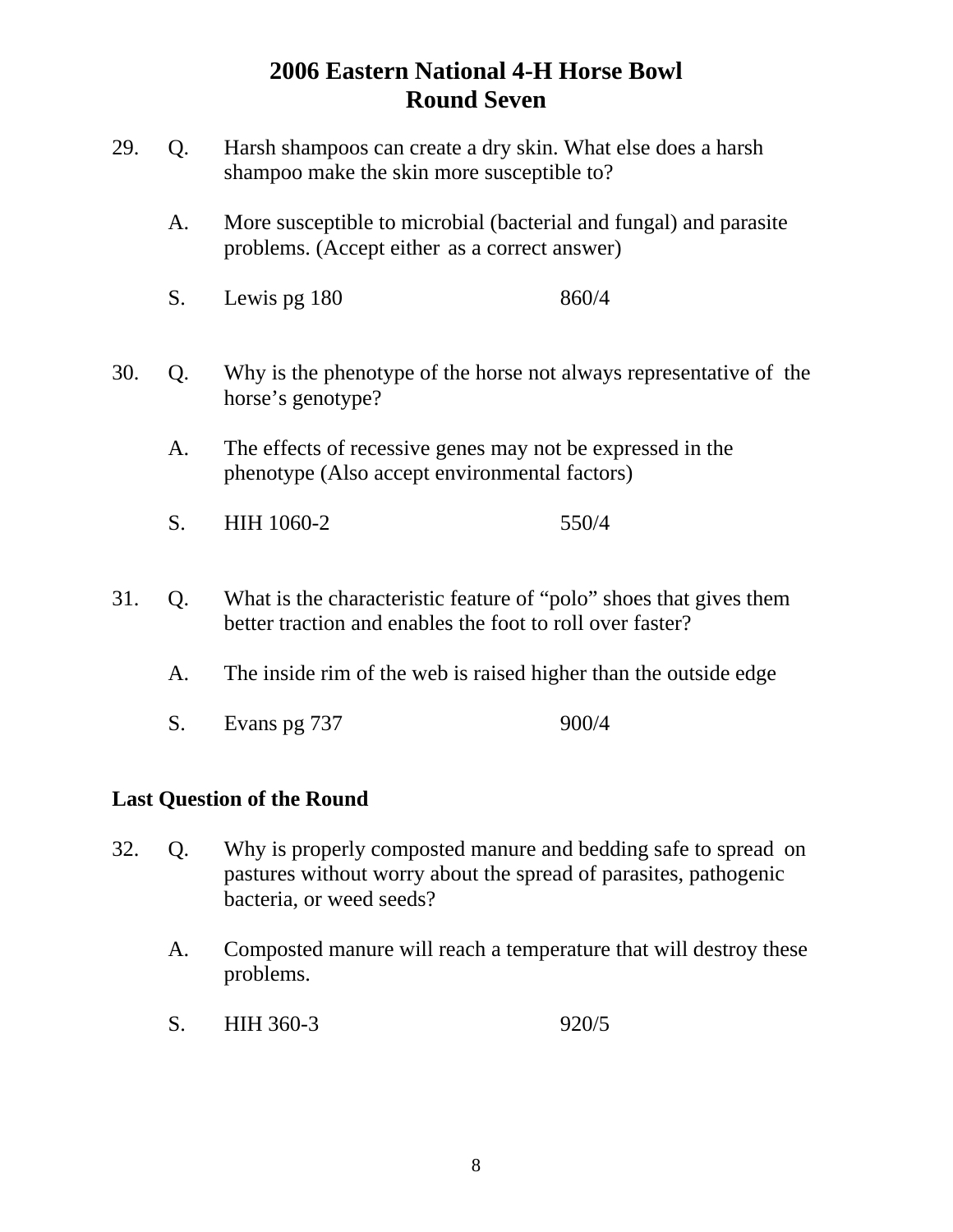# 2006 Eastern National 4-H Horse Bowl
## Round Seven

29. Q. Harsh shampoos can create a dry skin. What else does a harsh shampoo make the skin more susceptible to?

    A. More susceptible to microbial (bacterial and fungal) and parasite problems. (Accept either as a correct answer)

    S. Lewis pg 180 860/4

30. Q. Why is the phenotype of the horse not always representative of the horse's genotype?

    A. The effects of recessive genes may not be expressed in the phenotype (Also accept environmental factors)

    S. HIH 1060-2 550/4

31. Q. What is the characteristic feature of "polo" shoes that gives them better traction and enables the foot to roll over faster?

    A. The inside rim of the web is raised higher than the outside edge

    S. Evans pg 737 900/4

**Last Question of the Round**

32. Q. Why is properly composted manure and bedding safe to spread on pastures without worry about the spread of parasites, pathogenic bacteria, or weed seeds?

    A. Composted manure will reach a temperature that will destroy these problems.

    S. HIH 360-3 920/5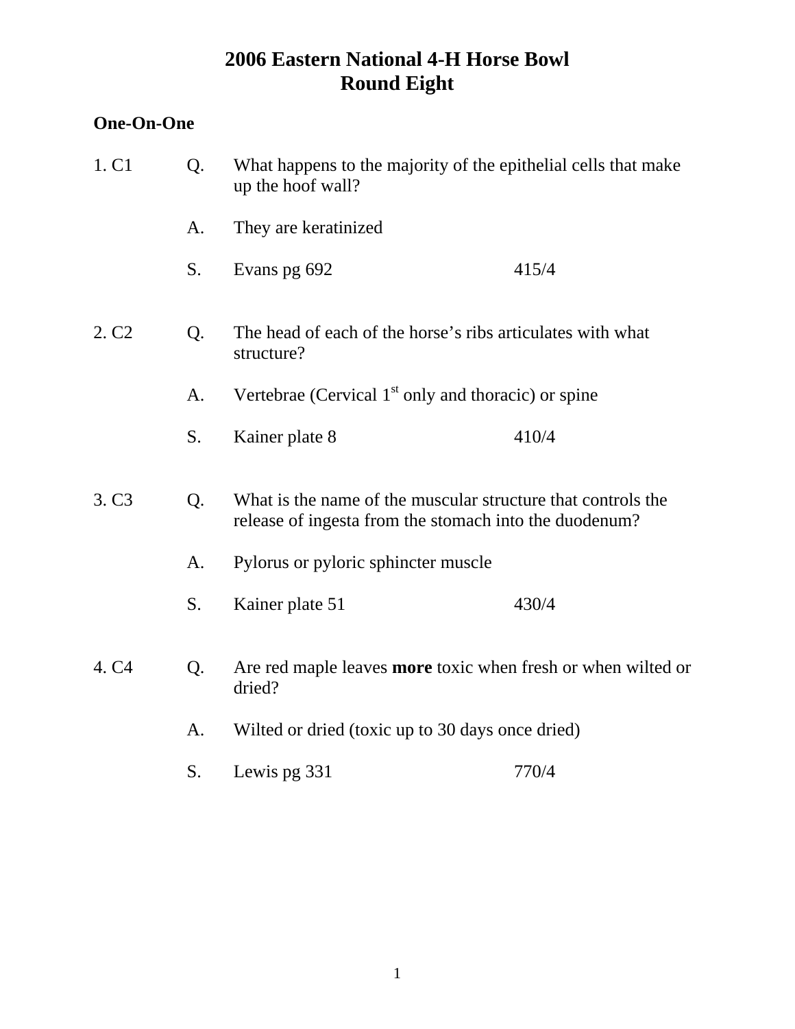# 2006 Eastern National 4-H Horse Bowl
# Round Eight

**One-On-One**

1. C1

Q. What happens to the majority of the epithelial cells that make up the hoof wall?

A. They are keratinized

S. Evans pg 692 415/4

2. C2

Q. The head of each of the horse's ribs articulates with what structure?

A. Vertebrae (Cervical 1st only and thoracic) or spine

S. Kainer plate 8 410/4

3. C3

Q. What is the name of the muscular structure that controls the release of ingesta from the stomach into the duodenum?

A. Pylorus or pyloric sphincter muscle

S. Kainer plate 51 430/4

4. C4

Q. Are red maple leaves **more** toxic when fresh or when wilted or dried?

A. Wilted or dried (toxic up to 30 days once dried)

S. Lewis pg 331 770/4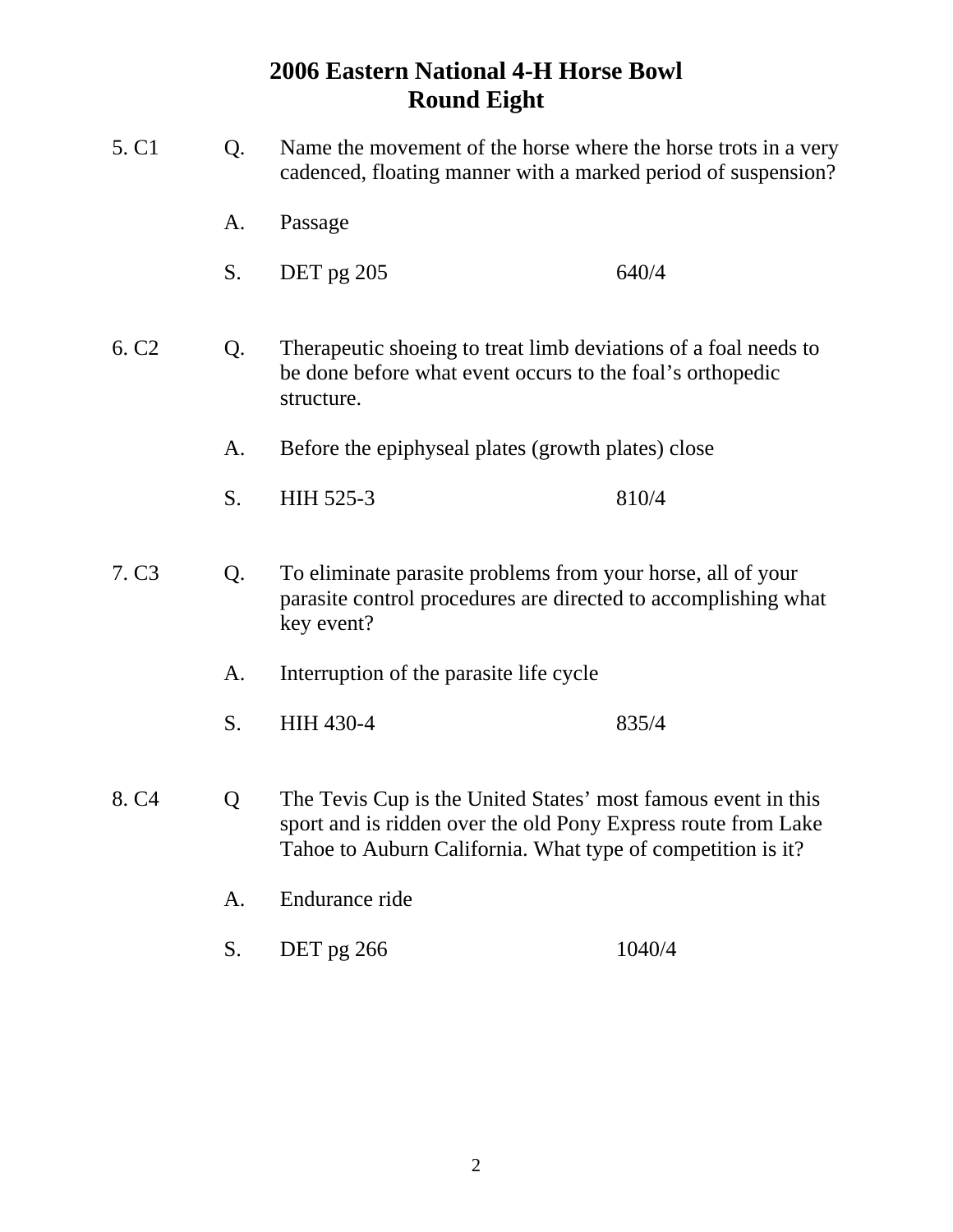# 2006 Eastern National 4-H Horse Bowl
## Round Eight

5. C1

Q. Name the movement of the horse where the horse trots in a very cadenced, floating manner with a marked period of suspension?

A. Passage

S. DET pg 205 640/4

6. C2

Q. Therapeutic shoeing to treat limb deviations of a foal needs to be done before what event occurs to the foal's orthopedic structure.

A. Before the epiphyseal plates (growth plates) close

S. HIH 525-3 810/4

7. C3

Q. To eliminate parasite problems from your horse, all of your parasite control procedures are directed to accomplishing what key event?

A. Interruption of the parasite life cycle

S. HIH 430-4 835/4

8. C4

Q The Tevis Cup is the United States' most famous event in this sport and is ridden over the old Pony Express route from Lake Tahoe to Auburn California. What type of competition is it?

A. Endurance ride

S. DET pg 266 1040/4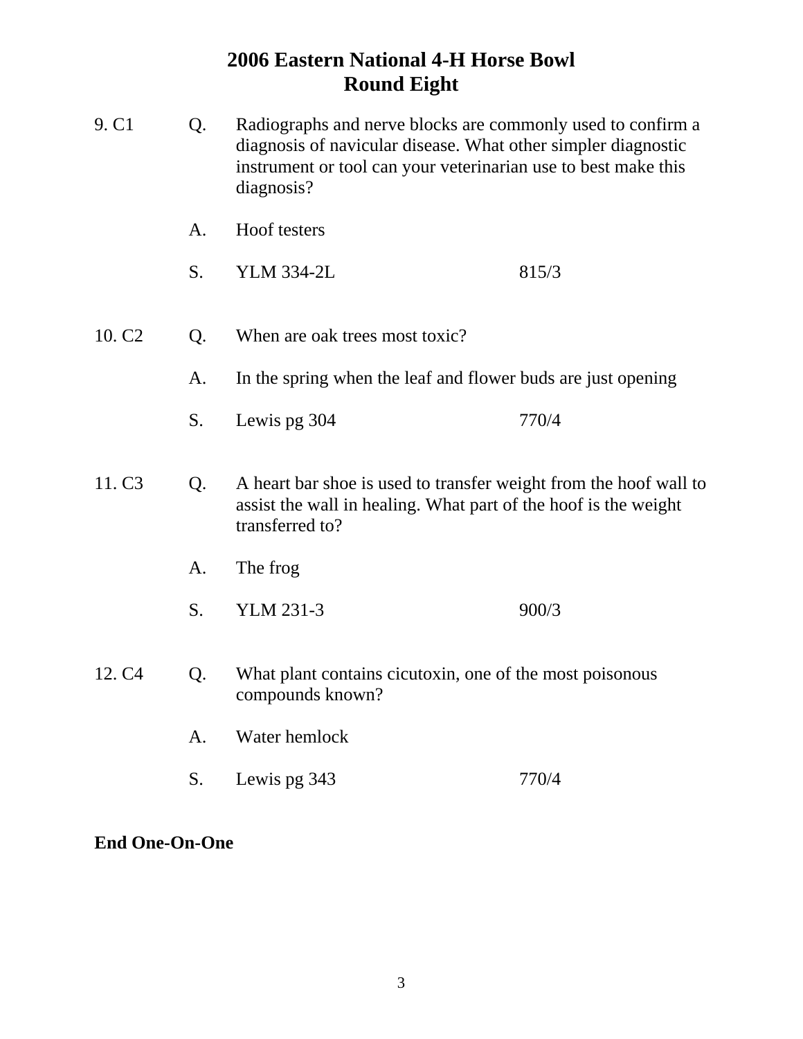# 2006 Eastern National 4-H Horse Bowl
## Round Eight

9. C1

Q. Radiographs and nerve blocks are commonly used to confirm a diagnosis of navicular disease. What other simpler diagnostic instrument or tool can your veterinarian use to best make this diagnosis?

A. Hoof testers

S. YLM 334-2L 815/3

10. C2

Q. When are oak trees most toxic?

A. In the spring when the leaf and flower buds are just opening

S. Lewis pg 304 770/4

11. C3

Q. A heart bar shoe is used to transfer weight from the hoof wall to assist the wall in healing. What part of the hoof is the weight transferred to?

A. The frog

S. YLM 231-3 900/3

12. C4

Q. What plant contains cicutoxin, one of the most poisonous compounds known?

A. Water hemlock

S. Lewis pg 343 770/4

**End One-On-One**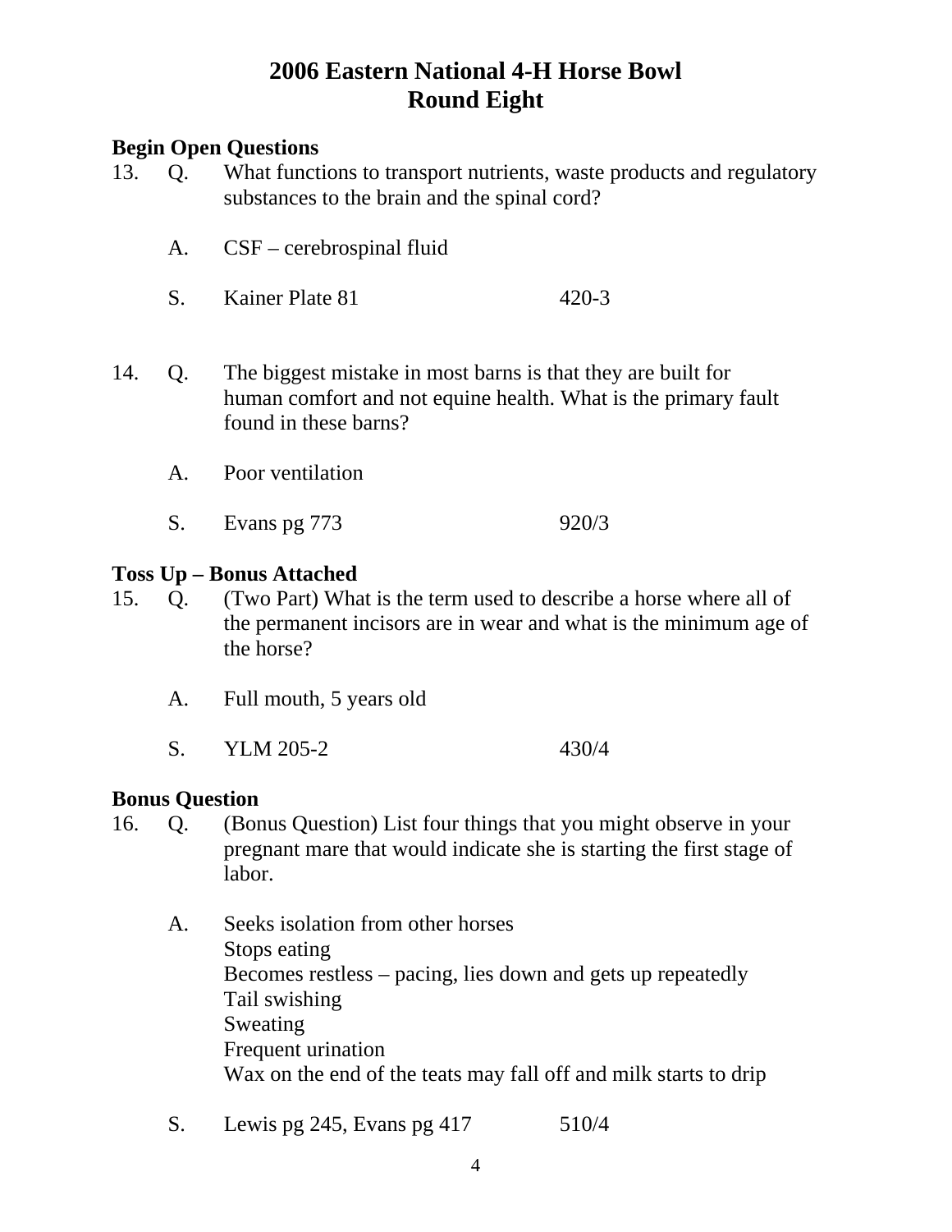# 2006 Eastern National 4-H Horse Bowl
## Round Eight

**Begin Open Questions**

13. Q. What functions to transport nutrients, waste products and regulatory substances to the brain and the spinal cord?

    A. CSF – cerebrospinal fluid

    S. Kainer Plate 81 420-3

14. Q. The biggest mistake in most barns is that they are built for human comfort and not equine health. What is the primary fault found in these barns?

    A. Poor ventilation

    S. Evans pg 773 920/3

**Toss Up – Bonus Attached**

15. Q. (Two Part) What is the term used to describe a horse where all of the permanent incisors are in wear and what is the minimum age of the horse?

    A. Full mouth, 5 years old

    S. YLM 205-2 430/4

**Bonus Question**

16. Q. (Bonus Question) List four things that you might observe in your pregnant mare that would indicate she is starting the first stage of labor.

    A. Seeks isolation from other horses
    Stops eating
    Becomes restless – pacing, lies down and gets up repeatedly
    Tail swishing
    Sweating
    Frequent urination
    Wax on the end of the teats may fall off and milk starts to drip

    S. Lewis pg 245, Evans pg 417 510/4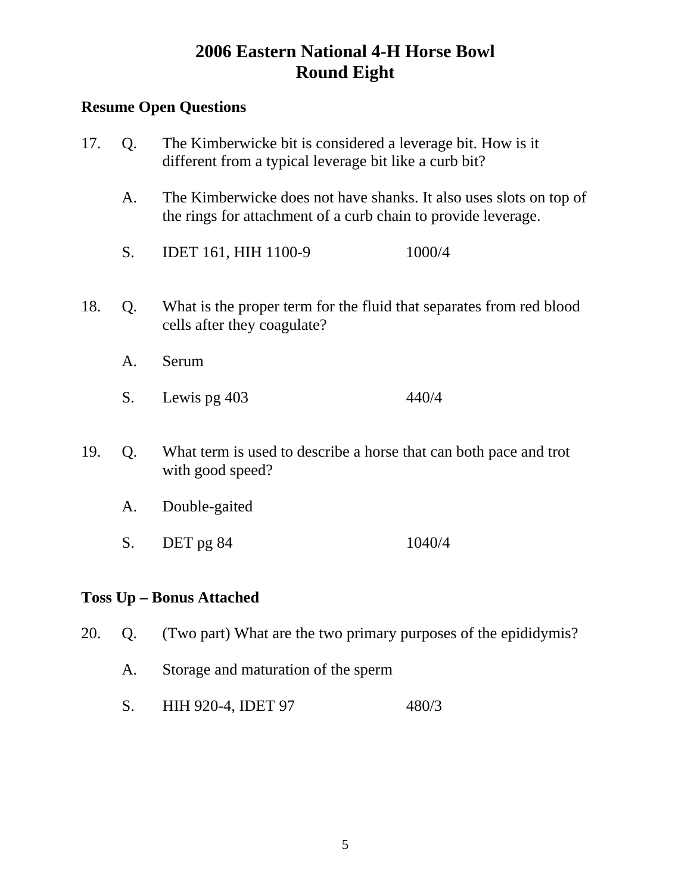# 2006 Eastern National 4-H Horse Bowl
# Round Eight

**Resume Open Questions**

17. Q. The Kimberwicke bit is considered a leverage bit. How is it different from a typical leverage bit like a curb bit?

    A. The Kimberwicke does not have shanks. It also uses slots on top of the rings for attachment of a curb chain to provide leverage.

    S. IDET 161, HIH 1100-9 1000/4

18. Q. What is the proper term for the fluid that separates from red blood cells after they coagulate?

    A. Serum

    S. Lewis pg 403 440/4

19. Q. What term is used to describe a horse that can both pace and trot with good speed?

    A. Double-gaited

    S. DET pg 84 1040/4

**Toss Up – Bonus Attached**

20. Q. (Two part) What are the two primary purposes of the epididymis?

    A. Storage and maturation of the sperm

    S. HIH 920-4, IDET 97 480/3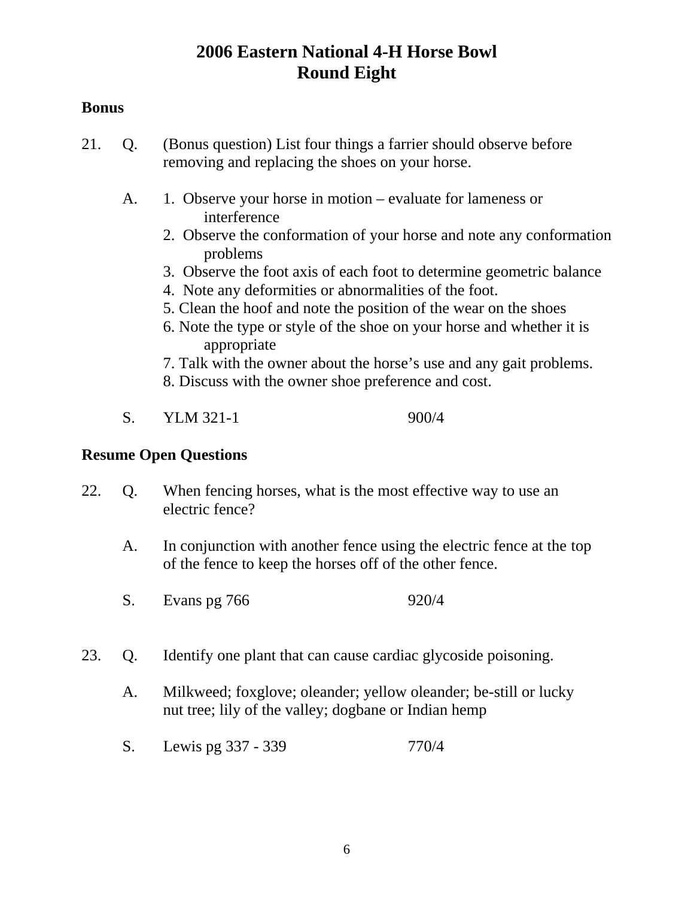# 2006 Eastern National 4-H Horse Bowl
# Round Eight

**Bonus**

21. Q. (Bonus question) List four things a farrier should observe before removing and replacing the shoes on your horse.

    A. 1. Observe your horse in motion – evaluate for lameness or interference
    2. Observe the conformation of your horse and note any conformation problems
    3. Observe the foot axis of each foot to determine geometric balance
    4. Note any deformities or abnormalities of the foot.
    5. Clean the hoof and note the position of the wear on the shoes
    6. Note the type or style of the shoe on your horse and whether it is appropriate
    7. Talk with the owner about the horse's use and any gait problems.
    8. Discuss with the owner shoe preference and cost.

    S. YLM 321-1 900/4

**Resume Open Questions**

22. Q. When fencing horses, what is the most effective way to use an electric fence?

    A. In conjunction with another fence using the electric fence at the top of the fence to keep the horses off of the other fence.

    S. Evans pg 766 920/4

23. Q. Identify one plant that can cause cardiac glycoside poisoning.

    A. Milkweed; foxglove; oleander; yellow oleander; be-still or lucky nut tree; lily of the valley; dogbane or Indian hemp

    S. Lewis pg 337 - 339 770/4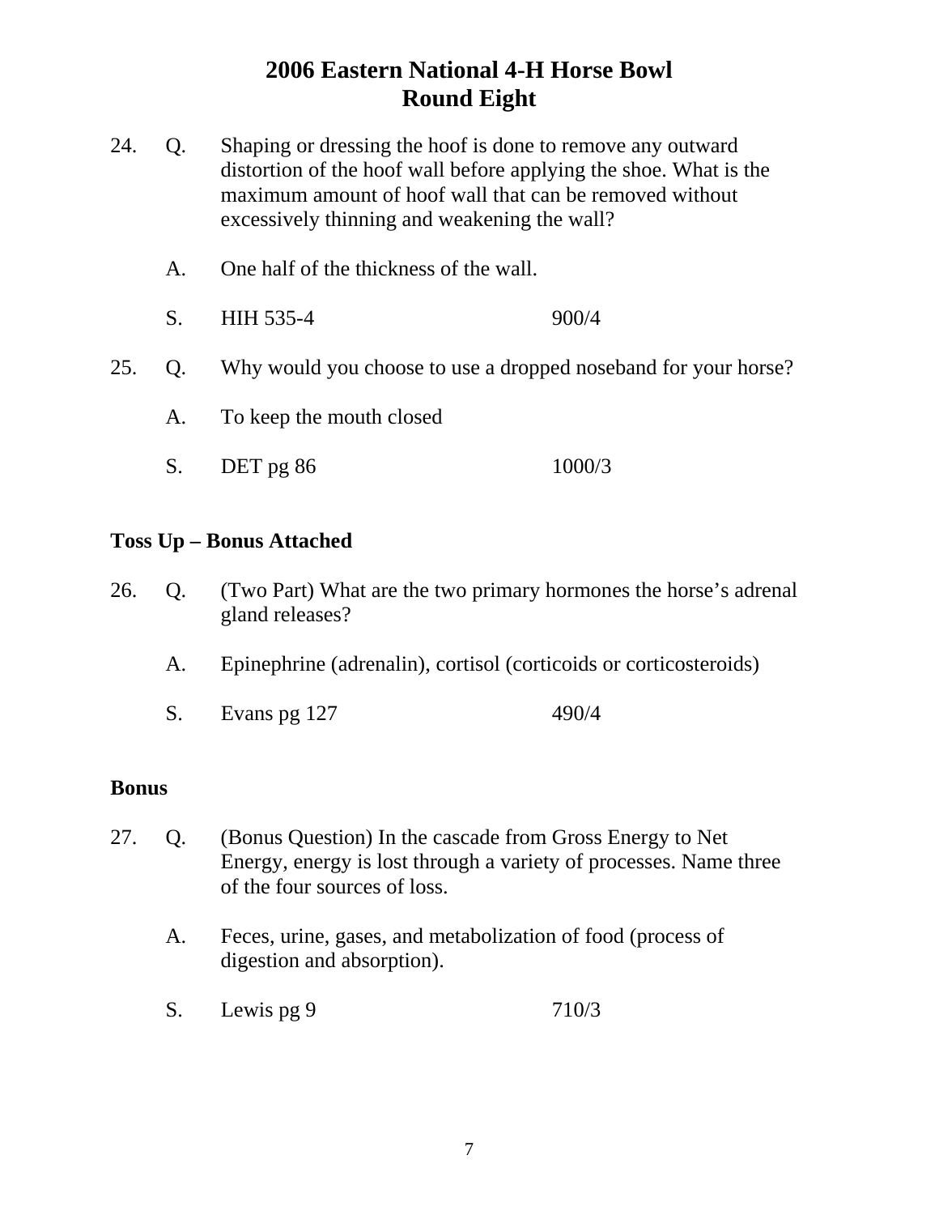# 2006 Eastern National 4-H Horse Bowl
## Round Eight

24. Q. Shaping or dressing the hoof is done to remove any outward distortion of the hoof wall before applying the shoe. What is the maximum amount of hoof wall that can be removed without excessively thinning and weakening the wall?

    A. One half of the thickness of the wall.

    S. HIH 535-4 900/4

25. Q. Why would you choose to use a dropped noseband for your horse?

    A. To keep the mouth closed

    S. DET pg 86 1000/3

**Toss Up – Bonus Attached**

26. Q. (Two Part) What are the two primary hormones the horse's adrenal gland releases?

    A. Epinephrine (adrenalin), cortisol (corticoids or corticosteroids)

    S. Evans pg 127 490/4

**Bonus**

27. Q. (Bonus Question) In the cascade from Gross Energy to Net Energy, energy is lost through a variety of processes. Name three of the four sources of loss.

    A. Feces, urine, gases, and metabolization of food (process of digestion and absorption).

    S. Lewis pg 9 710/3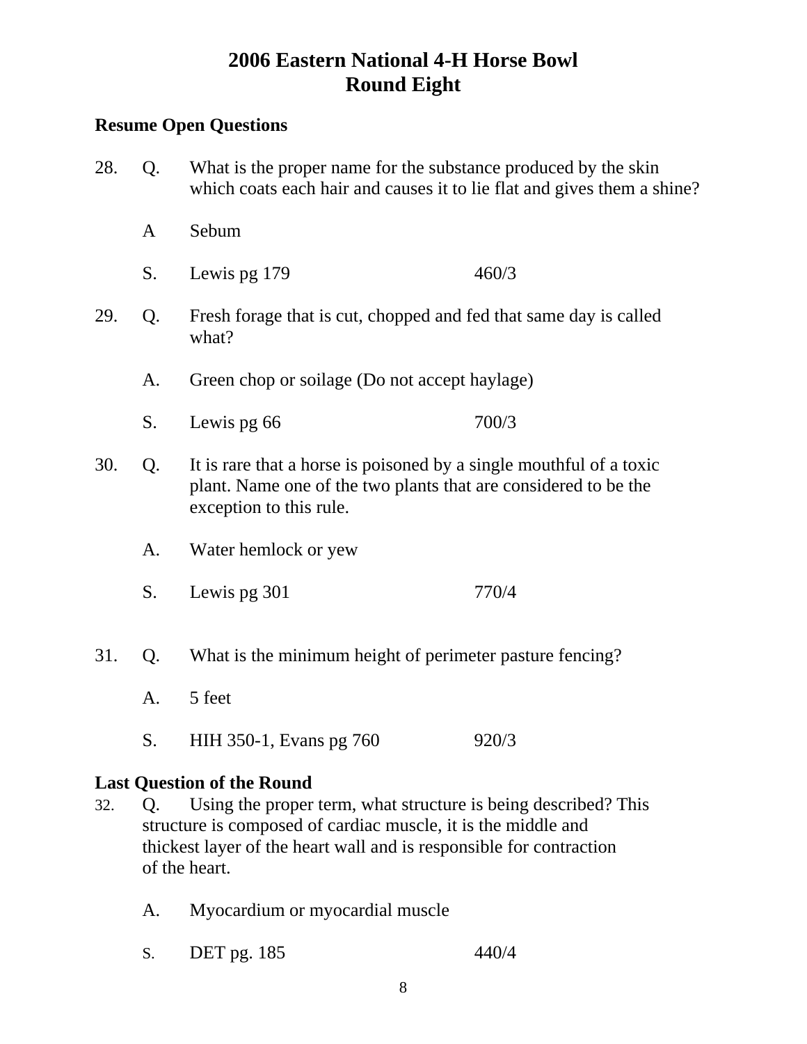# 2006 Eastern National 4-H Horse Bowl
# Round Eight

**Resume Open Questions**

28. Q. What is the proper name for the substance produced by the skin which coats each hair and causes it to lie flat and gives them a shine?

    A Sebum

    S. Lewis pg 179 460/3

29. Q. Fresh forage that is cut, chopped and fed that same day is called what?

    A. Green chop or soilage (Do not accept haylage)

    S. Lewis pg 66 700/3

30. Q. It is rare that a horse is poisoned by a single mouthful of a toxic plant. Name one of the two plants that are considered to be the exception to this rule.

    A. Water hemlock or yew

    S. Lewis pg 301 770/4

31. Q. What is the minimum height of perimeter pasture fencing?

    A. 5 feet

    S. HIH 350-1, Evans pg 760 920/3

**Last Question of the Round**

32. Q. Using the proper term, what structure is being described? This structure is composed of cardiac muscle, it is the middle and thickest layer of the heart wall and is responsible for contraction of the heart.

    A. Myocardium or myocardial muscle

    S. DET pg. 185 440/4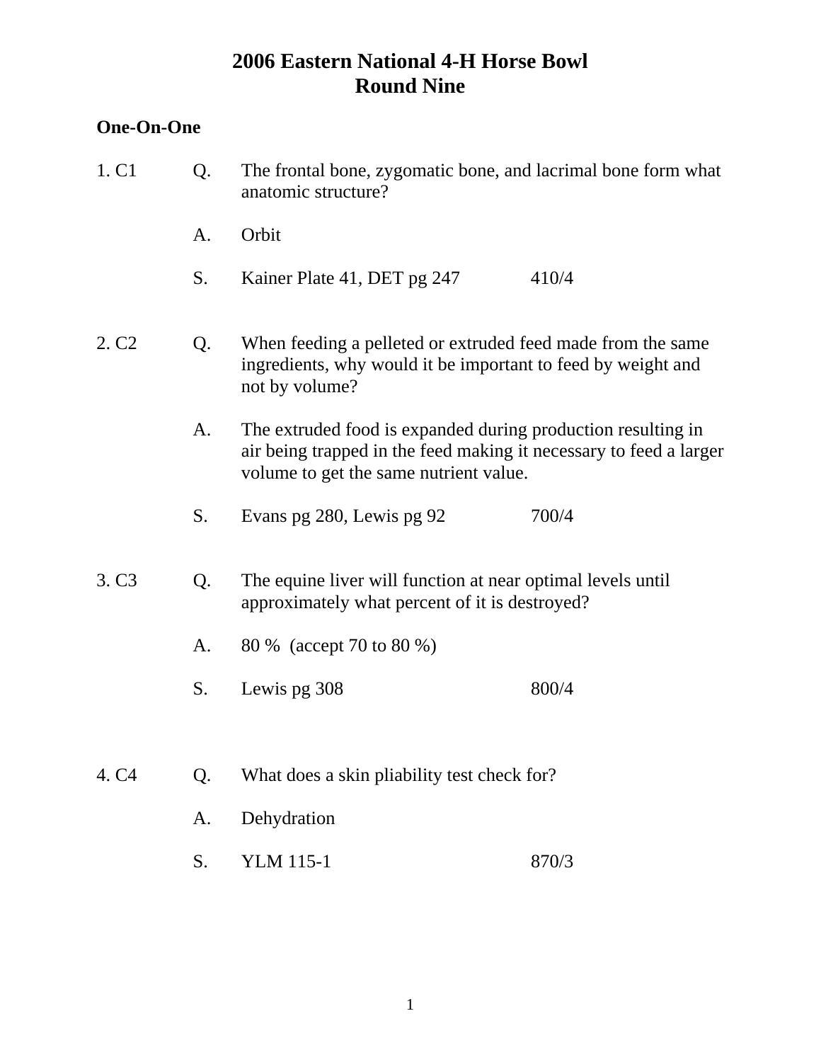# 2006 Eastern National 4-H Horse Bowl
## Round Nine

**One-On-One**

1. C1

Q. The frontal bone, zygomatic bone, and lacrimal bone form what anatomic structure?

A. Orbit

S. Kainer Plate 41, DET pg 247 410/4

2. C2

Q. When feeding a pelleted or extruded feed made from the same ingredients, why would it be important to feed by weight and not by volume?

A. The extruded food is expanded during production resulting in air being trapped in the feed making it necessary to feed a larger volume to get the same nutrient value.

S. Evans pg 280, Lewis pg 92 700/4

3. C3

Q. The equine liver will function at near optimal levels until approximately what percent of it is destroyed?

A. 80 % (accept 70 to 80 %)

S. Lewis pg 308 800/4

4. C4

Q. What does a skin pliability test check for?

A. Dehydration

S. YLM 115-1 870/3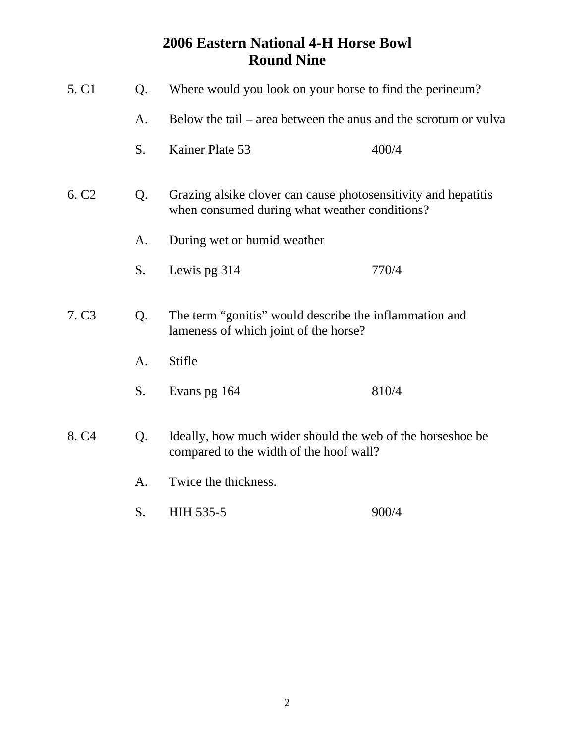# 2006 Eastern National 4-H Horse Bowl
## Round Nine

5. C1

Q. Where would you look on your horse to find the perineum?

A. Below the tail – area between the anus and the scrotum or vulva

S. Kainer Plate 53 400/4

6. C2

Q. Grazing alsike clover can cause photosensitivity and hepatitis when consumed during what weather conditions?

A. During wet or humid weather

S. Lewis pg 314 770/4

7. C3

Q. The term "gonitis" would describe the inflammation and lameness of which joint of the horse?

A. Stifle

S. Evans pg 164 810/4

8. C4

Q. Ideally, how much wider should the web of the horseshoe be compared to the width of the hoof wall?

A. Twice the thickness.

S. HIH 535-5 900/4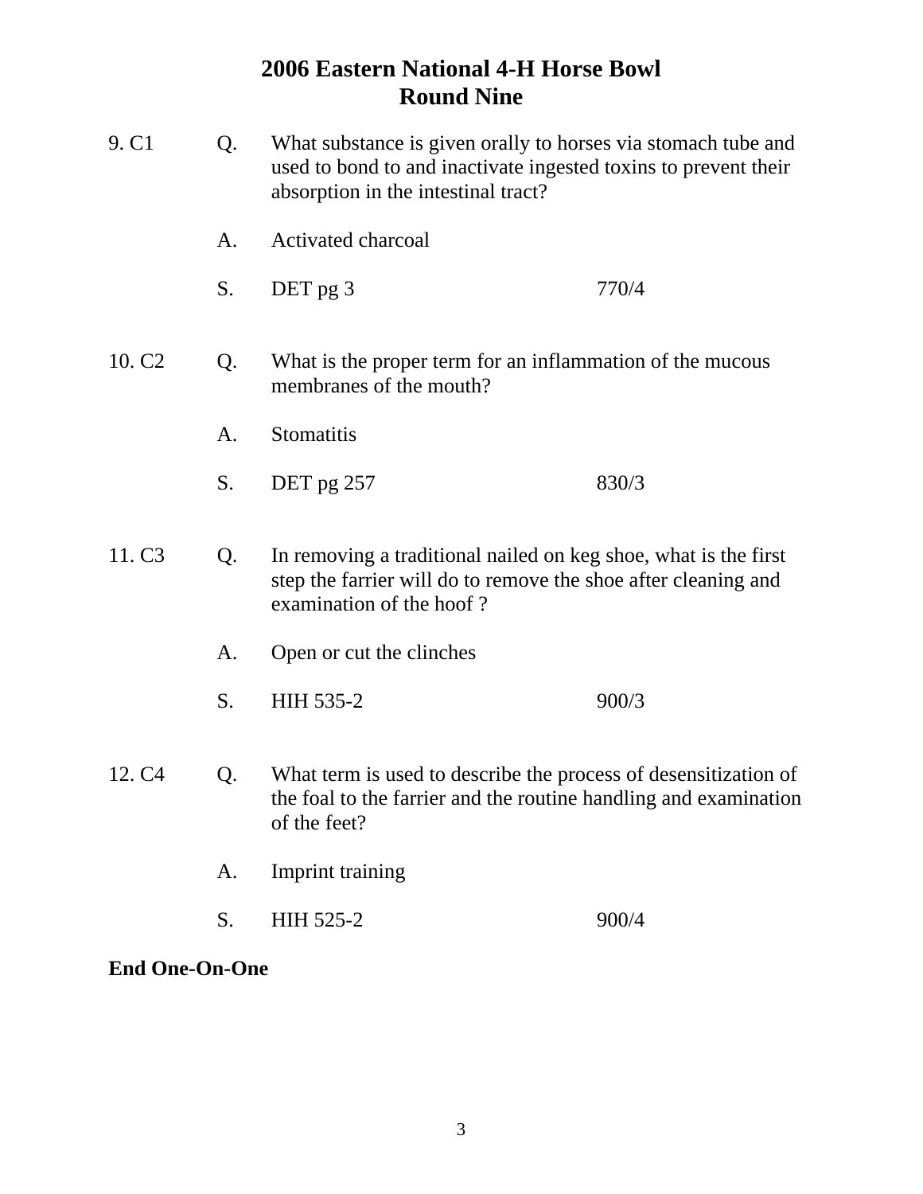# 2006 Eastern National 4-H Horse Bowl
## Round Nine

9. C1 Q. What substance is given orally to horses via stomach tube and used to bond to and inactivate ingested toxins to prevent their absorption in the intestinal tract?

A. Activated charcoal

S. DET pg 3 770/4

10. C2 Q. What is the proper term for an inflammation of the mucous membranes of the mouth?

A. Stomatitis

S. DET pg 257 830/3

11. C3 Q. In removing a traditional nailed on keg shoe, what is the first step the farrier will do to remove the shoe after cleaning and examination of the hoof ?

A. Open or cut the clinches

S. HIH 535-2 900/3

12. C4 Q. What term is used to describe the process of desensitization of the foal to the farrier and the routine handling and examination of the feet?

A. Imprint training

S. HIH 525-2 900/4

**End One-On-One**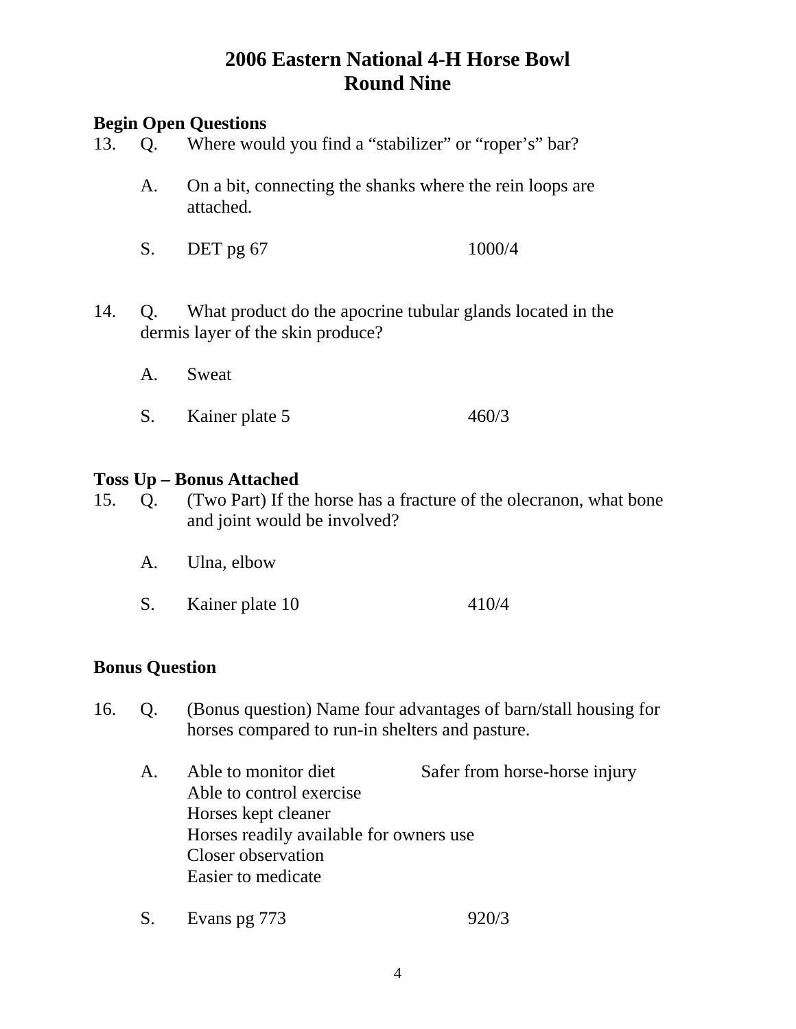# 2006 Eastern National 4-H Horse Bowl
## Round Nine

**Begin Open Questions**

13. Q. Where would you find a "stabilizer" or "roper's" bar?

    A. On a bit, connecting the shanks where the rein loops are attached.

    S. DET pg 67 1000/4

14. Q. What product do the apocrine tubular glands located in the dermis layer of the skin produce?

    A. Sweat

    S. Kainer plate 5 460/3

**Toss Up – Bonus Attached**

15. Q. (Two Part) If the horse has a fracture of the olecranon, what bone and joint would be involved?

    A. Ulna, elbow

    S. Kainer plate 10 410/4

**Bonus Question**

16. Q. (Bonus question) Name four advantages of barn/stall housing for horses compared to run-in shelters and pasture.

    A. Able to monitor diet
       Safer from horse-horse injury
       Able to control exercise
       Horses kept cleaner
       Horses readily available for owners use
       Closer observation
       Easier to medicate

    S. Evans pg 773 920/3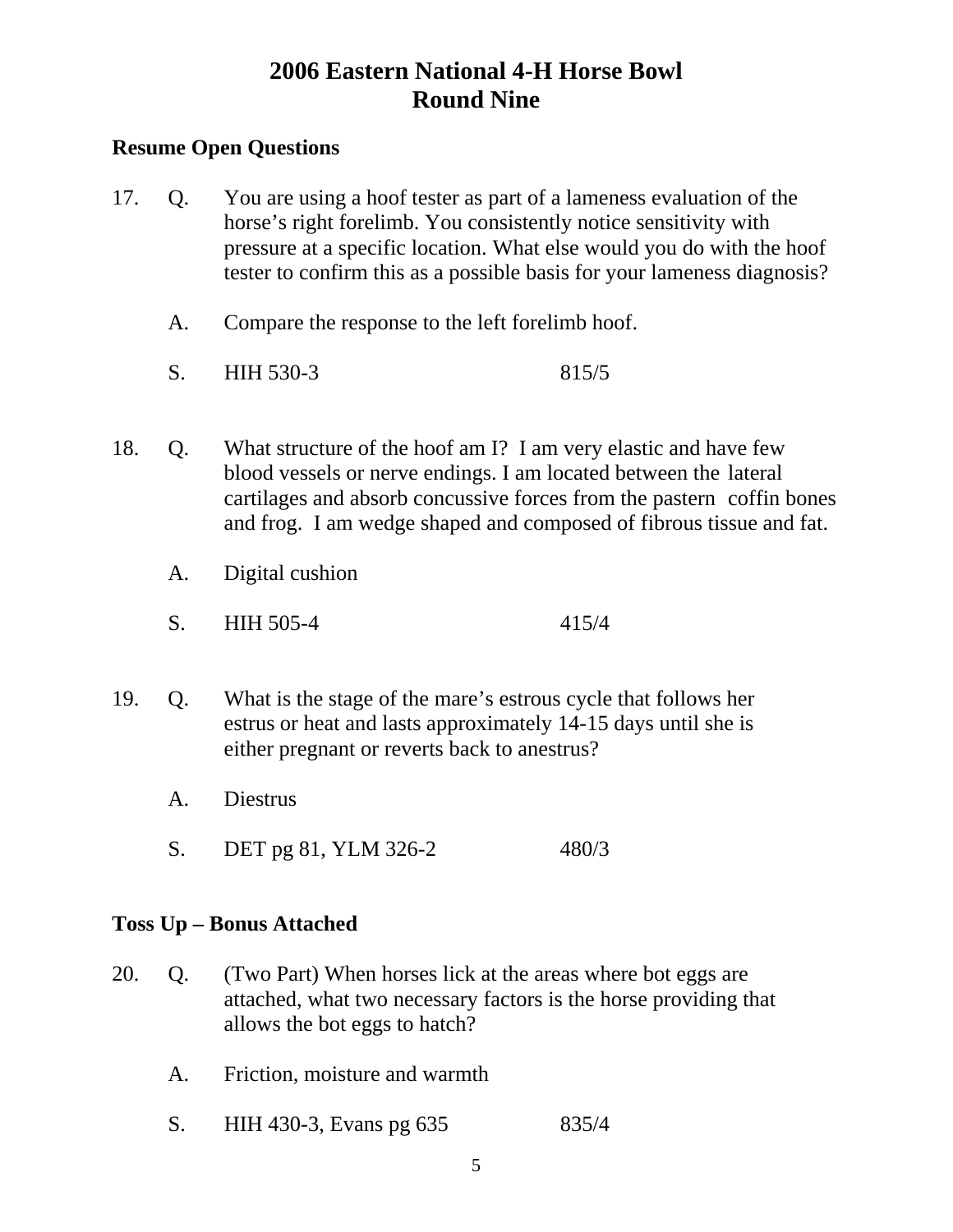# 2006 Eastern National 4-H Horse Bowl
# Round Nine

## Resume Open Questions

17. Q. You are using a hoof tester as part of a lameness evaluation of the horse's right forelimb. You consistently notice sensitivity with pressure at a specific location. What else would you do with the hoof tester to confirm this as a possible basis for your lameness diagnosis?

    A. Compare the response to the left forelimb hoof.

    S. HIH 530-3 815/5

18. Q. What structure of the hoof am I? I am very elastic and have few blood vessels or nerve endings. I am located between the lateral cartilages and absorb concussive forces from the pastern coffin bones and frog. I am wedge shaped and composed of fibrous tissue and fat.

    A. Digital cushion

    S. HIH 505-4 415/4

19. Q. What is the stage of the mare's estrous cycle that follows her estrus or heat and lasts approximately 14-15 days until she is either pregnant or reverts back to anestrus?

    A. Diestrus

    S. DET pg 81, YLM 326-2 480/3

## Toss Up – Bonus Attached

20. Q. (Two Part) When horses lick at the areas where bot eggs are attached, what two necessary factors is the horse providing that allows the bot eggs to hatch?

    A. Friction, moisture and warmth

    S. HIH 430-3, Evans pg 635 835/4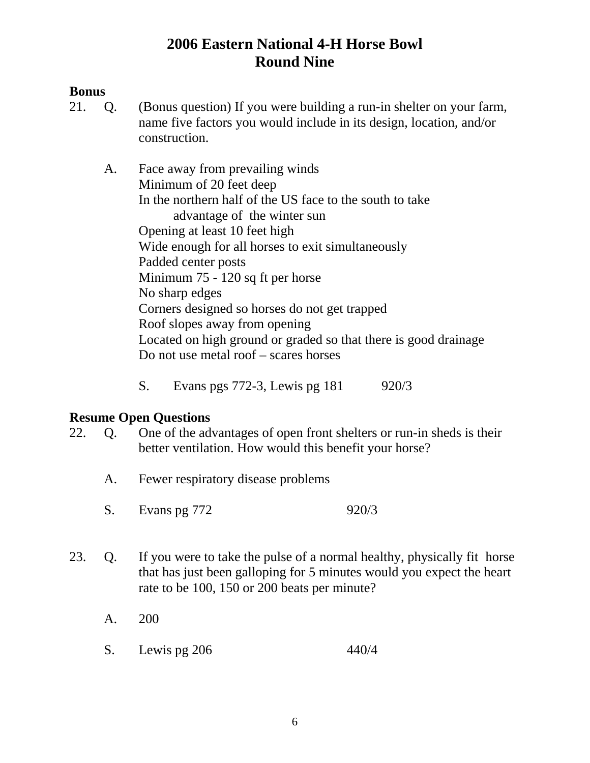# 2006 Eastern National 4-H Horse Bowl
## Round Nine

**Bonus**

21. Q. (Bonus question) If you were building a run-in shelter on your farm, name five factors you would include in its design, location, and/or construction.

    A. Face away from prevailing winds
    Minimum of 20 feet deep
    In the northern half of the US face to the south to take advantage of the winter sun
    Opening at least 10 feet high
    Wide enough for all horses to exit simultaneously
    Padded center posts
    Minimum 75 - 120 sq ft per horse
    No sharp edges
    Corners designed so horses do not get trapped
    Roof slopes away from opening
    Located on high ground or graded so that there is good drainage
    Do not use metal roof – scares horses

    S. Evans pgs 772-3, Lewis pg 181 920/3

**Resume Open Questions**

22. Q. One of the advantages of open front shelters or run-in sheds is their better ventilation. How would this benefit your horse?

    A. Fewer respiratory disease problems

    S. Evans pg 772 920/3

23. Q. If you were to take the pulse of a normal healthy, physically fit horse that has just been galloping for 5 minutes would you expect the heart rate to be 100, 150 or 200 beats per minute?

    A. 200

    S. Lewis pg 206 440/4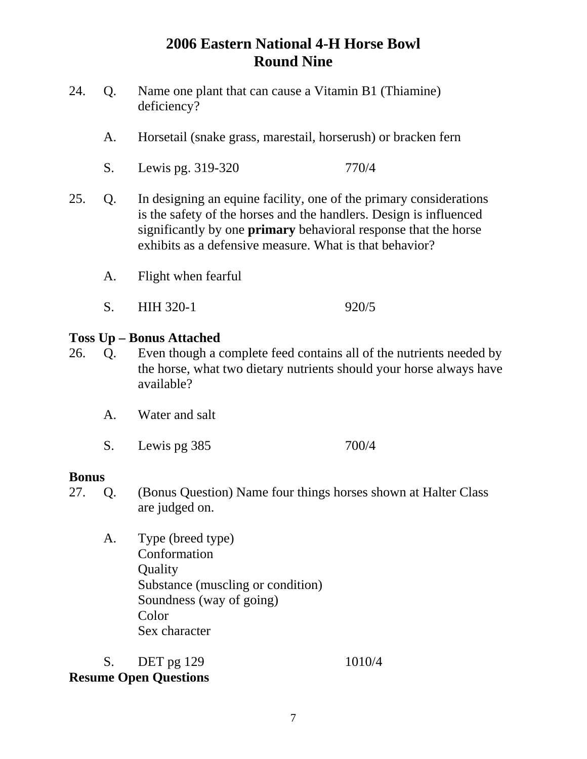# 2006 Eastern National 4-H Horse Bowl
## Round Nine

24. Q. Name one plant that can cause a Vitamin B1 (Thiamine) deficiency?

    A. Horsetail (snake grass, marestail, horserush) or bracken fern

    S. Lewis pg. 319-320 770/4

25. Q. In designing an equine facility, one of the primary considerations is the safety of the horses and the handlers. Design is influenced significantly by one **primary** behavioral response that the horse exhibits as a defensive measure. What is that behavior?

    A. Flight when fearful

    S. HIH 320-1 920/5

**Toss Up – Bonus Attached**

26. Q. Even though a complete feed contains all of the nutrients needed by the horse, what two dietary nutrients should your horse always have available?

    A. Water and salt

    S. Lewis pg 385 700/4

**Bonus**

27. Q. (Bonus Question) Name four things horses shown at Halter Class are judged on.

    A. Type (breed type)
    Conformation
    Quality
    Substance (muscling or condition)
    Soundness (way of going)
    Color
    Sex character

    S. DET pg 129 1010/4

**Resume Open Questions**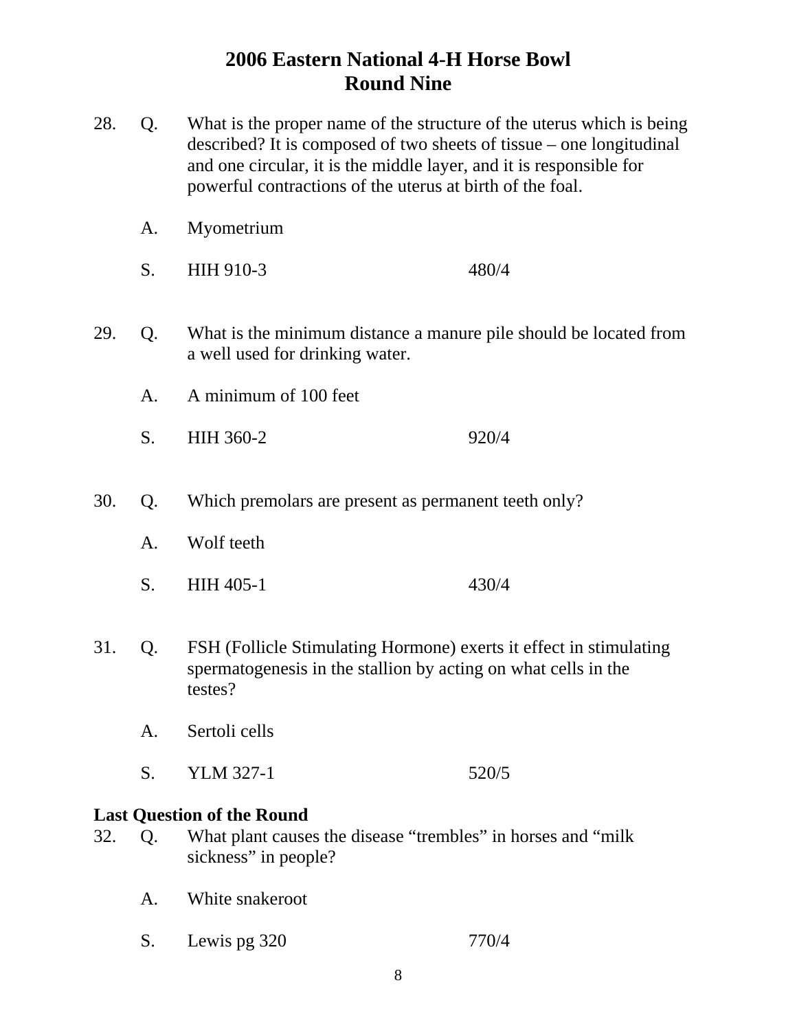# 2006 Eastern National 4-H Horse Bowl
## Round Nine

28. Q. What is the proper name of the structure of the uterus which is being described? It is composed of two sheets of tissue – one longitudinal and one circular, it is the middle layer, and it is responsible for powerful contractions of the uterus at birth of the foal.

    A. Myometrium

    S. HIH 910-3 480/4

29. Q. What is the minimum distance a manure pile should be located from a well used for drinking water.

    A. A minimum of 100 feet

    S. HIH 360-2 920/4

30. Q. Which premolars are present as permanent teeth only?

    A. Wolf teeth

    S. HIH 405-1 430/4

31. Q. FSH (Follicle Stimulating Hormone) exerts it effect in stimulating spermatogenesis in the stallion by acting on what cells in the testes?

    A. Sertoli cells

    S. YLM 327-1 520/5

**Last Question of the Round**

32. Q. What plant causes the disease "trembles" in horses and "milk sickness" in people?

    A. White snakeroot

    S. Lewis pg 320 770/4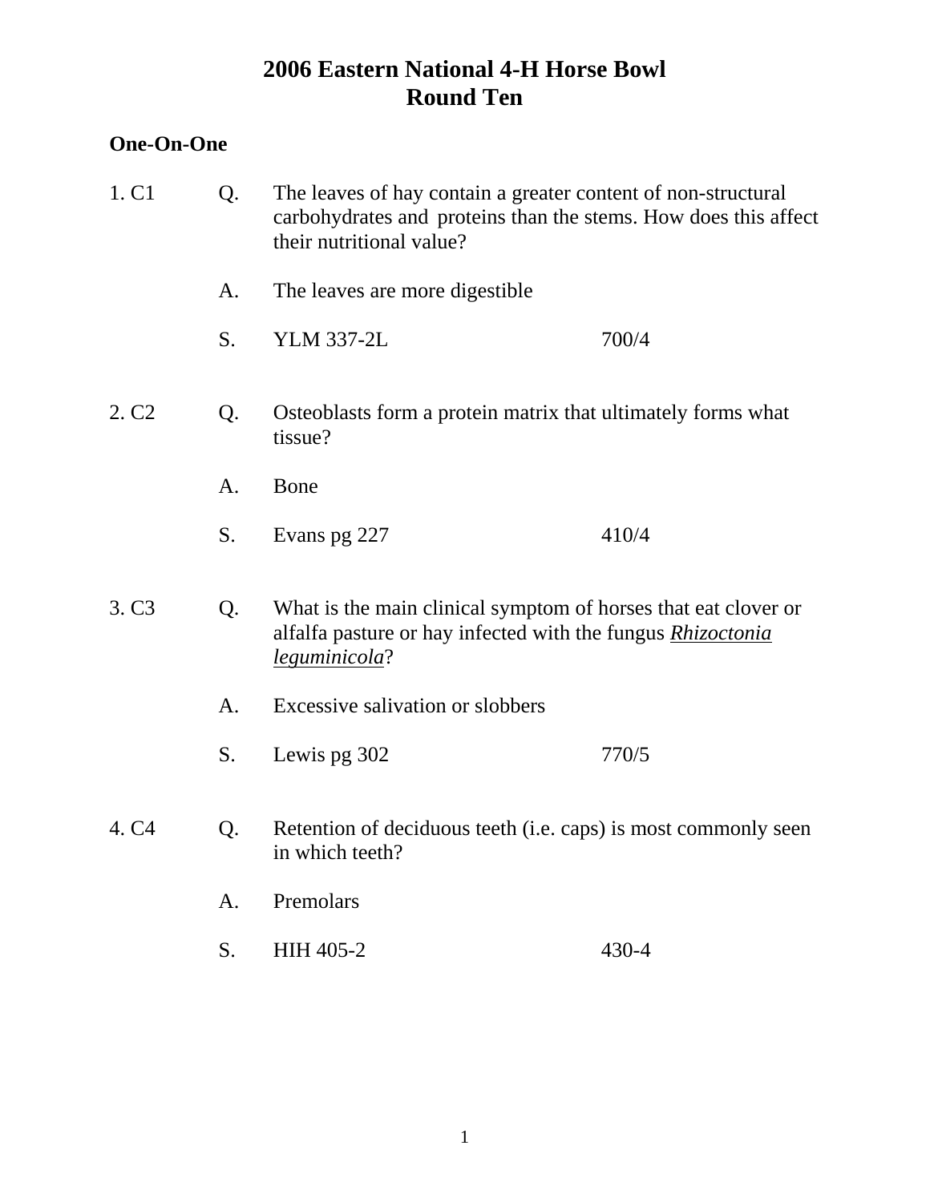# 2006 Eastern National 4-H Horse Bowl
## Round Ten

**One-On-One**

1. C1

Q. The leaves of hay contain a greater content of non-structural carbohydrates and proteins than the stems. How does this affect their nutritional value?

A. The leaves are more digestible

S. YLM 337-2L 700/4

2. C2

Q. Osteoblasts form a protein matrix that ultimately forms what tissue?

A. Bone

S. Evans pg 227 410/4

3. C3

Q. What is the main clinical symptom of horses that eat clover or alfalfa pasture or hay infected with the fungus *Rhizoctonia leguminicola*?

A. Excessive salivation or slobbers

S. Lewis pg 302 770/5

4. C4

Q. Retention of deciduous teeth (i.e. caps) is most commonly seen in which teeth?

A. Premolars

S. HIH 405-2 430-4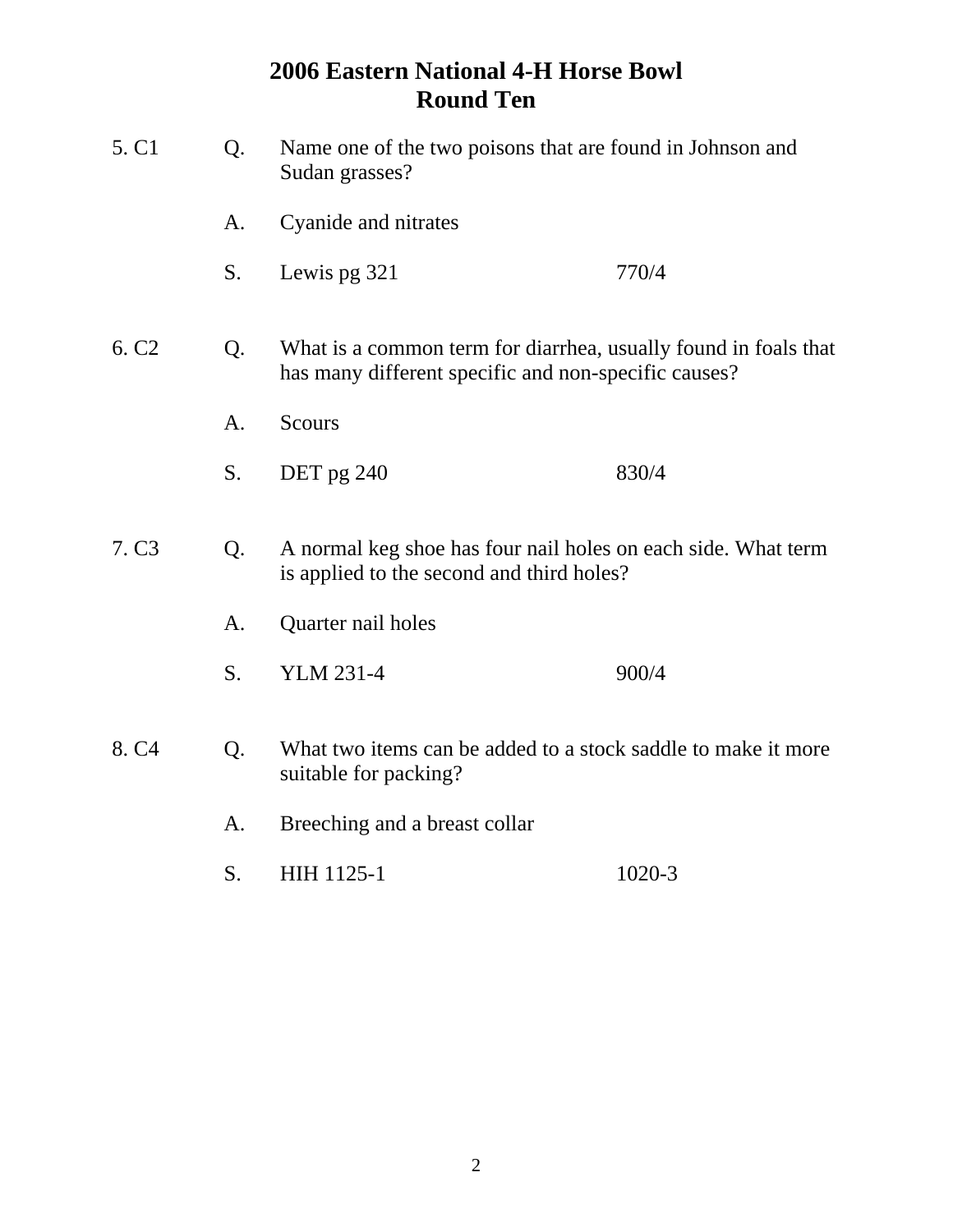# 2006 Eastern National 4-H Horse Bowl
## Round Ten

5. C1

Q. Name one of the two poisons that are found in Johnson and Sudan grasses?

A. Cyanide and nitrates

S. Lewis pg 321 770/4

6. C2

Q. What is a common term for diarrhea, usually found in foals that has many different specific and non-specific causes?

A. Scours

S. DET pg 240 830/4

7. C3

Q. A normal keg shoe has four nail holes on each side. What term is applied to the second and third holes?

A. Quarter nail holes

S. YLM 231-4 900/4

8. C4

Q. What two items can be added to a stock saddle to make it more suitable for packing?

A. Breeching and a breast collar

S. HIH 1125-1 1020-3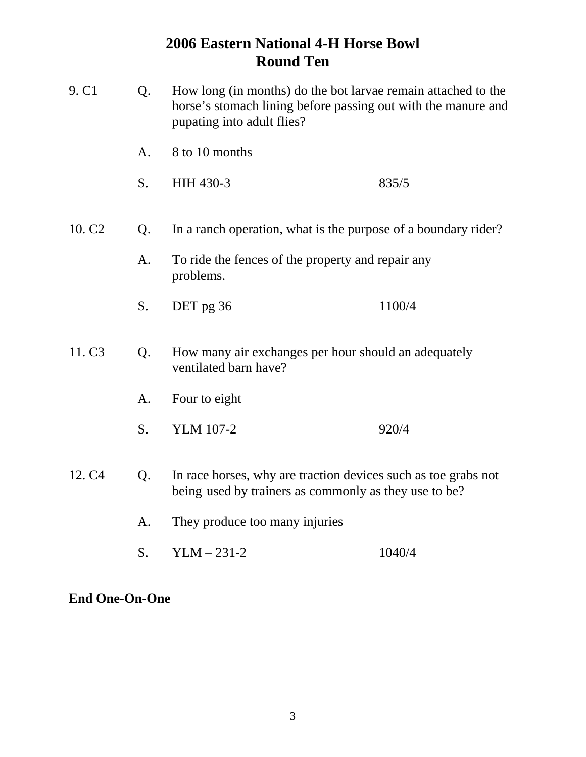# 2006 Eastern National 4-H Horse Bowl
## Round Ten

9. C1

Q. How long (in months) do the bot larvae remain attached to the horse's stomach lining before passing out with the manure and pupating into adult flies?

A. 8 to 10 months

S. HIH 430-3 835/5

10. C2

Q. In a ranch operation, what is the purpose of a boundary rider?

A. To ride the fences of the property and repair any problems.

S. DET pg 36 1100/4

11. C3

Q. How many air exchanges per hour should an adequately ventilated barn have?

A. Four to eight

S. YLM 107-2 920/4

12. C4

Q. In race horses, why are traction devices such as toe grabs not being used by trainers as commonly as they use to be?

A. They produce too many injuries

S. YLM – 231-2 1040/4

**End One-On-One**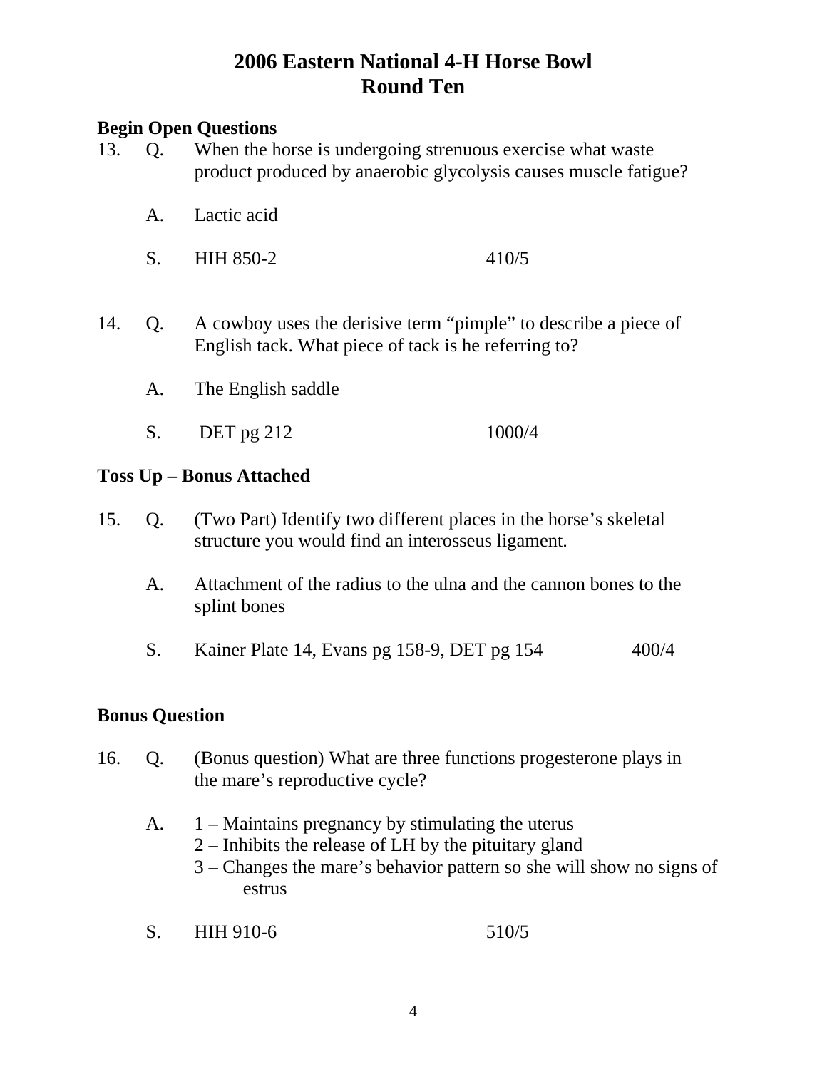# 2006 Eastern National 4-H Horse Bowl
# Round Ten

**Begin Open Questions**

13. Q. When the horse is undergoing strenuous exercise what waste product produced by anaerobic glycolysis causes muscle fatigue?

    A. Lactic acid

    S. HIH 850-2 410/5

14. Q. A cowboy uses the derisive term "pimple" to describe a piece of English tack. What piece of tack is he referring to?

    A. The English saddle

    S. DET pg 212 1000/4

**Toss Up – Bonus Attached**

15. Q. (Two Part) Identify two different places in the horse's skeletal structure you would find an interosseus ligament.

    A. Attachment of the radius to the ulna and the cannon bones to the splint bones

    S. Kainer Plate 14, Evans pg 158-9, DET pg 154 400/4

**Bonus Question**

16. Q. (Bonus question) What are three functions progesterone plays in the mare's reproductive cycle?

    A. 1 – Maintains pregnancy by stimulating the uterus
    2 – Inhibits the release of LH by the pituitary gland
    3 – Changes the mare's behavior pattern so she will show no signs of estrus

    S. HIH 910-6 510/5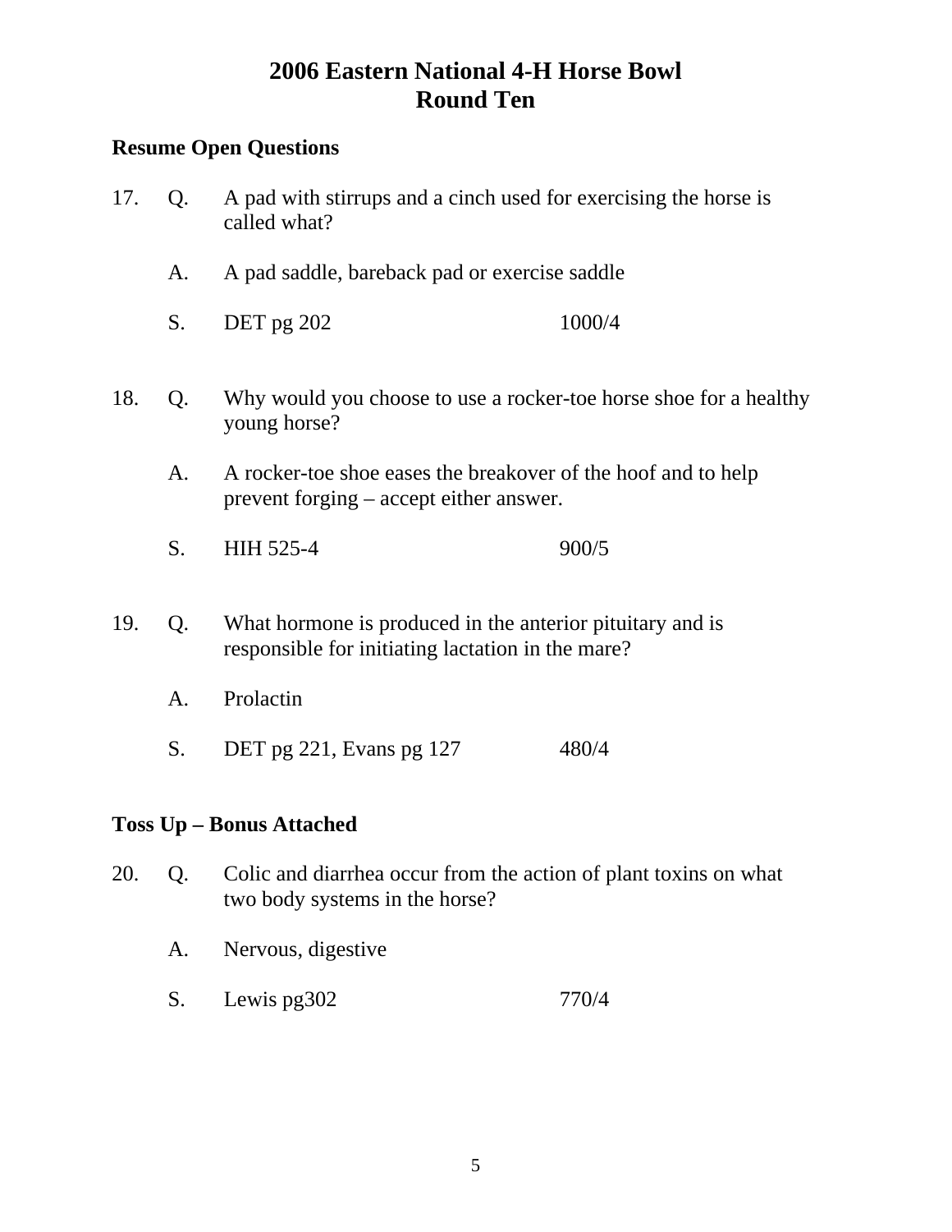# 2006 Eastern National 4-H Horse Bowl
# Round Ten

**Resume Open Questions**

17. Q. A pad with stirrups and a cinch used for exercising the horse is called what?

    A. A pad saddle, bareback pad or exercise saddle

    S. DET pg 202 1000/4

18. Q. Why would you choose to use a rocker-toe horse shoe for a healthy young horse?

    A. A rocker-toe shoe eases the breakover of the hoof and to help prevent forging – accept either answer.

    S. HIH 525-4 900/5

19. Q. What hormone is produced in the anterior pituitary and is responsible for initiating lactation in the mare?

    A. Prolactin

    S. DET pg 221, Evans pg 127 480/4

**Toss Up – Bonus Attached**

20. Q. Colic and diarrhea occur from the action of plant toxins on what two body systems in the horse?

    A. Nervous, digestive

    S. Lewis pg302 770/4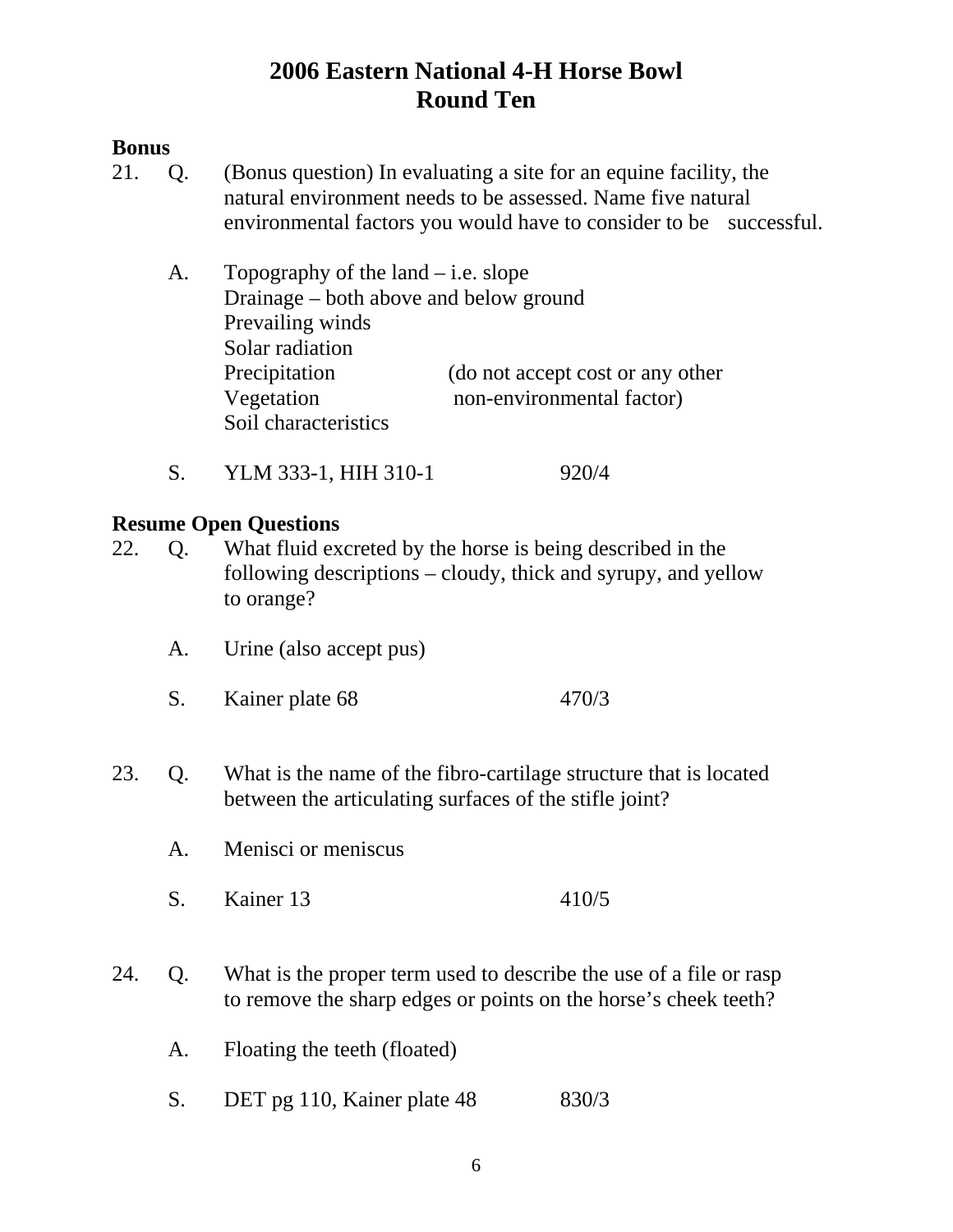# 2006 Eastern National 4-H Horse Bowl
## Round Ten

**Bonus**

21. Q. (Bonus question) In evaluating a site for an equine facility, the natural environment needs to be assessed. Name five natural environmental factors you would have to consider to be successful.

    A. Topography of the land – i.e. slope
    Drainage – both above and below ground
    Prevailing winds
    Solar radiation
    Precipitation (do not accept cost or any other
    Vegetation non-environmental factor)
    Soil characteristics

    S. YLM 333-1, HIH 310-1 920/4

**Resume Open Questions**

22. Q. What fluid excreted by the horse is being described in the following descriptions – cloudy, thick and syrupy, and yellow to orange?

    A. Urine (also accept pus)

    S. Kainer plate 68 470/3

23. Q. What is the name of the fibro-cartilage structure that is located between the articulating surfaces of the stifle joint?

    A. Menisci or meniscus

    S. Kainer 13 410/5

24. Q. What is the proper term used to describe the use of a file or rasp to remove the sharp edges or points on the horse's cheek teeth?

    A. Floating the teeth (floated)

    S. DET pg 110, Kainer plate 48 830/3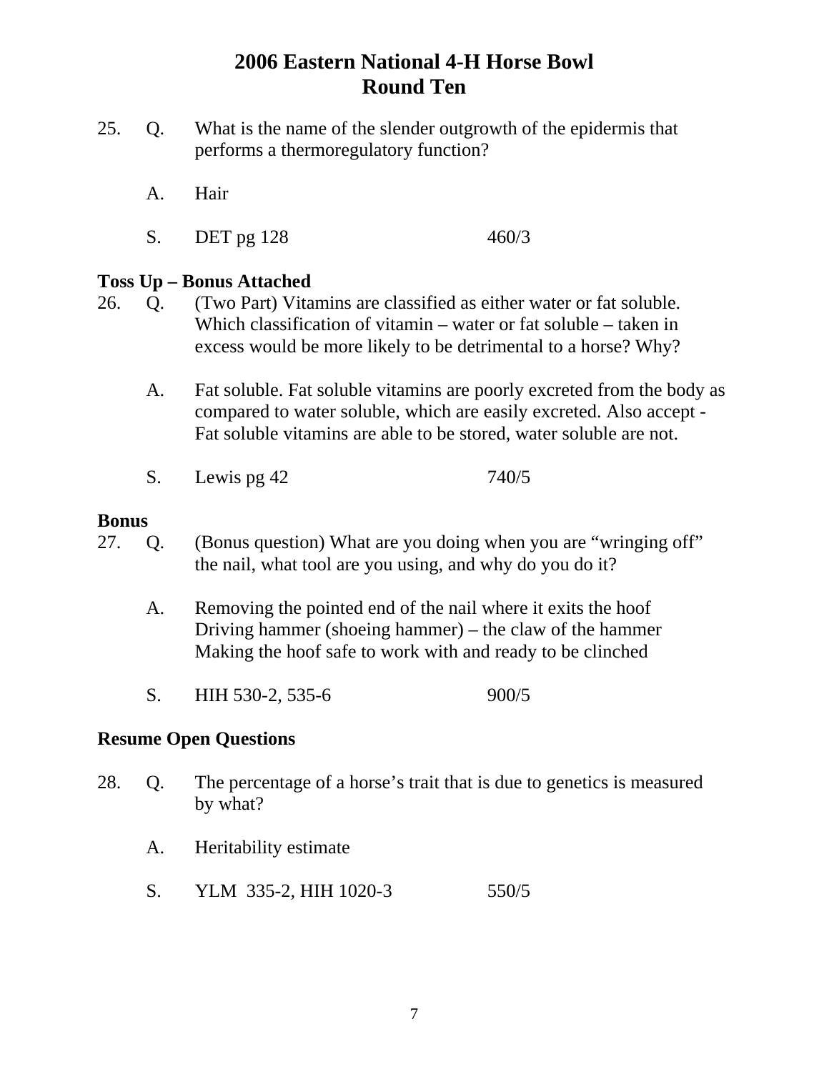# 2006 Eastern National 4-H Horse Bowl
# Round Ten

25. Q. What is the name of the slender outgrowth of the epidermis that performs a thermoregulatory function?

    A. Hair

    S. DET pg 128 460/3

**Toss Up – Bonus Attached**

26. Q. (Two Part) Vitamins are classified as either water or fat soluble. Which classification of vitamin – water or fat soluble – taken in excess would be more likely to be detrimental to a horse? Why?

    A. Fat soluble. Fat soluble vitamins are poorly excreted from the body as compared to water soluble, which are easily excreted. Also accept - Fat soluble vitamins are able to be stored, water soluble are not.

    S. Lewis pg 42 740/5

**Bonus**

27. Q. (Bonus question) What are you doing when you are "wringing off" the nail, what tool are you using, and why do you do it?

    A. Removing the pointed end of the nail where it exits the hoof
    Driving hammer (shoeing hammer) – the claw of the hammer
    Making the hoof safe to work with and ready to be clinched

    S. HIH 530-2, 535-6 900/5

**Resume Open Questions**

28. Q. The percentage of a horse's trait that is due to genetics is measured by what?

    A. Heritability estimate

    S. YLM 335-2, HIH 1020-3 550/5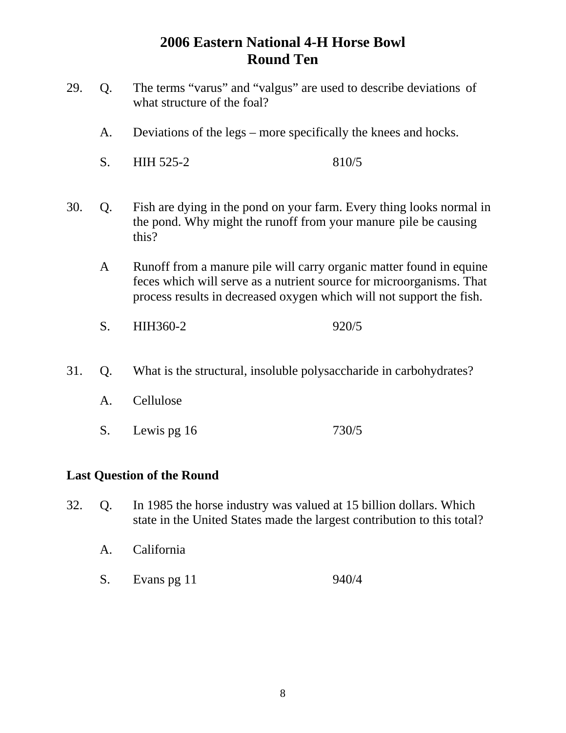# 2006 Eastern National 4-H Horse Bowl
## Round Ten

29. Q. The terms "varus" and "valgus" are used to describe deviations of what structure of the foal?

    A. Deviations of the legs – more specifically the knees and hocks.

    S. HIH 525-2 810/5

30. Q. Fish are dying in the pond on your farm. Every thing looks normal in the pond. Why might the runoff from your manure pile be causing this?

    A Runoff from a manure pile will carry organic matter found in equine feces which will serve as a nutrient source for microorganisms. That process results in decreased oxygen which will not support the fish.

    S. HIH360-2 920/5

31. Q. What is the structural, insoluble polysaccharide in carbohydrates?

    A. Cellulose

    S. Lewis pg 16 730/5

**Last Question of the Round**

32. Q. In 1985 the horse industry was valued at 15 billion dollars. Which state in the United States made the largest contribution to this total?

    A. California

    S. Evans pg 11 940/4